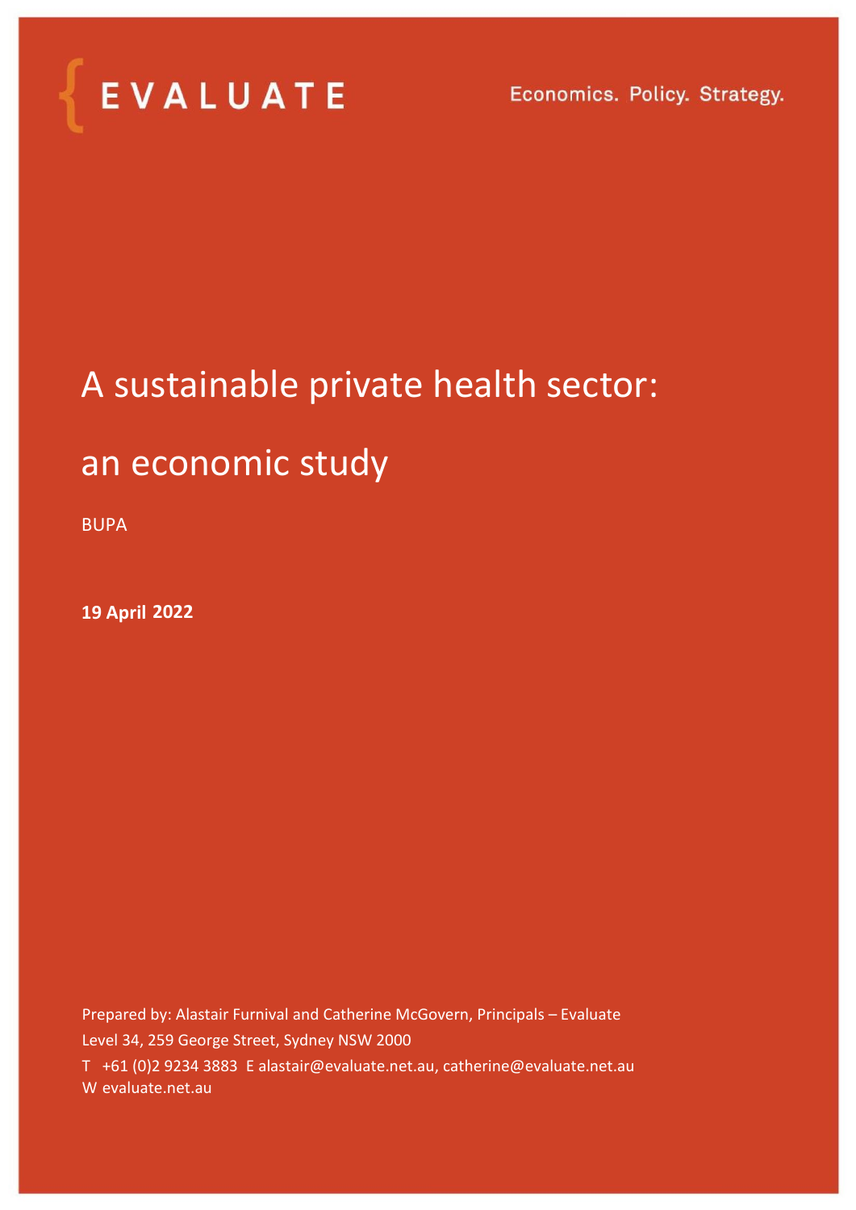EVALUATE

Economics. Policy. Strategy.

# A sustainable private health sector: an economic study

BUPA

**19 April 2022**

Prepared by: Alastair Furnival and Catherine McGovern, Principals – Evaluate

Level 34, 259 George Street, Sydney NSW 2000

T +61 (0)2 9234 3883 E alastair@evaluate.net.au, catherine@evaluate.net.au

W evaluate.net.au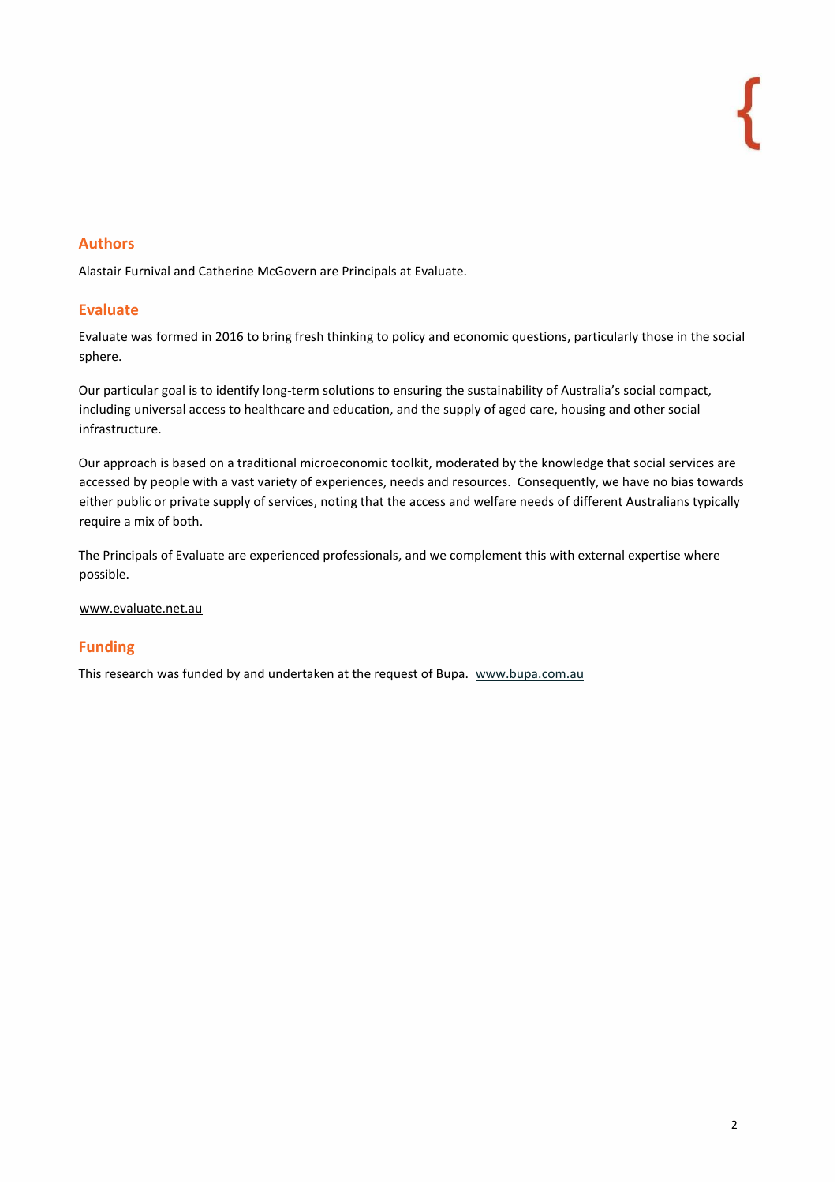## Authors

Alastair Furnival and Catherine McGovern are Principals at Evaluate.

## Evaluate

Evaluate was formed in 2016 to bring fresh thinking to policy and economic questions, particularly those in the social sphere.

Our particular goal is to identify long-term solutions to ensuring the sustainability of Australia's social compact, including universal access to healthcare and education, and the supply of aged care, housing and other social infrastructure.

Our approach is based on a traditional microeconomic toolkit, moderated by the knowledge that social services are accessed by people with a vast variety of experiences, needs and resources. Consequently, we have no bias towards either public or private supply of services, noting that the access and welfare needs of different Australians typically require a mix of both.

The Principals of Evaluate are experienced professionals, and we complement this with external expertise where possible.

www.evaluate.net.au

## Funding

This research was funded by and undertaken at the request of Bupa. www.bupa.com.au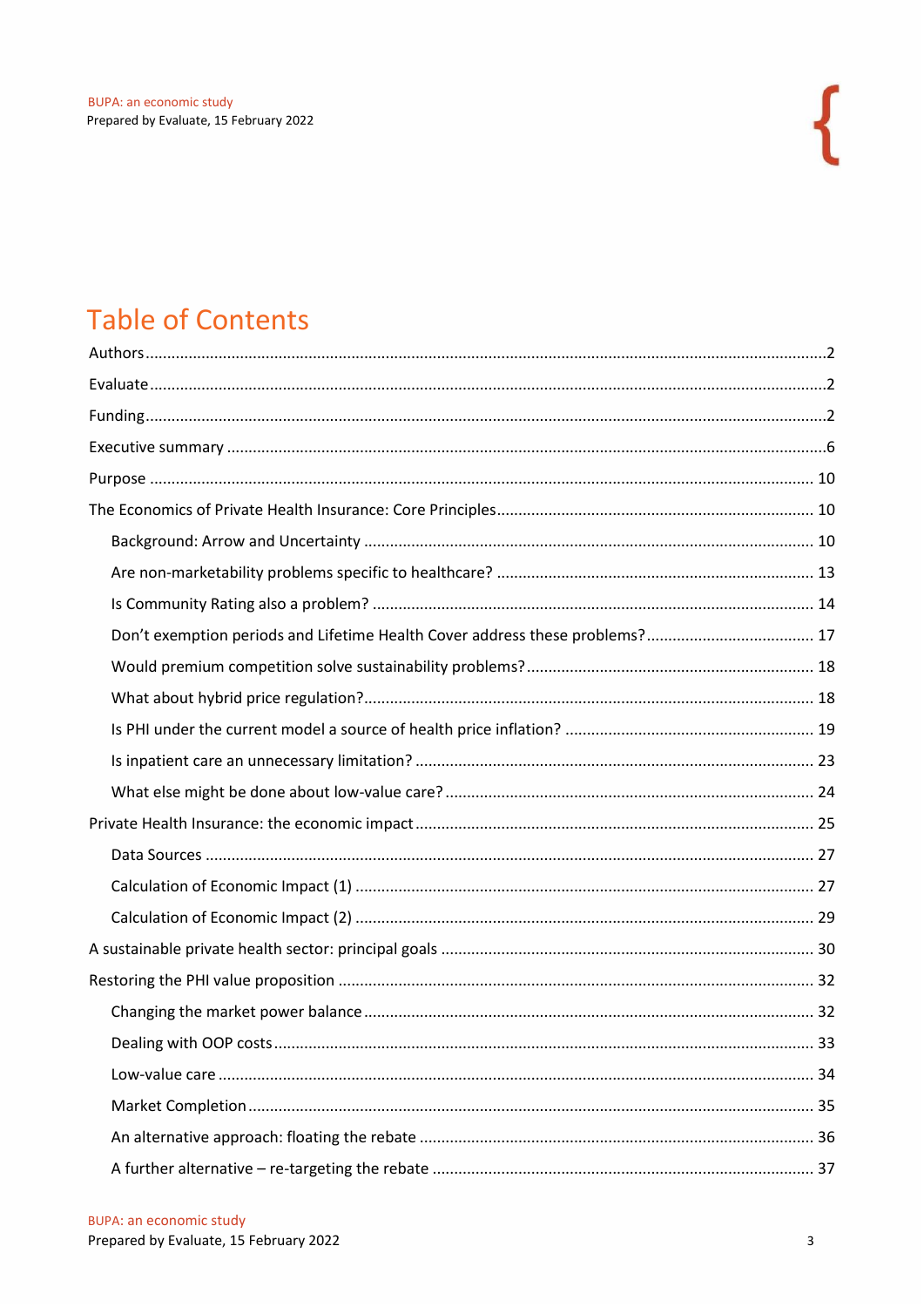# Table of Contents

Authors ....................................................................................................................................................2

Evaluate ....................................................................................................................................................2

Funding ....................................................................................................................................................2

Executive summary ....................................................................................................................................6

Purpose .................................................................................................................................................... 10

The Economics of Private Health Insurance: Core Principles ...................................................................... 10

- Background: Arrow and Uncertainty ..................................................................................................... 10
- Are non-marketability problems specific to healthcare? ........................................................................ 13
- Is Community Rating also a problem? .................................................................................................... 14
- Don't exemption periods and Lifetime Health Cover address these problems? ..................................... 17
- Would premium competition solve sustainability problems? ................................................................. 18
- What about hybrid price regulation? ...................................................................................................... 18
- Is PHI under the current model a source of health price inflation? ........................................................ 19
- Is inpatient care an unnecessary limitation? .......................................................................................... 23
- What else might be done about low-value care? ................................................................................... 24

Private Health Insurance: the economic impact ......................................................................................... 25

- Data Sources .......................................................................................................................................... 27
- Calculation of Economic Impact (1) ....................................................................................................... 27
- Calculation of Economic Impact (2) ....................................................................................................... 29

A sustainable private health sector: principal goals .................................................................................... 30

Restoring the PHI value proposition ............................................................................................................ 32

- Changing the market power balance ..................................................................................................... 32
- Dealing with OOP costs .......................................................................................................................... 33
- Low-value care ....................................................................................................................................... 34
- Market Completion ................................................................................................................................ 35
- An alternative approach: floating the rebate ......................................................................................... 36
- A further alternative – re-targeting the rebate ...................................................................................... 37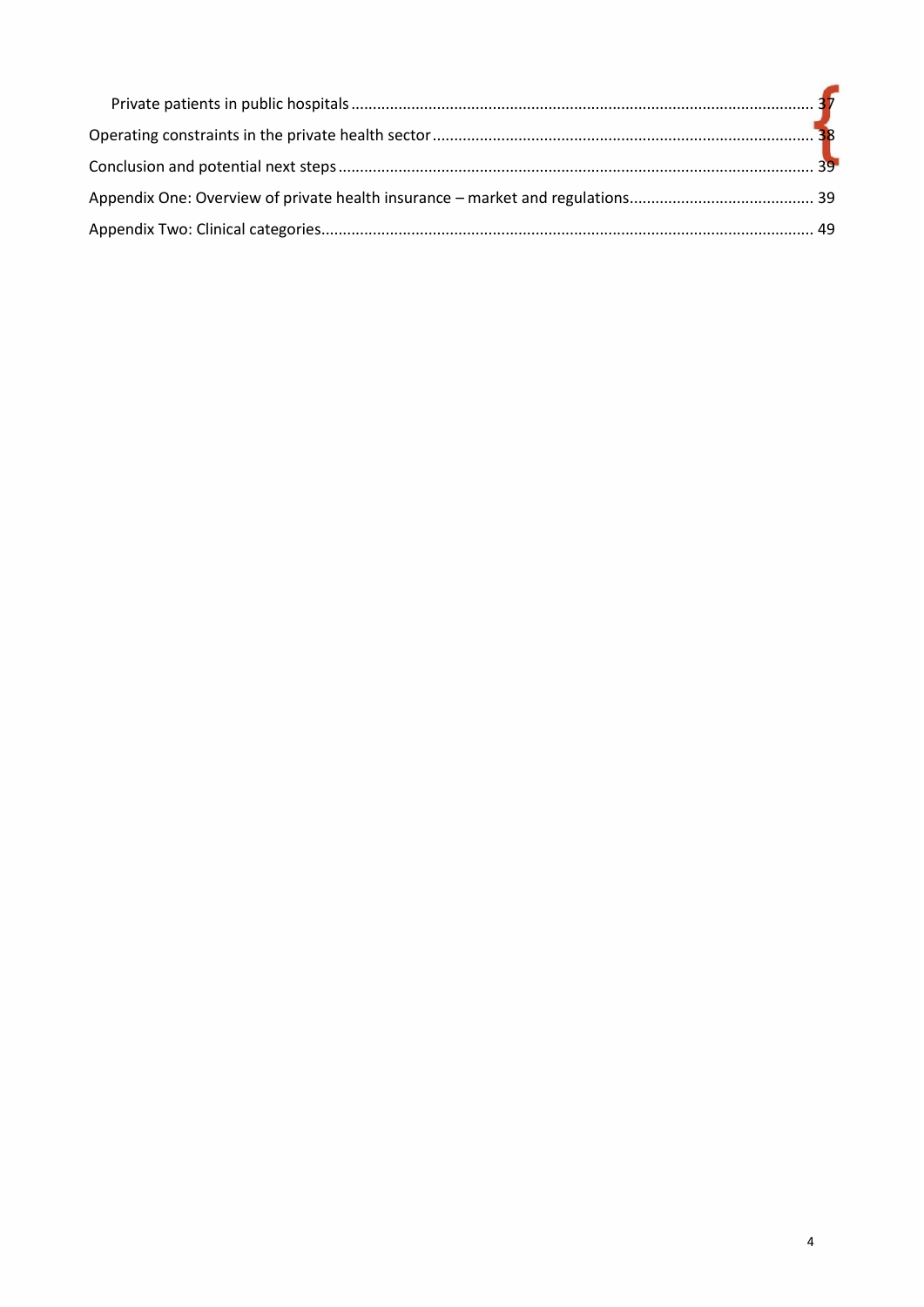Private patients in public hospitals ........................................................................................................ 37

Operating constraints in the private health sector ..................................................................................... 38

Conclusion and potential next steps .......................................................................................................... 39

Appendix One: Overview of private health insurance – market and regulations.......................................... 39

Appendix Two: Clinical categories.............................................................................................................. 49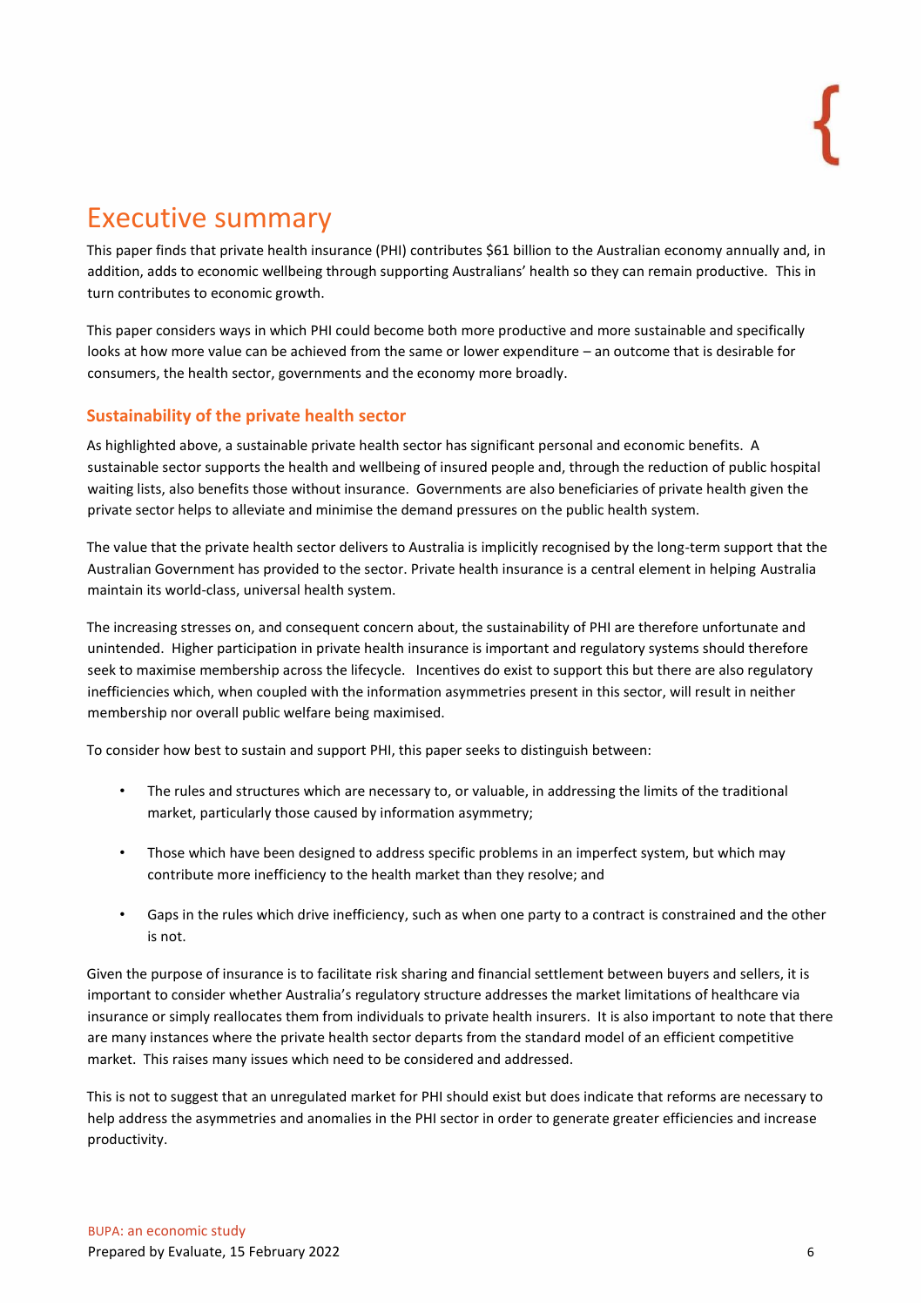# Executive summary

This paper finds that private health insurance (PHI) contributes $61 billion to the Australian economy annually and, in addition, adds to economic wellbeing through supporting Australians' health so they can remain productive. This in turn contributes to economic growth.

This paper considers ways in which PHI could become both more productive and more sustainable and specifically looks at how more value can be achieved from the same or lower expenditure – an outcome that is desirable for consumers, the health sector, governments and the economy more broadly.

## Sustainability of the private health sector

As highlighted above, a sustainable private health sector has significant personal and economic benefits. A sustainable sector supports the health and wellbeing of insured people and, through the reduction of public hospital waiting lists, also benefits those without insurance. Governments are also beneficiaries of private health given the private sector helps to alleviate and minimise the demand pressures on the public health system.

The value that the private health sector delivers to Australia is implicitly recognised by the long-term support that the Australian Government has provided to the sector. Private health insurance is a central element in helping Australia maintain its world-class, universal health system.

The increasing stresses on, and consequent concern about, the sustainability of PHI are therefore unfortunate and unintended. Higher participation in private health insurance is important and regulatory systems should therefore seek to maximise membership across the lifecycle. Incentives do exist to support this but there are also regulatory inefficiencies which, when coupled with the information asymmetries present in this sector, will result in neither membership nor overall public welfare being maximised.

To consider how best to sustain and support PHI, this paper seeks to distinguish between:

- The rules and structures which are necessary to, or valuable, in addressing the limits of the traditional market, particularly those caused by information asymmetry;
- Those which have been designed to address specific problems in an imperfect system, but which may contribute more inefficiency to the health market than they resolve; and
- Gaps in the rules which drive inefficiency, such as when one party to a contract is constrained and the other is not.

Given the purpose of insurance is to facilitate risk sharing and financial settlement between buyers and sellers, it is important to consider whether Australia's regulatory structure addresses the market limitations of healthcare via insurance or simply reallocates them from individuals to private health insurers. It is also important to note that there are many instances where the private health sector departs from the standard model of an efficient competitive market. This raises many issues which need to be considered and addressed.

This is not to suggest that an unregulated market for PHI should exist but does indicate that reforms are necessary to help address the asymmetries and anomalies in the PHI sector in order to generate greater efficiencies and increase productivity.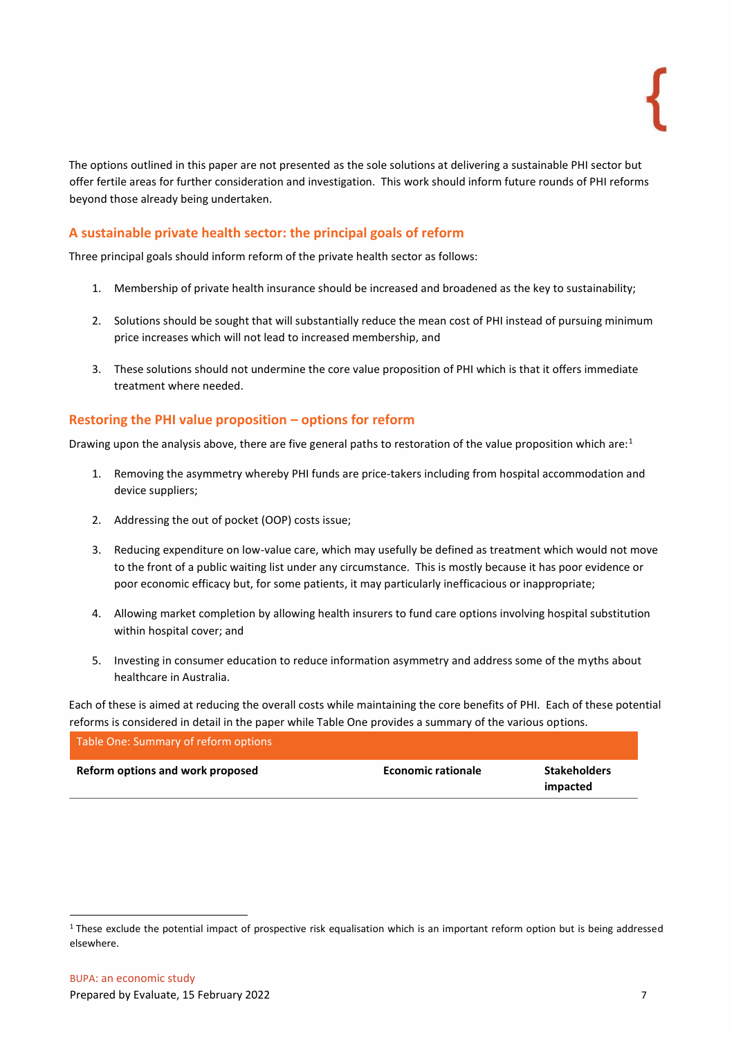The options outlined in this paper are not presented as the sole solutions at delivering a sustainable PHI sector but offer fertile areas for further consideration and investigation. This work should inform future rounds of PHI reforms beyond those already being undertaken.

## A sustainable private health sector: the principal goals of reform

Three principal goals should inform reform of the private health sector as follows:

1. Membership of private health insurance should be increased and broadened as the key to sustainability;
2. Solutions should be sought that will substantially reduce the mean cost of PHI instead of pursuing minimum price increases which will not lead to increased membership, and
3. These solutions should not undermine the core value proposition of PHI which is that it offers immediate treatment where needed.

## Restoring the PHI value proposition – options for reform

Drawing upon the analysis above, there are five general paths to restoration of the value proposition which are:[1]

1. Removing the asymmetry whereby PHI funds are price-takers including from hospital accommodation and device suppliers;
2. Addressing the out of pocket (OOP) costs issue;
3. Reducing expenditure on low-value care, which may usefully be defined as treatment which would not move to the front of a public waiting list under any circumstance. This is mostly because it has poor evidence or poor economic efficacy but, for some patients, it may particularly inefficacious or inappropriate;
4. Allowing market completion by allowing health insurers to fund care options involving hospital substitution within hospital cover; and
5. Investing in consumer education to reduce information asymmetry and address some of the myths about healthcare in Australia.

Each of these is aimed at reducing the overall costs while maintaining the core benefits of PHI. Each of these potential reforms is considered in detail in the paper while Table One provides a summary of the various options.

Table One: Summary of reform options

| Reform options and work proposed | Economic rationale | Stakeholders impacted |
|---|---|---|

[1] These exclude the potential impact of prospective risk equalisation which is an important reform option but is being addressed elsewhere.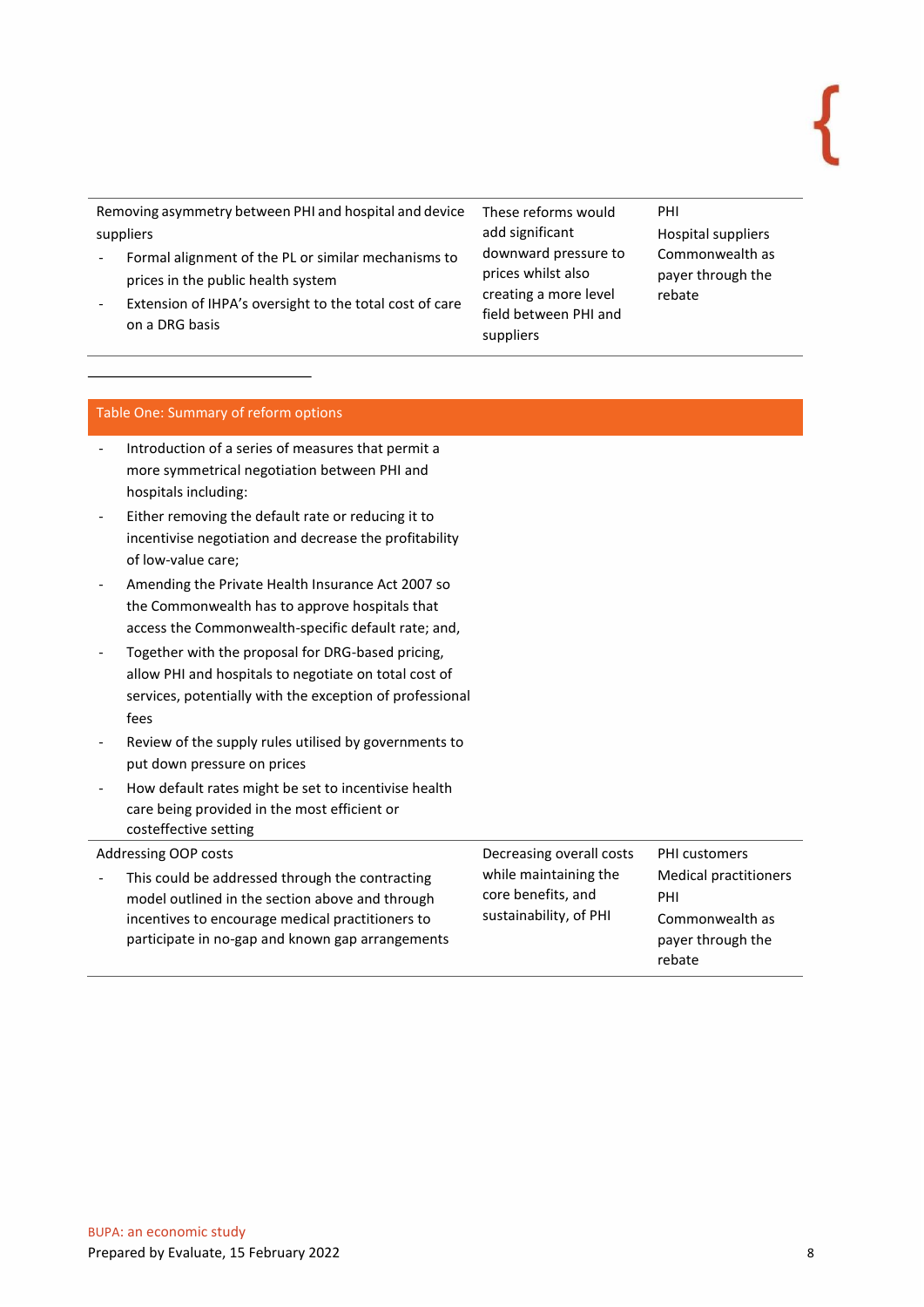| | | |
|---|---|---|
| Removing asymmetry between PHI and hospital and device suppliers<br>- Formal alignment of the PL or similar mechanisms to prices in the public health system<br>- Extension of IHPA's oversight to the total cost of care on a DRG basis | These reforms would add significant downward pressure to prices whilst also creating a more level field between PHI and suppliers | PHI<br>Hospital suppliers<br>Commonwealth as payer through the rebate |

Table One: Summary of reform options

| | | |
|---|---|---|
| - Introduction of a series of measures that permit a more symmetrical negotiation between PHI and hospitals including:<br>- Either removing the default rate or reducing it to incentivise negotiation and decrease the profitability of low-value care;<br>- Amending the Private Health Insurance Act 2007 so the Commonwealth has to approve hospitals that access the Commonwealth-specific default rate; and,<br>- Together with the proposal for DRG-based pricing, allow PHI and hospitals to negotiate on total cost of services, potentially with the exception of professional fees<br>- Review of the supply rules utilised by governments to put down pressure on prices<br>- How default rates might be set to incentivise health care being provided in the most efficient or costeffective setting | | |
| Addressing OOP costs<br>- This could be addressed through the contracting model outlined in the section above and through incentives to encourage medical practitioners to participate in no-gap and known gap arrangements | Decreasing overall costs while maintaining the core benefits, and sustainability, of PHI | PHI customers<br>Medical practitioners<br>PHI<br>Commonwealth as payer through the rebate |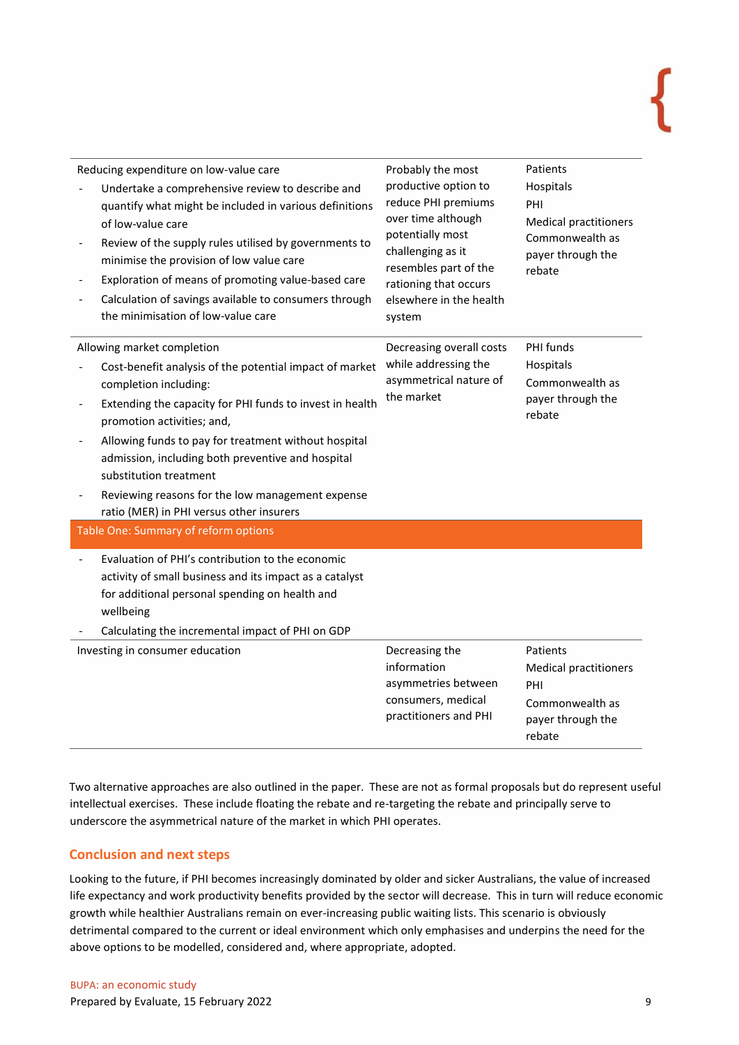| Reform option | Outcome | Stakeholders |
|---|---|---|
| Reducing expenditure on low-value care<br>- Undertake a comprehensive review to describe and quantify what might be included in various definitions of low-value care<br>- Review of the supply rules utilised by governments to minimise the provision of low value care<br>- Exploration of means of promoting value-based care<br>- Calculation of savings available to consumers through the minimisation of low-value care | Probably the most productive option to reduce PHI premiums over time although potentially most challenging as it resembles part of the rationing that occurs elsewhere in the health system | Patients<br>Hospitals<br>PHI<br>Medical practitioners<br>Commonwealth as payer through the rebate |
| Allowing market completion<br>- Cost-benefit analysis of the potential impact of market completion including:<br>- Extending the capacity for PHI funds to invest in health promotion activities; and,<br>- Allowing funds to pay for treatment without hospital admission, including both preventive and hospital substitution treatment<br>- Reviewing reasons for the low management expense ratio (MER) in PHI versus other insurers<br>- Evaluation of PHI's contribution to the economic activity of small business and its impact as a catalyst for additional personal spending on health and wellbeing<br>- Calculating the incremental impact of PHI on GDP | Decreasing overall costs while addressing the asymmetrical nature of the market | PHI funds<br>Hospitals<br>Commonwealth as payer through the rebate |
| Investing in consumer education | Decreasing the information asymmetries between consumers, medical practitioners and PHI | Patients<br>Medical practitioners<br>PHI<br>Commonwealth as payer through the rebate |

Table One: Summary of reform options

Two alternative approaches are also outlined in the paper. These are not as formal proposals but do represent useful intellectual exercises. These include floating the rebate and re-targeting the rebate and principally serve to underscore the asymmetrical nature of the market in which PHI operates.

## Conclusion and next steps

Looking to the future, if PHI becomes increasingly dominated by older and sicker Australians, the value of increased life expectancy and work productivity benefits provided by the sector will decrease. This in turn will reduce economic growth while healthier Australians remain on ever-increasing public waiting lists. This scenario is obviously detrimental compared to the current or ideal environment which only emphasises and underpins the need for the above options to be modelled, considered and, where appropriate, adopted.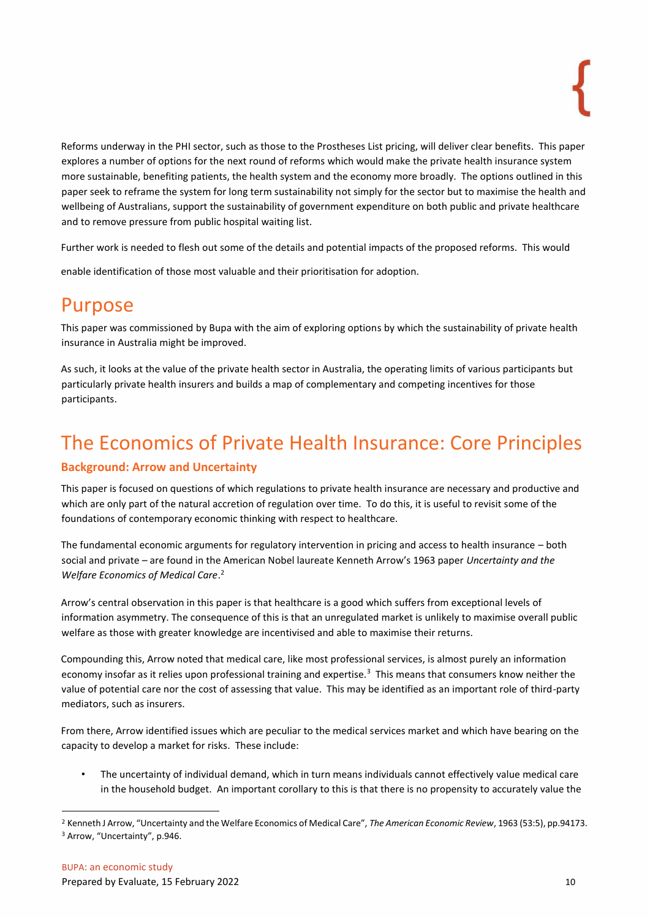Reforms underway in the PHI sector, such as those to the Prostheses List pricing, will deliver clear benefits. This paper explores a number of options for the next round of reforms which would make the private health insurance system more sustainable, benefiting patients, the health system and the economy more broadly. The options outlined in this paper seek to reframe the system for long term sustainability not simply for the sector but to maximise the health and wellbeing of Australians, support the sustainability of government expenditure on both public and private healthcare and to remove pressure from public hospital waiting list.

Further work is needed to flesh out some of the details and potential impacts of the proposed reforms. This would enable identification of those most valuable and their prioritisation for adoption.

# Purpose

This paper was commissioned by Bupa with the aim of exploring options by which the sustainability of private health insurance in Australia might be improved.

As such, it looks at the value of the private health sector in Australia, the operating limits of various participants but particularly private health insurers and builds a map of complementary and competing incentives for those participants.

# The Economics of Private Health Insurance: Core Principles

## Background: Arrow and Uncertainty

This paper is focused on questions of which regulations to private health insurance are necessary and productive and which are only part of the natural accretion of regulation over time. To do this, it is useful to revisit some of the foundations of contemporary economic thinking with respect to healthcare.

The fundamental economic arguments for regulatory intervention in pricing and access to health insurance – both social and private – are found in the American Nobel laureate Kenneth Arrow's 1963 paper *Uncertainty and the Welfare Economics of Medical Care*.[2]

Arrow's central observation in this paper is that healthcare is a good which suffers from exceptional levels of information asymmetry. The consequence of this is that an unregulated market is unlikely to maximise overall public welfare as those with greater knowledge are incentivised and able to maximise their returns.

Compounding this, Arrow noted that medical care, like most professional services, is almost purely an information economy insofar as it relies upon professional training and expertise.[3] This means that consumers know neither the value of potential care nor the cost of assessing that value. This may be identified as an important role of third-party mediators, such as insurers.

From there, Arrow identified issues which are peculiar to the medical services market and which have bearing on the capacity to develop a market for risks. These include:

- The uncertainty of individual demand, which in turn means individuals cannot effectively value medical care in the household budget. An important corollary to this is that there is no propensity to accurately value the

---

[2] Kenneth J Arrow, "Uncertainty and the Welfare Economics of Medical Care", *The American Economic Review*, 1963 (53:5), pp.94173.

[3] Arrow, "Uncertainty", p.946.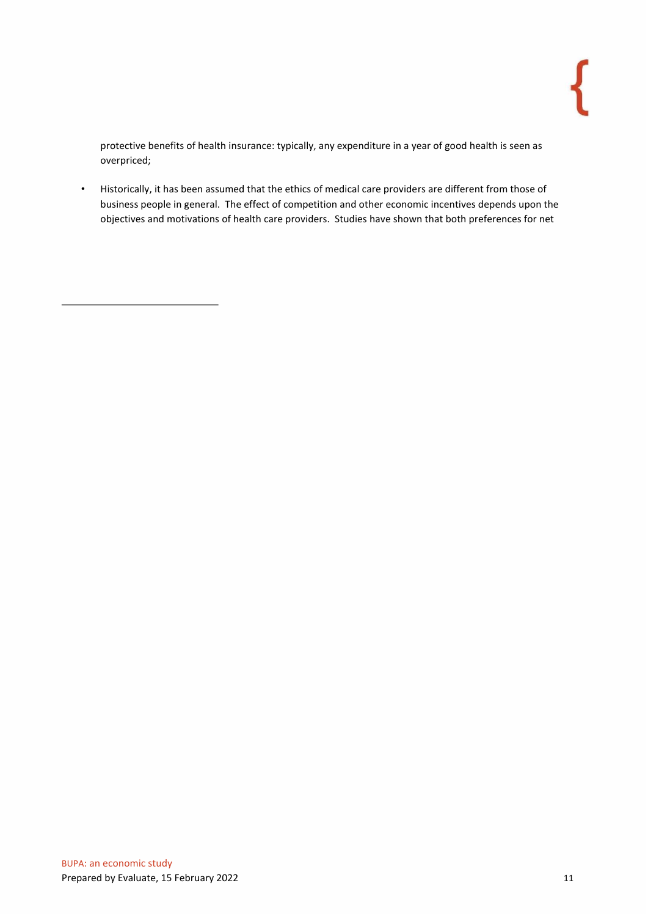protective benefits of health insurance: typically, any expenditure in a year of good health is seen as overpriced;

- Historically, it has been assumed that the ethics of medical care providers are different from those of business people in general. The effect of competition and other economic incentives depends upon the objectives and motivations of health care providers. Studies have shown that both preferences for net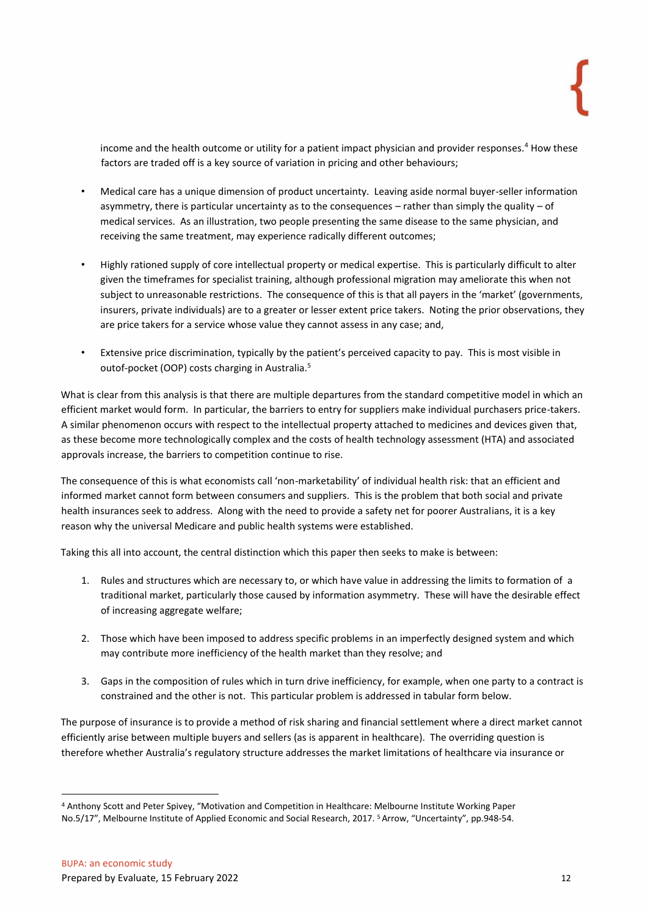income and the health outcome or utility for a patient impact physician and provider responses.[4] How these factors are traded off is a key source of variation in pricing and other behaviours;

- Medical care has a unique dimension of product uncertainty. Leaving aside normal buyer-seller information asymmetry, there is particular uncertainty as to the consequences – rather than simply the quality – of medical services. As an illustration, two people presenting the same disease to the same physician, and receiving the same treatment, may experience radically different outcomes;

- Highly rationed supply of core intellectual property or medical expertise. This is particularly difficult to alter given the timeframes for specialist training, although professional migration may ameliorate this when not subject to unreasonable restrictions. The consequence of this is that all payers in the 'market' (governments, insurers, private individuals) are to a greater or lesser extent price takers. Noting the prior observations, they are price takers for a service whose value they cannot assess in any case; and,

- Extensive price discrimination, typically by the patient's perceived capacity to pay. This is most visible in outof-pocket (OOP) costs charging in Australia.[5]

What is clear from this analysis is that there are multiple departures from the standard competitive model in which an efficient market would form. In particular, the barriers to entry for suppliers make individual purchasers price-takers. A similar phenomenon occurs with respect to the intellectual property attached to medicines and devices given that, as these become more technologically complex and the costs of health technology assessment (HTA) and associated approvals increase, the barriers to competition continue to rise.

The consequence of this is what economists call 'non-marketability' of individual health risk: that an efficient and informed market cannot form between consumers and suppliers. This is the problem that both social and private health insurances seek to address. Along with the need to provide a safety net for poorer Australians, it is a key reason why the universal Medicare and public health systems were established.

Taking this all into account, the central distinction which this paper then seeks to make is between:

1. Rules and structures which are necessary to, or which have value in addressing the limits to formation of a traditional market, particularly those caused by information asymmetry. These will have the desirable effect of increasing aggregate welfare;

2. Those which have been imposed to address specific problems in an imperfectly designed system and which may contribute more inefficiency of the health market than they resolve; and

3. Gaps in the composition of rules which in turn drive inefficiency, for example, when one party to a contract is constrained and the other is not. This particular problem is addressed in tabular form below.

The purpose of insurance is to provide a method of risk sharing and financial settlement where a direct market cannot efficiently arise between multiple buyers and sellers (as is apparent in healthcare). The overriding question is therefore whether Australia's regulatory structure addresses the market limitations of healthcare via insurance or

[4] Anthony Scott and Peter Spivey, "Motivation and Competition in Healthcare: Melbourne Institute Working Paper No.5/17", Melbourne Institute of Applied Economic and Social Research, 2017.

[5] Arrow, "Uncertainty", pp.948-54.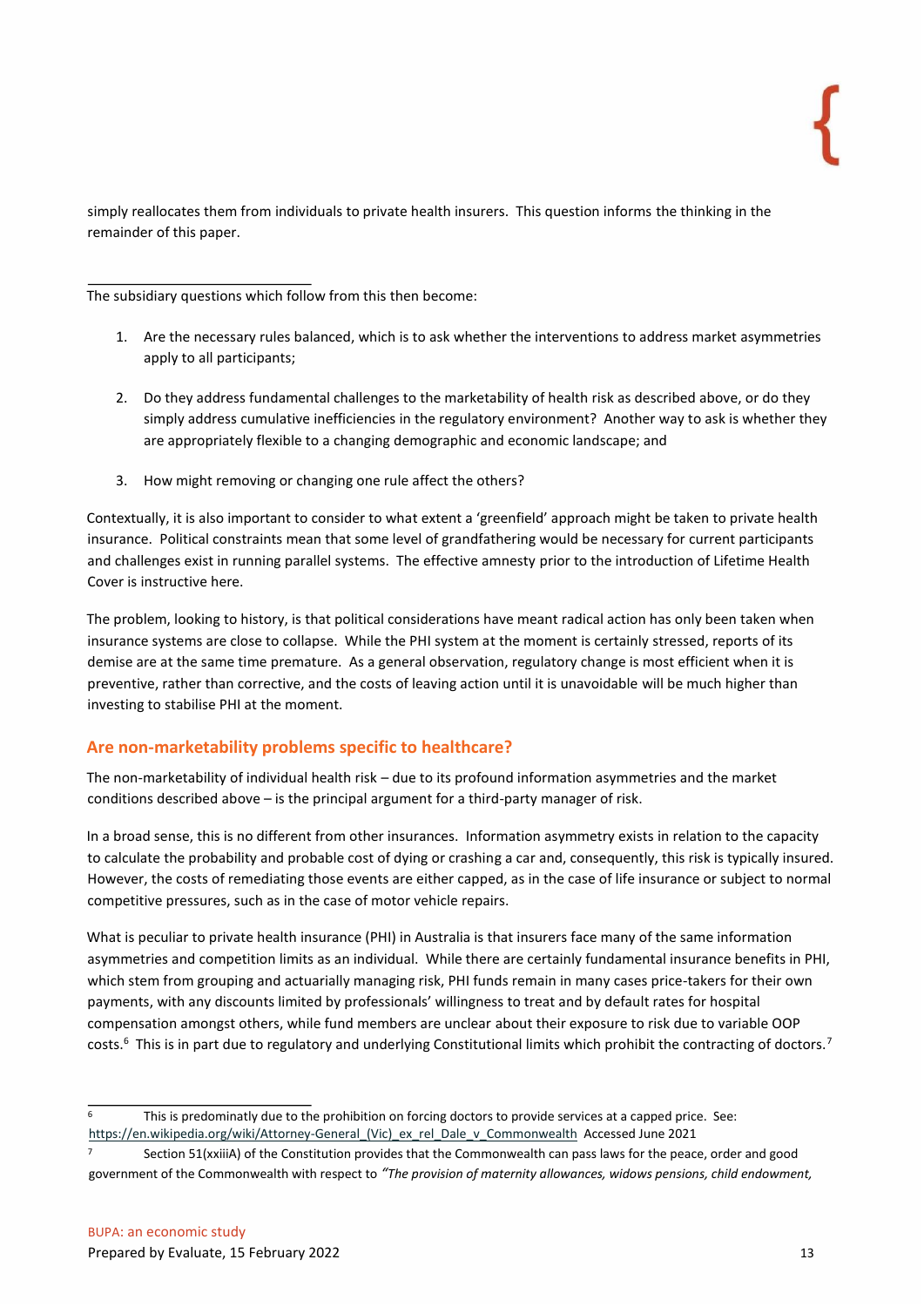simply reallocates them from individuals to private health insurers. This question informs the thinking in the remainder of this paper.

The subsidiary questions which follow from this then become:

1. Are the necessary rules balanced, which is to ask whether the interventions to address market asymmetries apply to all participants;

2. Do they address fundamental challenges to the marketability of health risk as described above, or do they simply address cumulative inefficiencies in the regulatory environment? Another way to ask is whether they are appropriately flexible to a changing demographic and economic landscape; and

3. How might removing or changing one rule affect the others?

Contextually, it is also important to consider to what extent a 'greenfield' approach might be taken to private health insurance. Political constraints mean that some level of grandfathering would be necessary for current participants and challenges exist in running parallel systems. The effective amnesty prior to the introduction of Lifetime Health Cover is instructive here.

The problem, looking to history, is that political considerations have meant radical action has only been taken when insurance systems are close to collapse. While the PHI system at the moment is certainly stressed, reports of its demise are at the same time premature. As a general observation, regulatory change is most efficient when it is preventive, rather than corrective, and the costs of leaving action until it is unavoidable will be much higher than investing to stabilise PHI at the moment.

## Are non-marketability problems specific to healthcare?

The non-marketability of individual health risk – due to its profound information asymmetries and the market conditions described above – is the principal argument for a third-party manager of risk.

In a broad sense, this is no different from other insurances. Information asymmetry exists in relation to the capacity to calculate the probability and probable cost of dying or crashing a car and, consequently, this risk is typically insured. However, the costs of remediating those events are either capped, as in the case of life insurance or subject to normal competitive pressures, such as in the case of motor vehicle repairs.

What is peculiar to private health insurance (PHI) in Australia is that insurers face many of the same information asymmetries and competition limits as an individual. While there are certainly fundamental insurance benefits in PHI, which stem from grouping and actuarially managing risk, PHI funds remain in many cases price-takers for their own payments, with any discounts limited by professionals' willingness to treat and by default rates for hospital compensation amongst others, while fund members are unclear about their exposure to risk due to variable OOP costs.[6] This is in part due to regulatory and underlying Constitutional limits which prohibit the contracting of doctors.[7]

---

[6] This is predominatly due to the prohibition on forcing doctors to provide services at a capped price. See: https://en.wikipedia.org/wiki/Attorney-General_(Vic)_ex_rel_Dale_v_Commonwealth Accessed June 2021

[7] Section 51(xxiiiA) of the Constitution provides that the Commonwealth can pass laws for the peace, order and good government of the Commonwealth with respect to *"The provision of maternity allowances, widows pensions, child endowment,*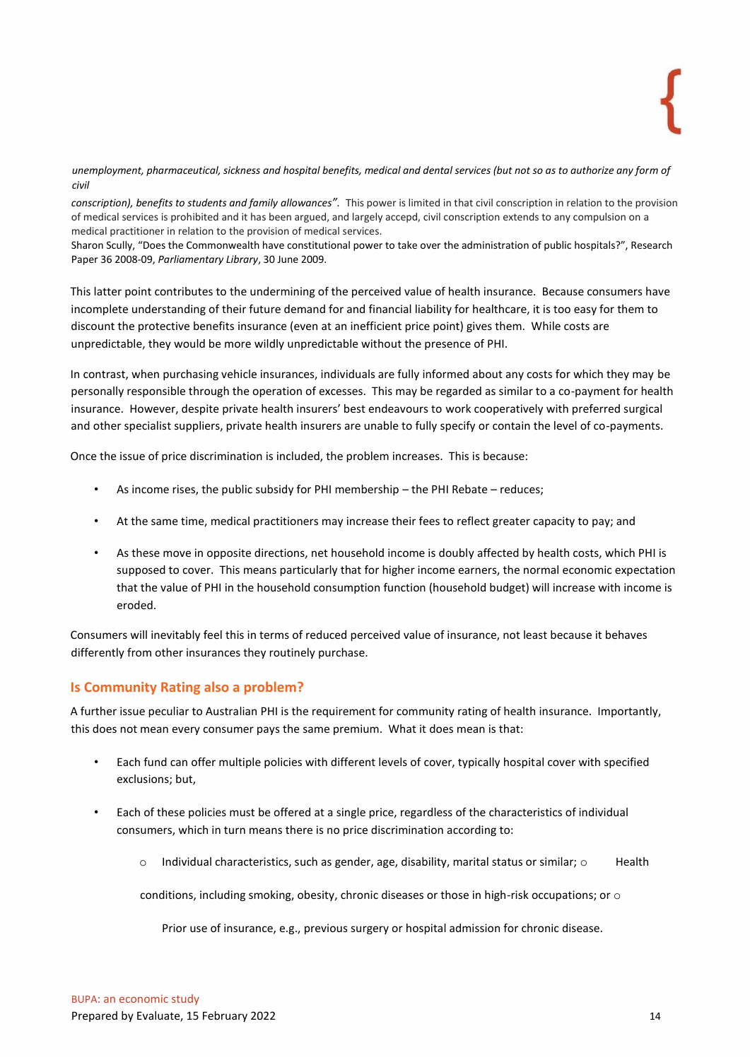*unemployment, pharmaceutical, sickness and hospital benefits, medical and dental services (but not so as to authorize any form of civil conscription), benefits to students and family allowances".* This power is limited in that civil conscription in relation to the provision of medical services is prohibited and it has been argued, and largely accepd, civil conscription extends to any compulsion on a medical practitioner in relation to the provision of medical services.

Sharon Scully, "Does the Commonwealth have constitutional power to take over the administration of public hospitals?", Research Paper 36 2008-09, *Parliamentary Library*, 30 June 2009.

This latter point contributes to the undermining of the perceived value of health insurance. Because consumers have incomplete understanding of their future demand for and financial liability for healthcare, it is too easy for them to discount the protective benefits insurance (even at an inefficient price point) gives them. While costs are unpredictable, they would be more wildly unpredictable without the presence of PHI.

In contrast, when purchasing vehicle insurances, individuals are fully informed about any costs for which they may be personally responsible through the operation of excesses. This may be regarded as similar to a co-payment for health insurance. However, despite private health insurers' best endeavours to work cooperatively with preferred surgical and other specialist suppliers, private health insurers are unable to fully specify or contain the level of co-payments.

Once the issue of price discrimination is included, the problem increases. This is because:

- As income rises, the public subsidy for PHI membership – the PHI Rebate – reduces;
- At the same time, medical practitioners may increase their fees to reflect greater capacity to pay; and
- As these move in opposite directions, net household income is doubly affected by health costs, which PHI is supposed to cover. This means particularly that for higher income earners, the normal economic expectation that the value of PHI in the household consumption function (household budget) will increase with income is eroded.

Consumers will inevitably feel this in terms of reduced perceived value of insurance, not least because it behaves differently from other insurances they routinely purchase.

## Is Community Rating also a problem?

A further issue peculiar to Australian PHI is the requirement for community rating of health insurance. Importantly, this does not mean every consumer pays the same premium. What it does mean is that:

- Each fund can offer multiple policies with different levels of cover, typically hospital cover with specified exclusions; but,
- Each of these policies must be offered at a single price, regardless of the characteristics of individual consumers, which in turn means there is no price discrimination according to:
  - Individual characteristics, such as gender, age, disability, marital status or similar;
  - Health conditions, including smoking, obesity, chronic diseases or those in high-risk occupations; or
  - Prior use of insurance, e.g., previous surgery or hospital admission for chronic disease.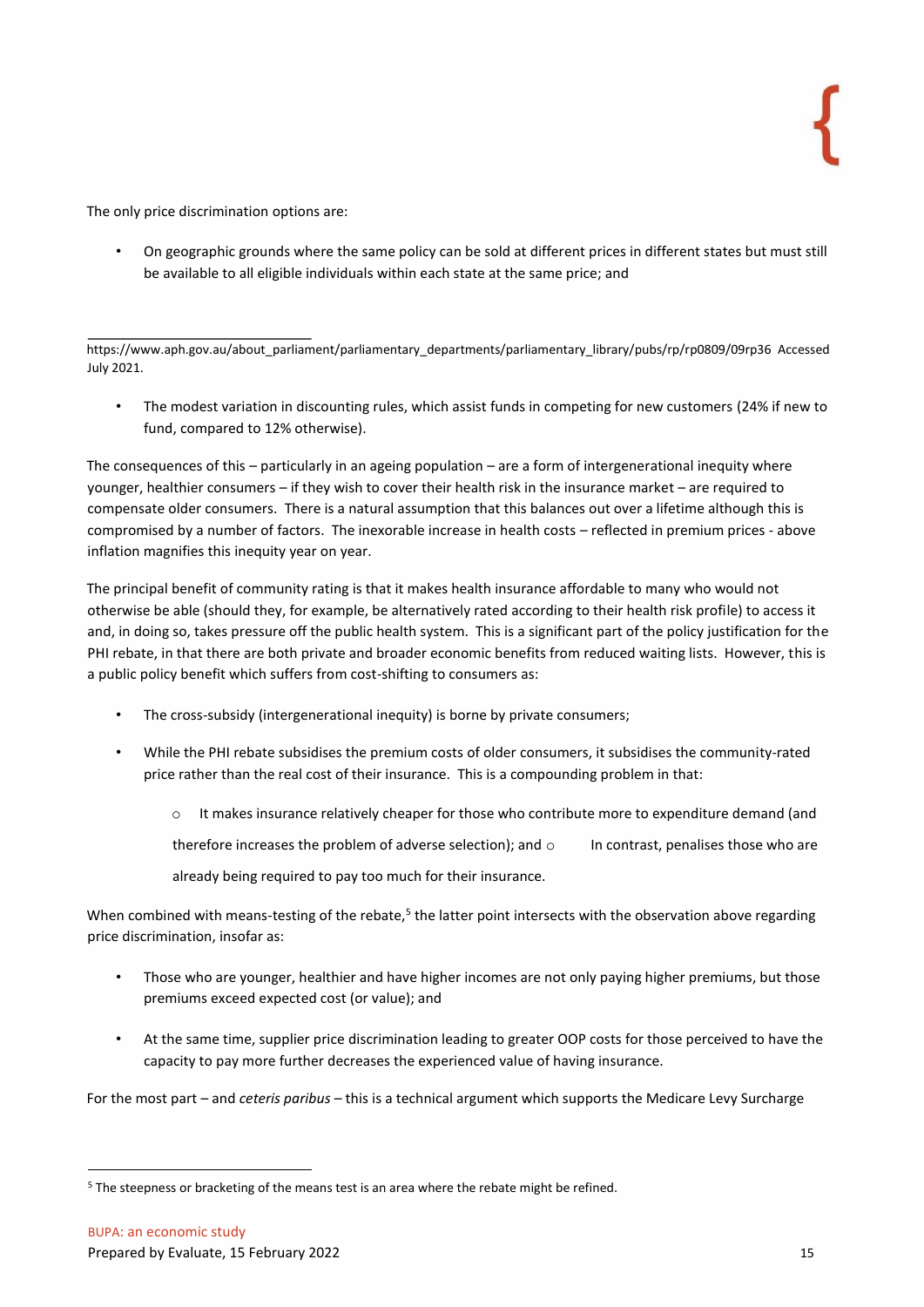The only price discrimination options are:

- On geographic grounds where the same policy can be sold at different prices in different states but must still be available to all eligible individuals within each state at the same price; and

https://www.aph.gov.au/about_parliament/parliamentary_departments/parliamentary_library/pubs/rp/rp0809/09rp36 Accessed July 2021.

- The modest variation in discounting rules, which assist funds in competing for new customers (24% if new to fund, compared to 12% otherwise).

The consequences of this – particularly in an ageing population – are a form of intergenerational inequity where younger, healthier consumers – if they wish to cover their health risk in the insurance market – are required to compensate older consumers. There is a natural assumption that this balances out over a lifetime although this is compromised by a number of factors. The inexorable increase in health costs – reflected in premium prices - above inflation magnifies this inequity year on year.

The principal benefit of community rating is that it makes health insurance affordable to many who would not otherwise be able (should they, for example, be alternatively rated according to their health risk profile) to access it and, in doing so, takes pressure off the public health system. This is a significant part of the policy justification for the PHI rebate, in that there are both private and broader economic benefits from reduced waiting lists. However, this is a public policy benefit which suffers from cost-shifting to consumers as:

- The cross-subsidy (intergenerational inequity) is borne by private consumers;
- While the PHI rebate subsidises the premium costs of older consumers, it subsidises the community-rated price rather than the real cost of their insurance. This is a compounding problem in that:
  - It makes insurance relatively cheaper for those who contribute more to expenditure demand (and therefore increases the problem of adverse selection); and
  - In contrast, penalises those who are already being required to pay too much for their insurance.

When combined with means-testing of the rebate,[5] the latter point intersects with the observation above regarding price discrimination, insofar as:

- Those who are younger, healthier and have higher incomes are not only paying higher premiums, but those premiums exceed expected cost (or value); and
- At the same time, supplier price discrimination leading to greater OOP costs for those perceived to have the capacity to pay more further decreases the experienced value of having insurance.

For the most part – and *ceteris paribus* – this is a technical argument which supports the Medicare Levy Surcharge

[5] The steepness or bracketing of the means test is an area where the rebate might be refined.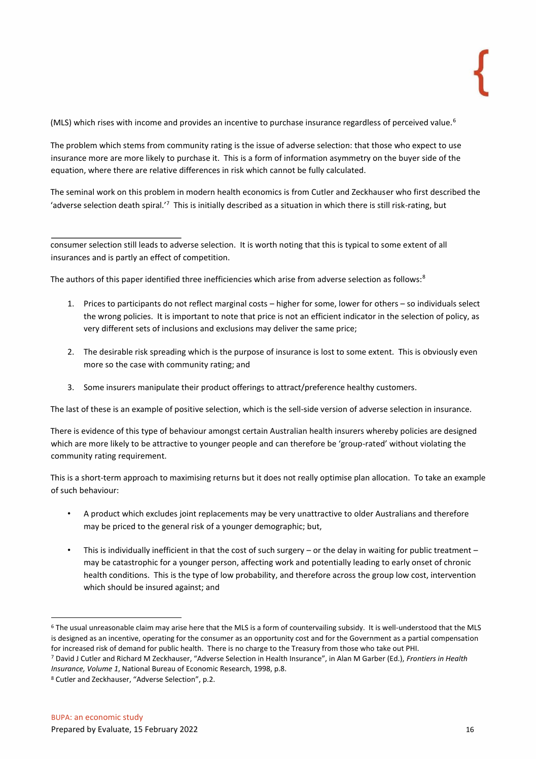(MLS) which rises with income and provides an incentive to purchase insurance regardless of perceived value.[6]

The problem which stems from community rating is the issue of adverse selection: that those who expect to use insurance more are more likely to purchase it. This is a form of information asymmetry on the buyer side of the equation, where there are relative differences in risk which cannot be fully calculated.

The seminal work on this problem in modern health economics is from Cutler and Zeckhauser who first described the 'adverse selection death spiral.'[7] This is initially described as a situation in which there is still risk-rating, but consumer selection still leads to adverse selection. It is worth noting that this is typical to some extent of all insurances and is partly an effect of competition.

The authors of this paper identified three inefficiencies which arise from adverse selection as follows:[8]

1. Prices to participants do not reflect marginal costs – higher for some, lower for others – so individuals select the wrong policies. It is important to note that price is not an efficient indicator in the selection of policy, as very different sets of inclusions and exclusions may deliver the same price;

2. The desirable risk spreading which is the purpose of insurance is lost to some extent. This is obviously even more so the case with community rating; and

3. Some insurers manipulate their product offerings to attract/preference healthy customers.

The last of these is an example of positive selection, which is the sell-side version of adverse selection in insurance.

There is evidence of this type of behaviour amongst certain Australian health insurers whereby policies are designed which are more likely to be attractive to younger people and can therefore be 'group-rated' without violating the community rating requirement.

This is a short-term approach to maximising returns but it does not really optimise plan allocation. To take an example of such behaviour:

- A product which excludes joint replacements may be very unattractive to older Australians and therefore may be priced to the general risk of a younger demographic; but,
- This is individually inefficient in that the cost of such surgery – or the delay in waiting for public treatment – may be catastrophic for a younger person, affecting work and potentially leading to early onset of chronic health conditions. This is the type of low probability, and therefore across the group low cost, intervention which should be insured against; and

---

[6] The usual unreasonable claim may arise here that the MLS is a form of countervailing subsidy. It is well-understood that the MLS is designed as an incentive, operating for the consumer as an opportunity cost and for the Government as a partial compensation for increased risk of demand for public health. There is no charge to the Treasury from those who take out PHI.

[7] David J Cutler and Richard M Zeckhauser, "Adverse Selection in Health Insurance", in Alan M Garber (Ed.), *Frontiers in Health Insurance, Volume 1*, National Bureau of Economic Research, 1998, p.8.

[8] Cutler and Zeckhauser, "Adverse Selection", p.2.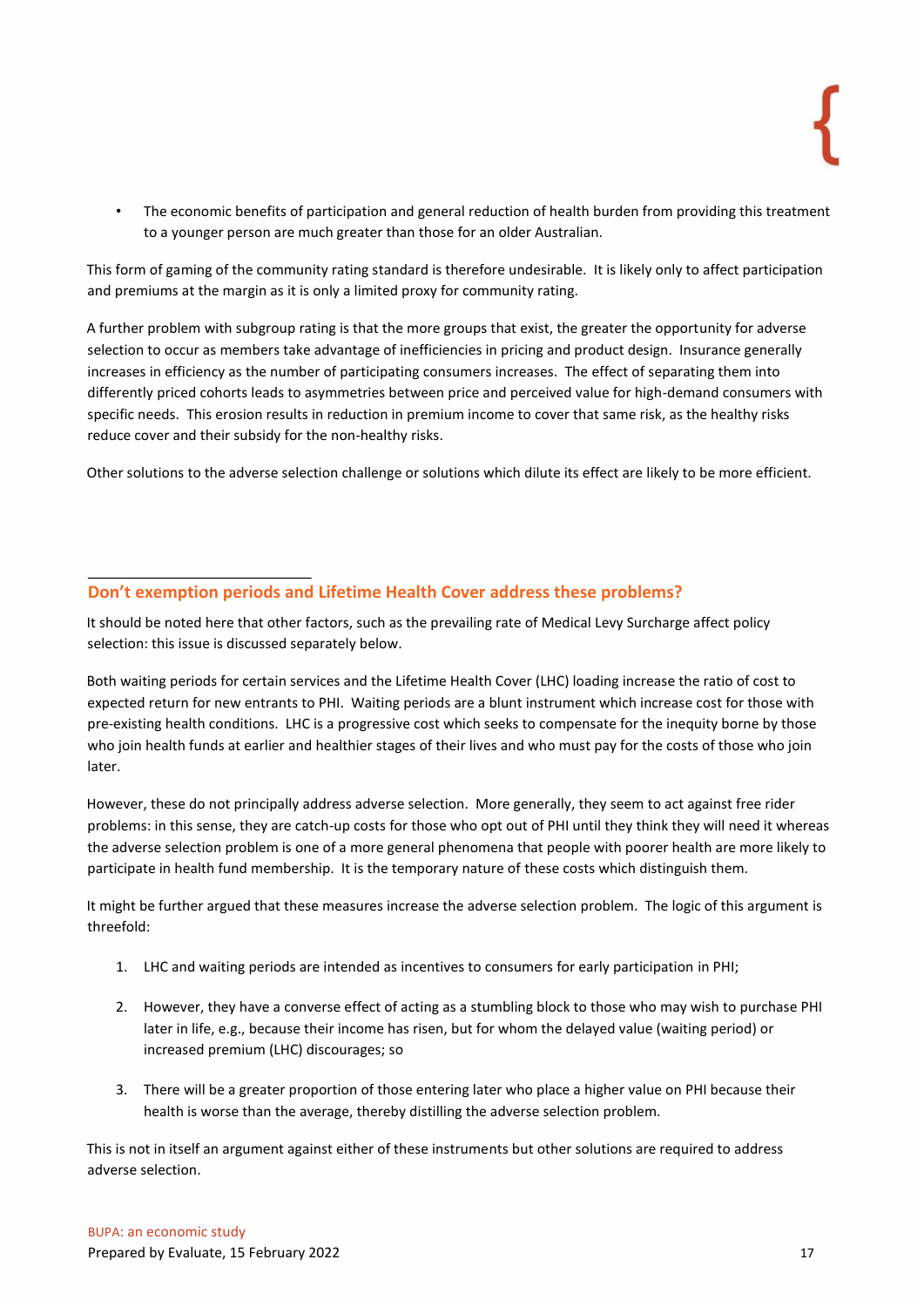- The economic benefits of participation and general reduction of health burden from providing this treatment to a younger person are much greater than those for an older Australian.

This form of gaming of the community rating standard is therefore undesirable. It is likely only to affect participation and premiums at the margin as it is only a limited proxy for community rating.

A further problem with subgroup rating is that the more groups that exist, the greater the opportunity for adverse selection to occur as members take advantage of inefficiencies in pricing and product design. Insurance generally increases in efficiency as the number of participating consumers increases. The effect of separating them into differently priced cohorts leads to asymmetries between price and perceived value for high-demand consumers with specific needs. This erosion results in reduction in premium income to cover that same risk, as the healthy risks reduce cover and their subsidy for the non-healthy risks.

Other solutions to the adverse selection challenge or solutions which dilute its effect are likely to be more efficient.

## Don't exemption periods and Lifetime Health Cover address these problems?

It should be noted here that other factors, such as the prevailing rate of Medical Levy Surcharge affect policy selection: this issue is discussed separately below.

Both waiting periods for certain services and the Lifetime Health Cover (LHC) loading increase the ratio of cost to expected return for new entrants to PHI. Waiting periods are a blunt instrument which increase cost for those with pre-existing health conditions. LHC is a progressive cost which seeks to compensate for the inequity borne by those who join health funds at earlier and healthier stages of their lives and who must pay for the costs of those who join later.

However, these do not principally address adverse selection. More generally, they seem to act against free rider problems: in this sense, they are catch-up costs for those who opt out of PHI until they think they will need it whereas the adverse selection problem is one of a more general phenomena that people with poorer health are more likely to participate in health fund membership. It is the temporary nature of these costs which distinguish them.

It might be further argued that these measures increase the adverse selection problem. The logic of this argument is threefold:

1. LHC and waiting periods are intended as incentives to consumers for early participation in PHI;

2. However, they have a converse effect of acting as a stumbling block to those who may wish to purchase PHI later in life, e.g., because their income has risen, but for whom the delayed value (waiting period) or increased premium (LHC) discourages; so

3. There will be a greater proportion of those entering later who place a higher value on PHI because their health is worse than the average, thereby distilling the adverse selection problem.

This is not in itself an argument against either of these instruments but other solutions are required to address adverse selection.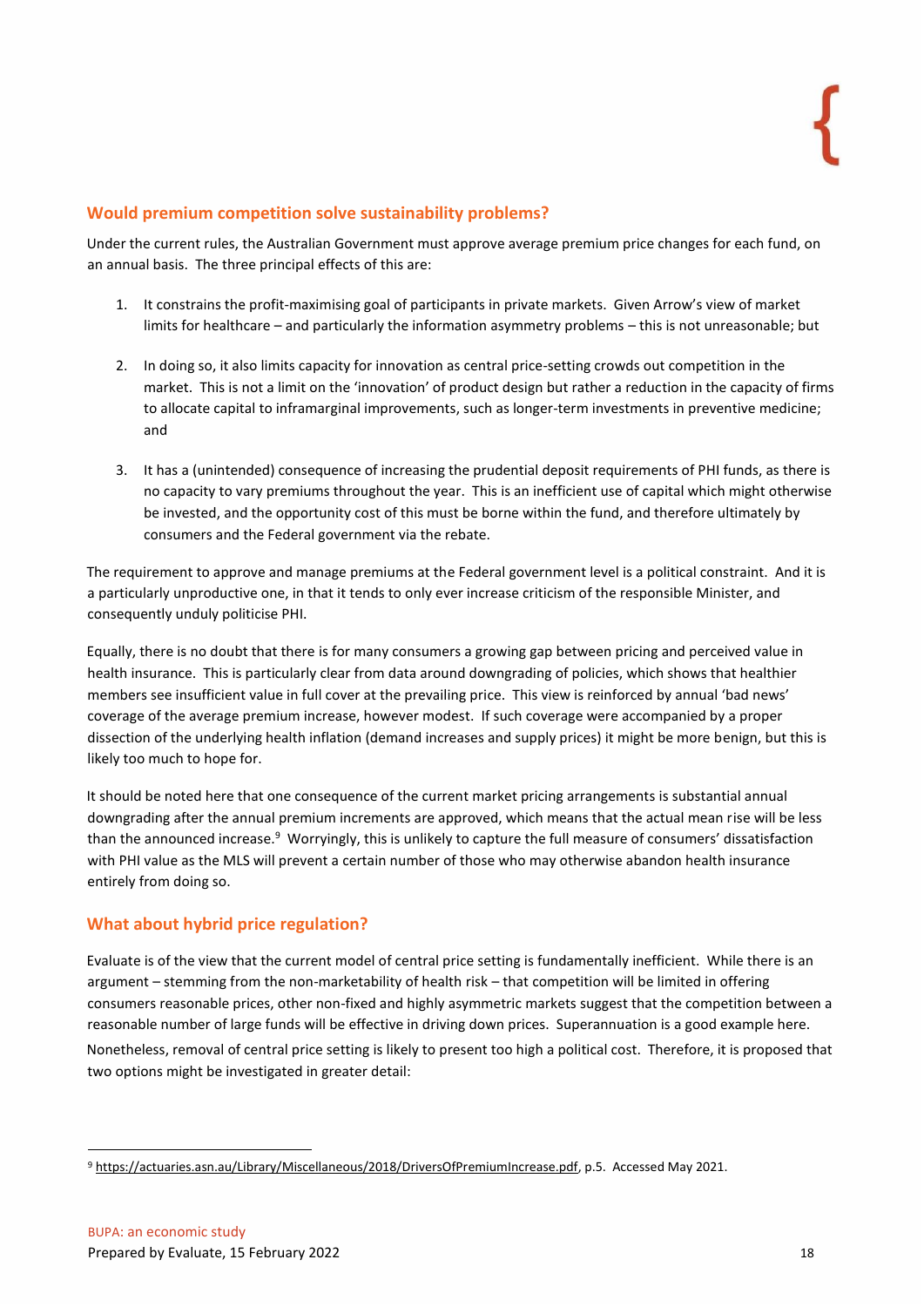## Would premium competition solve sustainability problems?

Under the current rules, the Australian Government must approve average premium price changes for each fund, on an annual basis. The three principal effects of this are:

1. It constrains the profit-maximising goal of participants in private markets. Given Arrow's view of market limits for healthcare – and particularly the information asymmetry problems – this is not unreasonable; but

2. In doing so, it also limits capacity for innovation as central price-setting crowds out competition in the market. This is not a limit on the 'innovation' of product design but rather a reduction in the capacity of firms to allocate capital to inframarginal improvements, such as longer-term investments in preventive medicine; and

3. It has a (unintended) consequence of increasing the prudential deposit requirements of PHI funds, as there is no capacity to vary premiums throughout the year. This is an inefficient use of capital which might otherwise be invested, and the opportunity cost of this must be borne within the fund, and therefore ultimately by consumers and the Federal government via the rebate.

The requirement to approve and manage premiums at the Federal government level is a political constraint. And it is a particularly unproductive one, in that it tends to only ever increase criticism of the responsible Minister, and consequently unduly politicise PHI.

Equally, there is no doubt that there is for many consumers a growing gap between pricing and perceived value in health insurance. This is particularly clear from data around downgrading of policies, which shows that healthier members see insufficient value in full cover at the prevailing price. This view is reinforced by annual 'bad news' coverage of the average premium increase, however modest. If such coverage were accompanied by a proper dissection of the underlying health inflation (demand increases and supply prices) it might be more benign, but this is likely too much to hope for.

It should be noted here that one consequence of the current market pricing arrangements is substantial annual downgrading after the annual premium increments are approved, which means that the actual mean rise will be less than the announced increase.[9] Worryingly, this is unlikely to capture the full measure of consumers' dissatisfaction with PHI value as the MLS will prevent a certain number of those who may otherwise abandon health insurance entirely from doing so.

## What about hybrid price regulation?

Evaluate is of the view that the current model of central price setting is fundamentally inefficient. While there is an argument – stemming from the non-marketability of health risk – that competition will be limited in offering consumers reasonable prices, other non-fixed and highly asymmetric markets suggest that the competition between a reasonable number of large funds will be effective in driving down prices. Superannuation is a good example here.

Nonetheless, removal of central price setting is likely to present too high a political cost. Therefore, it is proposed that two options might be investigated in greater detail:

---

[9] https://actuaries.asn.au/Library/Miscellaneous/2018/DriversOfPremiumIncrease.pdf, p.5. Accessed May 2021.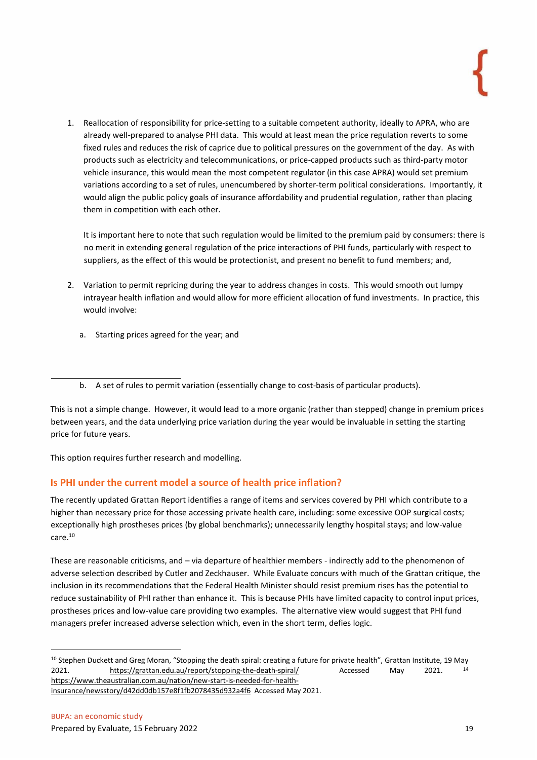1. Reallocation of responsibility for price-setting to a suitable competent authority, ideally to APRA, who are already well-prepared to analyse PHI data. This would at least mean the price regulation reverts to some fixed rules and reduces the risk of caprice due to political pressures on the government of the day. As with products such as electricity and telecommunications, or price-capped products such as third-party motor vehicle insurance, this would mean the most competent regulator (in this case APRA) would set premium variations according to a set of rules, unencumbered by shorter-term political considerations. Importantly, it would align the public policy goals of insurance affordability and prudential regulation, rather than placing them in competition with each other.

   It is important here to note that such regulation would be limited to the premium paid by consumers: there is no merit in extending general regulation of the price interactions of PHI funds, particularly with respect to suppliers, as the effect of this would be protectionist, and present no benefit to fund members; and,

2. Variation to permit repricing during the year to address changes in costs. This would smooth out lumpy intrayear health inflation and would allow for more efficient allocation of fund investments. In practice, this would involve:

   a. Starting prices agreed for the year; and

   b. A set of rules to permit variation (essentially change to cost-basis of particular products).

This is not a simple change. However, it would lead to a more organic (rather than stepped) change in premium prices between years, and the data underlying price variation during the year would be invaluable in setting the starting price for future years.

This option requires further research and modelling.

## Is PHI under the current model a source of health price inflation?

The recently updated Grattan Report identifies a range of items and services covered by PHI which contribute to a higher than necessary price for those accessing private health care, including: some excessive OOP surgical costs; exceptionally high prostheses prices (by global benchmarks); unnecessarily lengthy hospital stays; and low-value care.[10]

These are reasonable criticisms, and – via departure of healthier members - indirectly add to the phenomenon of adverse selection described by Cutler and Zeckhauser. While Evaluate concurs with much of the Grattan critique, the inclusion in its recommendations that the Federal Health Minister should resist premium rises has the potential to reduce sustainability of PHI rather than enhance it. This is because PHIs have limited capacity to control input prices, prostheses prices and low-value care providing two examples. The alternative view would suggest that PHI fund managers prefer increased adverse selection which, even in the short term, defies logic.

---

[10] Stephen Duckett and Greg Moran, "Stopping the death spiral: creating a future for private health", Grattan Institute, 19 May 2021. https://grattan.edu.au/report/stopping-the-death-spiral/ Accessed May 2021.

[14] https://www.theaustralian.com.au/nation/new-start-is-needed-for-health-insurance/newsstory/d42dd0db157e8f1fb2078435d932a4f6 Accessed May 2021.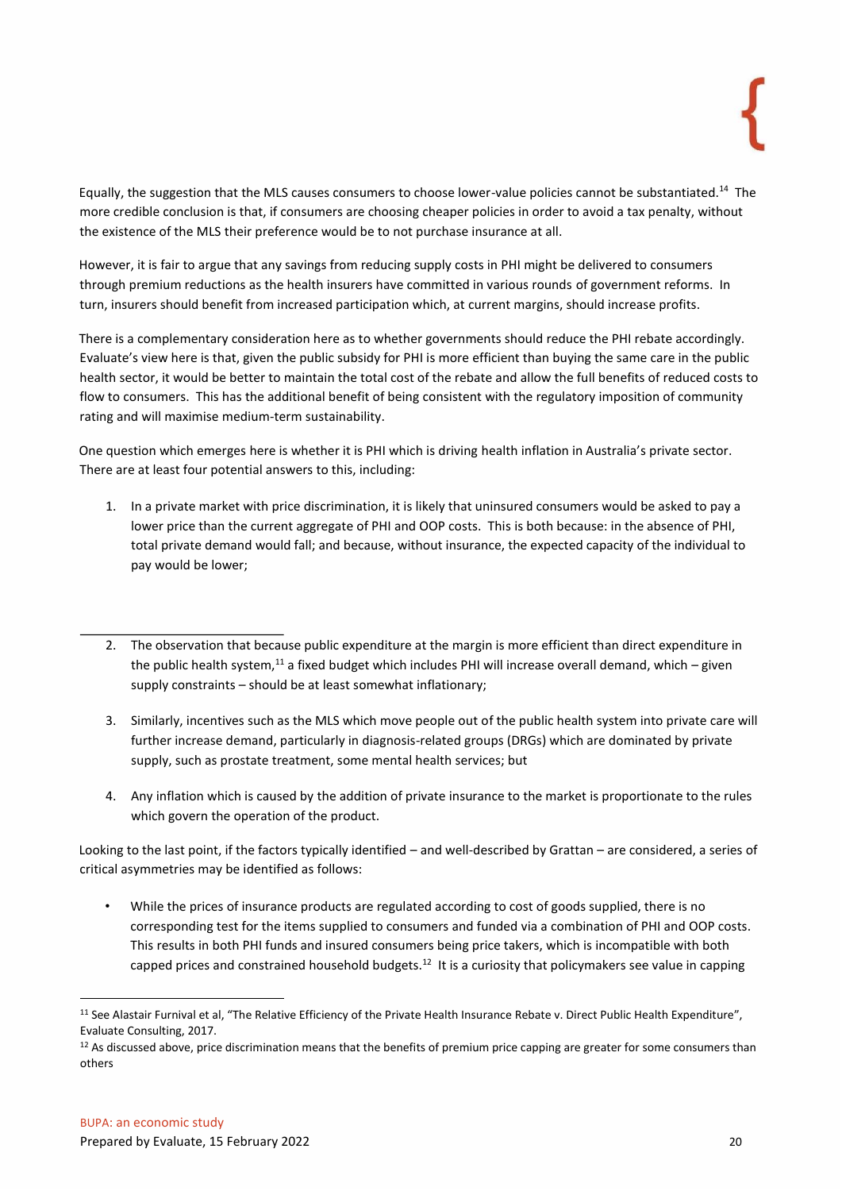Equally, the suggestion that the MLS causes consumers to choose lower-value policies cannot be substantiated.[14] The more credible conclusion is that, if consumers are choosing cheaper policies in order to avoid a tax penalty, without the existence of the MLS their preference would be to not purchase insurance at all.

However, it is fair to argue that any savings from reducing supply costs in PHI might be delivered to consumers through premium reductions as the health insurers have committed in various rounds of government reforms. In turn, insurers should benefit from increased participation which, at current margins, should increase profits.

There is a complementary consideration here as to whether governments should reduce the PHI rebate accordingly. Evaluate's view here is that, given the public subsidy for PHI is more efficient than buying the same care in the public health sector, it would be better to maintain the total cost of the rebate and allow the full benefits of reduced costs to flow to consumers. This has the additional benefit of being consistent with the regulatory imposition of community rating and will maximise medium-term sustainability.

One question which emerges here is whether it is PHI which is driving health inflation in Australia's private sector. There are at least four potential answers to this, including:

1. In a private market with price discrimination, it is likely that uninsured consumers would be asked to pay a lower price than the current aggregate of PHI and OOP costs. This is both because: in the absence of PHI, total private demand would fall; and because, without insurance, the expected capacity of the individual to pay would be lower;
2. The observation that because public expenditure at the margin is more efficient than direct expenditure in the public health system,[11] a fixed budget which includes PHI will increase overall demand, which – given supply constraints – should be at least somewhat inflationary;
3. Similarly, incentives such as the MLS which move people out of the public health system into private care will further increase demand, particularly in diagnosis-related groups (DRGs) which are dominated by private supply, such as prostate treatment, some mental health services; but
4. Any inflation which is caused by the addition of private insurance to the market is proportionate to the rules which govern the operation of the product.

Looking to the last point, if the factors typically identified – and well-described by Grattan – are considered, a series of critical asymmetries may be identified as follows:

- While the prices of insurance products are regulated according to cost of goods supplied, there is no corresponding test for the items supplied to consumers and funded via a combination of PHI and OOP costs. This results in both PHI funds and insured consumers being price takers, which is incompatible with both capped prices and constrained household budgets.[12] It is a curiosity that policymakers see value in capping

[11] See Alastair Furnival et al, "The Relative Efficiency of the Private Health Insurance Rebate v. Direct Public Health Expenditure", Evaluate Consulting, 2017.

[12] As discussed above, price discrimination means that the benefits of premium price capping are greater for some consumers than others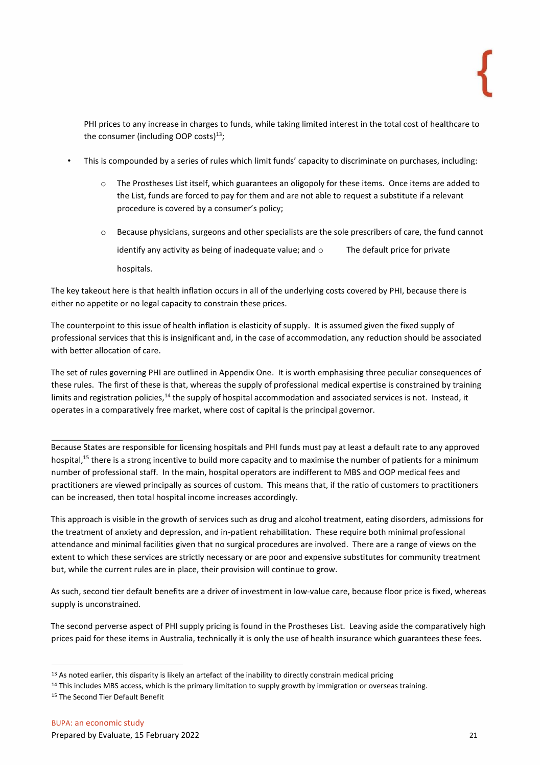PHI prices to any increase in charges to funds, while taking limited interest in the total cost of healthcare to the consumer (including OOP costs)[13];

- This is compounded by a series of rules which limit funds' capacity to discriminate on purchases, including:
    - The Prostheses List itself, which guarantees an oligopoly for these items. Once items are added to the List, funds are forced to pay for them and are not able to request a substitute if a relevant procedure is covered by a consumer's policy;
    - Because physicians, surgeons and other specialists are the sole prescribers of care, the fund cannot identify any activity as being of inadequate value; and
    - The default price for private hospitals.

The key takeout here is that health inflation occurs in all of the underlying costs covered by PHI, because there is either no appetite or no legal capacity to constrain these prices.

The counterpoint to this issue of health inflation is elasticity of supply. It is assumed given the fixed supply of professional services that this is insignificant and, in the case of accommodation, any reduction should be associated with better allocation of care.

The set of rules governing PHI are outlined in Appendix One. It is worth emphasising three peculiar consequences of these rules. The first of these is that, whereas the supply of professional medical expertise is constrained by training limits and registration policies,[14] the supply of hospital accommodation and associated services is not. Instead, it operates in a comparatively free market, where cost of capital is the principal governor.

Because States are responsible for licensing hospitals and PHI funds must pay at least a default rate to any approved hospital,[15] there is a strong incentive to build more capacity and to maximise the number of patients for a minimum number of professional staff. In the main, hospital operators are indifferent to MBS and OOP medical fees and practitioners are viewed principally as sources of custom. This means that, if the ratio of customers to practitioners can be increased, then total hospital income increases accordingly.

This approach is visible in the growth of services such as drug and alcohol treatment, eating disorders, admissions for the treatment of anxiety and depression, and in-patient rehabilitation. These require both minimal professional attendance and minimal facilities given that no surgical procedures are involved. There are a range of views on the extent to which these services are strictly necessary or are poor and expensive substitutes for community treatment but, while the current rules are in place, their provision will continue to grow.

As such, second tier default benefits are a driver of investment in low-value care, because floor price is fixed, whereas supply is unconstrained.

The second perverse aspect of PHI supply pricing is found in the Prostheses List. Leaving aside the comparatively high prices paid for these items in Australia, technically it is only the use of health insurance which guarantees these fees.

---

[13] As noted earlier, this disparity is likely an artefact of the inability to directly constrain medical pricing

[14] This includes MBS access, which is the primary limitation to supply growth by immigration or overseas training.

[15] The Second Tier Default Benefit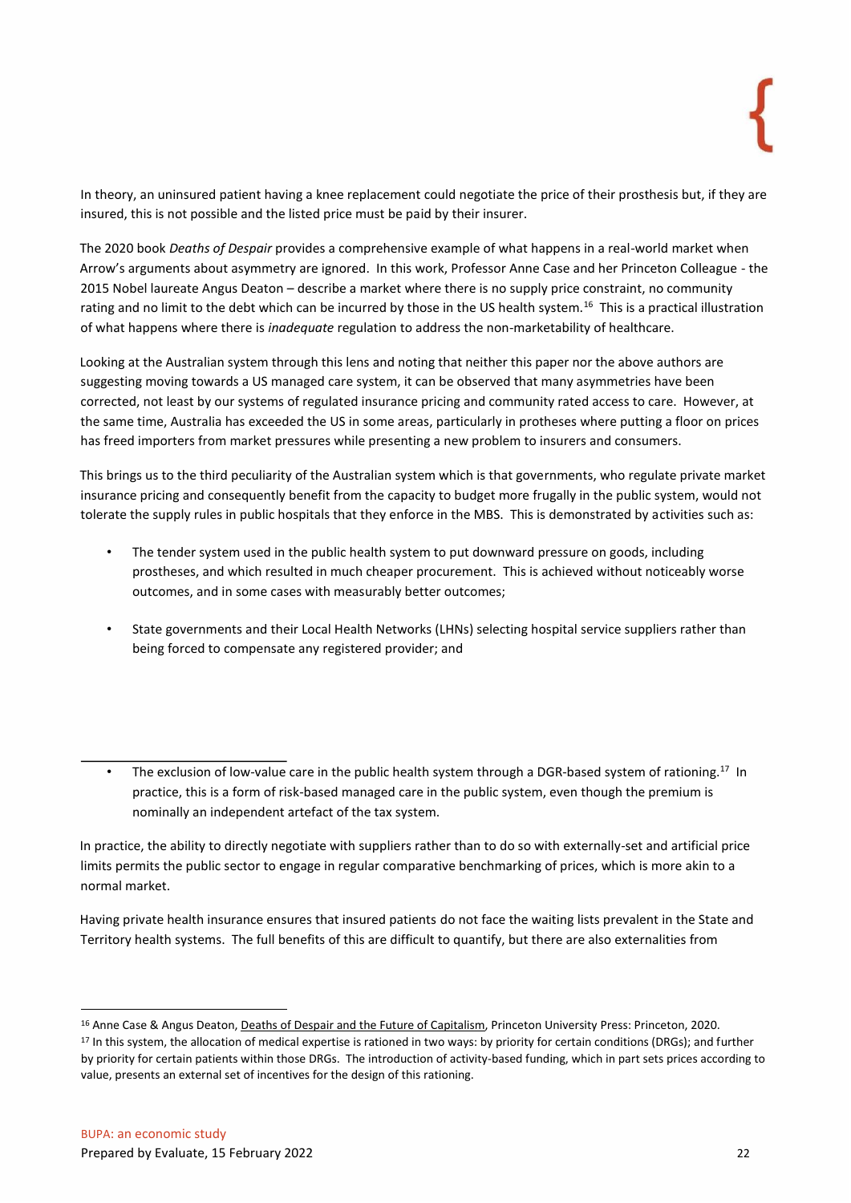In theory, an uninsured patient having a knee replacement could negotiate the price of their prosthesis but, if they are insured, this is not possible and the listed price must be paid by their insurer.

The 2020 book *Deaths of Despair* provides a comprehensive example of what happens in a real-world market when Arrow's arguments about asymmetry are ignored. In this work, Professor Anne Case and her Princeton Colleague - the 2015 Nobel laureate Angus Deaton – describe a market where there is no supply price constraint, no community rating and no limit to the debt which can be incurred by those in the US health system.[16] This is a practical illustration of what happens where there is *inadequate* regulation to address the non-marketability of healthcare.

Looking at the Australian system through this lens and noting that neither this paper nor the above authors are suggesting moving towards a US managed care system, it can be observed that many asymmetries have been corrected, not least by our systems of regulated insurance pricing and community rated access to care. However, at the same time, Australia has exceeded the US in some areas, particularly in protheses where putting a floor on prices has freed importers from market pressures while presenting a new problem to insurers and consumers.

This brings us to the third peculiarity of the Australian system which is that governments, who regulate private market insurance pricing and consequently benefit from the capacity to budget more frugally in the public system, would not tolerate the supply rules in public hospitals that they enforce in the MBS. This is demonstrated by activities such as:

- The tender system used in the public health system to put downward pressure on goods, including prostheses, and which resulted in much cheaper procurement. This is achieved without noticeably worse outcomes, and in some cases with measurably better outcomes;
- State governments and their Local Health Networks (LHNs) selecting hospital service suppliers rather than being forced to compensate any registered provider; and
- The exclusion of low-value care in the public health system through a DGR-based system of rationing.[17] In practice, this is a form of risk-based managed care in the public system, even though the premium is nominally an independent artefact of the tax system.

In practice, the ability to directly negotiate with suppliers rather than to do so with externally-set and artificial price limits permits the public sector to engage in regular comparative benchmarking of prices, which is more akin to a normal market.

Having private health insurance ensures that insured patients do not face the waiting lists prevalent in the State and Territory health systems. The full benefits of this are difficult to quantify, but there are also externalities from

[16] Anne Case & Angus Deaton, Deaths of Despair and the Future of Capitalism, Princeton University Press: Princeton, 2020.

[17] In this system, the allocation of medical expertise is rationed in two ways: by priority for certain conditions (DRGs); and further by priority for certain patients within those DRGs. The introduction of activity-based funding, which in part sets prices according to value, presents an external set of incentives for the design of this rationing.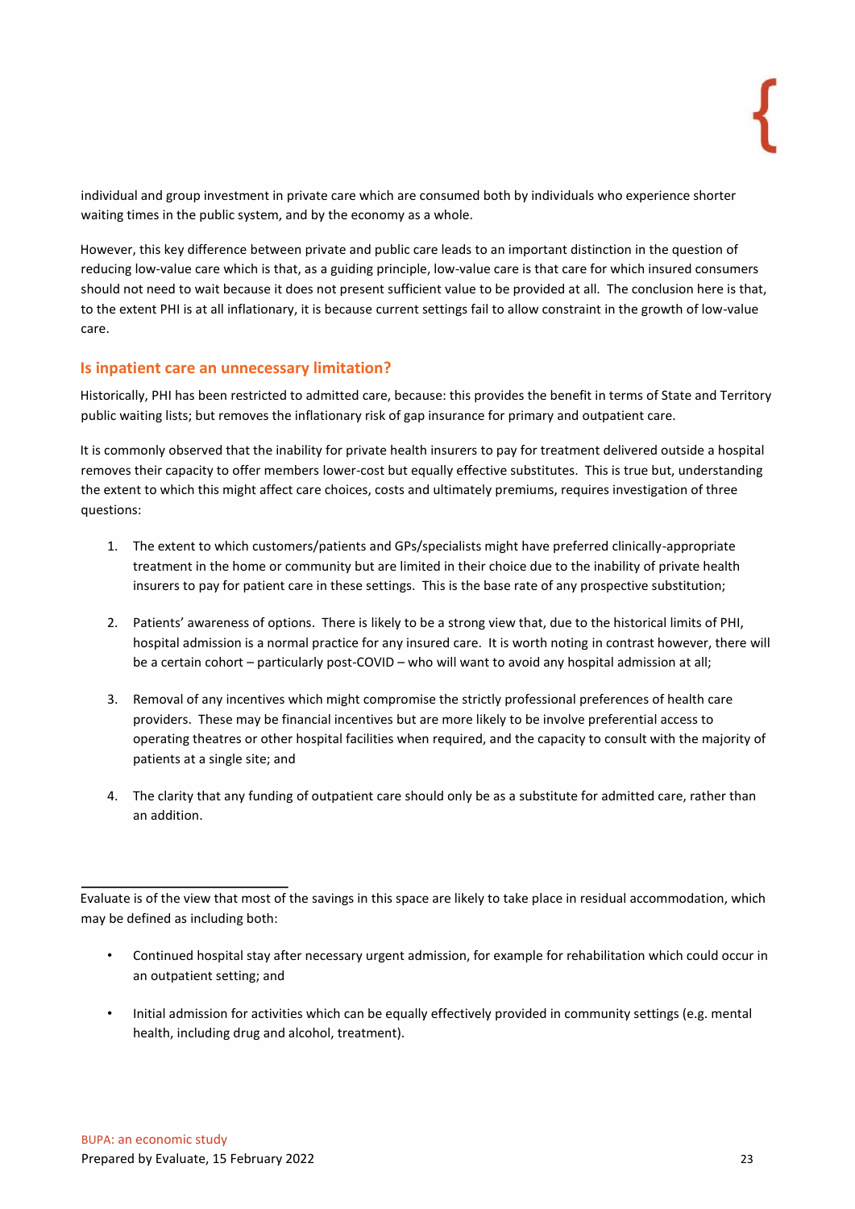individual and group investment in private care which are consumed both by individuals who experience shorter waiting times in the public system, and by the economy as a whole.

However, this key difference between private and public care leads to an important distinction in the question of reducing low-value care which is that, as a guiding principle, low-value care is that care for which insured consumers should not need to wait because it does not present sufficient value to be provided at all. The conclusion here is that, to the extent PHI is at all inflationary, it is because current settings fail to allow constraint in the growth of low-value care.

## Is inpatient care an unnecessary limitation?

Historically, PHI has been restricted to admitted care, because: this provides the benefit in terms of State and Territory public waiting lists; but removes the inflationary risk of gap insurance for primary and outpatient care.

It is commonly observed that the inability for private health insurers to pay for treatment delivered outside a hospital removes their capacity to offer members lower-cost but equally effective substitutes. This is true but, understanding the extent to which this might affect care choices, costs and ultimately premiums, requires investigation of three questions:

1. The extent to which customers/patients and GPs/specialists might have preferred clinically-appropriate treatment in the home or community but are limited in their choice due to the inability of private health insurers to pay for patient care in these settings. This is the base rate of any prospective substitution;

2. Patients' awareness of options. There is likely to be a strong view that, due to the historical limits of PHI, hospital admission is a normal practice for any insured care. It is worth noting in contrast however, there will be a certain cohort – particularly post-COVID – who will want to avoid any hospital admission at all;

3. Removal of any incentives which might compromise the strictly professional preferences of health care providers. These may be financial incentives but are more likely to be involve preferential access to operating theatres or other hospital facilities when required, and the capacity to consult with the majority of patients at a single site; and

4. The clarity that any funding of outpatient care should only be as a substitute for admitted care, rather than an addition.

---

Evaluate is of the view that most of the savings in this space are likely to take place in residual accommodation, which may be defined as including both:

- Continued hospital stay after necessary urgent admission, for example for rehabilitation which could occur in an outpatient setting; and
- Initial admission for activities which can be equally effectively provided in community settings (e.g. mental health, including drug and alcohol, treatment).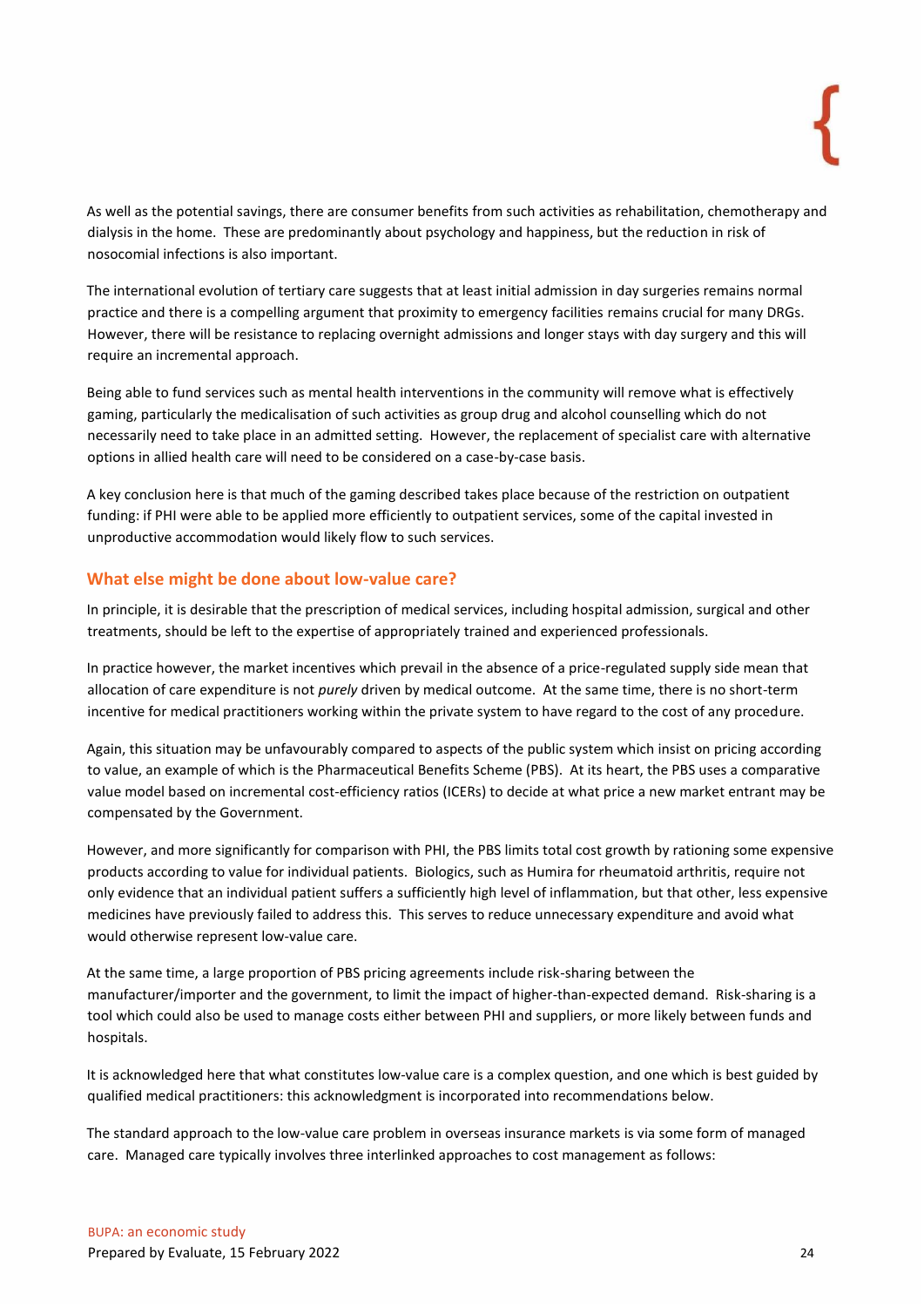As well as the potential savings, there are consumer benefits from such activities as rehabilitation, chemotherapy and dialysis in the home. These are predominantly about psychology and happiness, but the reduction in risk of nosocomial infections is also important.

The international evolution of tertiary care suggests that at least initial admission in day surgeries remains normal practice and there is a compelling argument that proximity to emergency facilities remains crucial for many DRGs. However, there will be resistance to replacing overnight admissions and longer stays with day surgery and this will require an incremental approach.

Being able to fund services such as mental health interventions in the community will remove what is effectively gaming, particularly the medicalisation of such activities as group drug and alcohol counselling which do not necessarily need to take place in an admitted setting. However, the replacement of specialist care with alternative options in allied health care will need to be considered on a case-by-case basis.

A key conclusion here is that much of the gaming described takes place because of the restriction on outpatient funding: if PHI were able to be applied more efficiently to outpatient services, some of the capital invested in unproductive accommodation would likely flow to such services.

## What else might be done about low-value care?

In principle, it is desirable that the prescription of medical services, including hospital admission, surgical and other treatments, should be left to the expertise of appropriately trained and experienced professionals.

In practice however, the market incentives which prevail in the absence of a price-regulated supply side mean that allocation of care expenditure is not *purely* driven by medical outcome. At the same time, there is no short-term incentive for medical practitioners working within the private system to have regard to the cost of any procedure.

Again, this situation may be unfavourably compared to aspects of the public system which insist on pricing according to value, an example of which is the Pharmaceutical Benefits Scheme (PBS). At its heart, the PBS uses a comparative value model based on incremental cost-efficiency ratios (ICERs) to decide at what price a new market entrant may be compensated by the Government.

However, and more significantly for comparison with PHI, the PBS limits total cost growth by rationing some expensive products according to value for individual patients. Biologics, such as Humira for rheumatoid arthritis, require not only evidence that an individual patient suffers a sufficiently high level of inflammation, but that other, less expensive medicines have previously failed to address this. This serves to reduce unnecessary expenditure and avoid what would otherwise represent low-value care.

At the same time, a large proportion of PBS pricing agreements include risk-sharing between the manufacturer/importer and the government, to limit the impact of higher-than-expected demand. Risk-sharing is a tool which could also be used to manage costs either between PHI and suppliers, or more likely between funds and hospitals.

It is acknowledged here that what constitutes low-value care is a complex question, and one which is best guided by qualified medical practitioners: this acknowledgment is incorporated into recommendations below.

The standard approach to the low-value care problem in overseas insurance markets is via some form of managed care. Managed care typically involves three interlinked approaches to cost management as follows: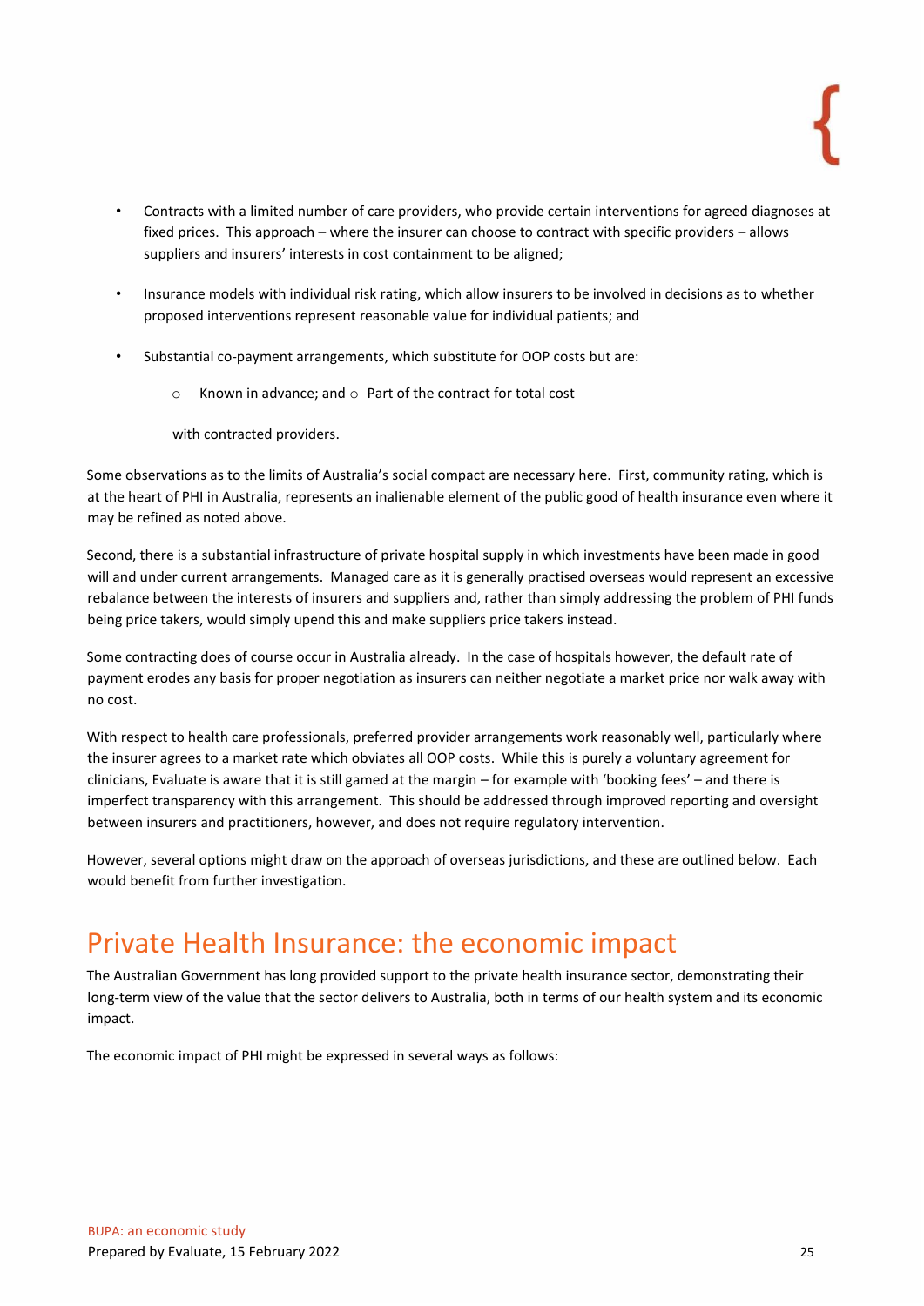- Contracts with a limited number of care providers, who provide certain interventions for agreed diagnoses at fixed prices. This approach – where the insurer can choose to contract with specific providers – allows suppliers and insurers' interests in cost containment to be aligned;
- Insurance models with individual risk rating, which allow insurers to be involved in decisions as to whether proposed interventions represent reasonable value for individual patients; and
- Substantial co-payment arrangements, which substitute for OOP costs but are:
  - Known in advance; and
  - Part of the contract for total cost

  with contracted providers.

Some observations as to the limits of Australia's social compact are necessary here. First, community rating, which is at the heart of PHI in Australia, represents an inalienable element of the public good of health insurance even where it may be refined as noted above.

Second, there is a substantial infrastructure of private hospital supply in which investments have been made in good will and under current arrangements. Managed care as it is generally practised overseas would represent an excessive rebalance between the interests of insurers and suppliers and, rather than simply addressing the problem of PHI funds being price takers, would simply upend this and make suppliers price takers instead.

Some contracting does of course occur in Australia already. In the case of hospitals however, the default rate of payment erodes any basis for proper negotiation as insurers can neither negotiate a market price nor walk away with no cost.

With respect to health care professionals, preferred provider arrangements work reasonably well, particularly where the insurer agrees to a market rate which obviates all OOP costs. While this is purely a voluntary agreement for clinicians, Evaluate is aware that it is still gamed at the margin – for example with 'booking fees' – and there is imperfect transparency with this arrangement. This should be addressed through improved reporting and oversight between insurers and practitioners, however, and does not require regulatory intervention.

However, several options might draw on the approach of overseas jurisdictions, and these are outlined below. Each would benefit from further investigation.

# Private Health Insurance: the economic impact

The Australian Government has long provided support to the private health insurance sector, demonstrating their long-term view of the value that the sector delivers to Australia, both in terms of our health system and its economic impact.

The economic impact of PHI might be expressed in several ways as follows: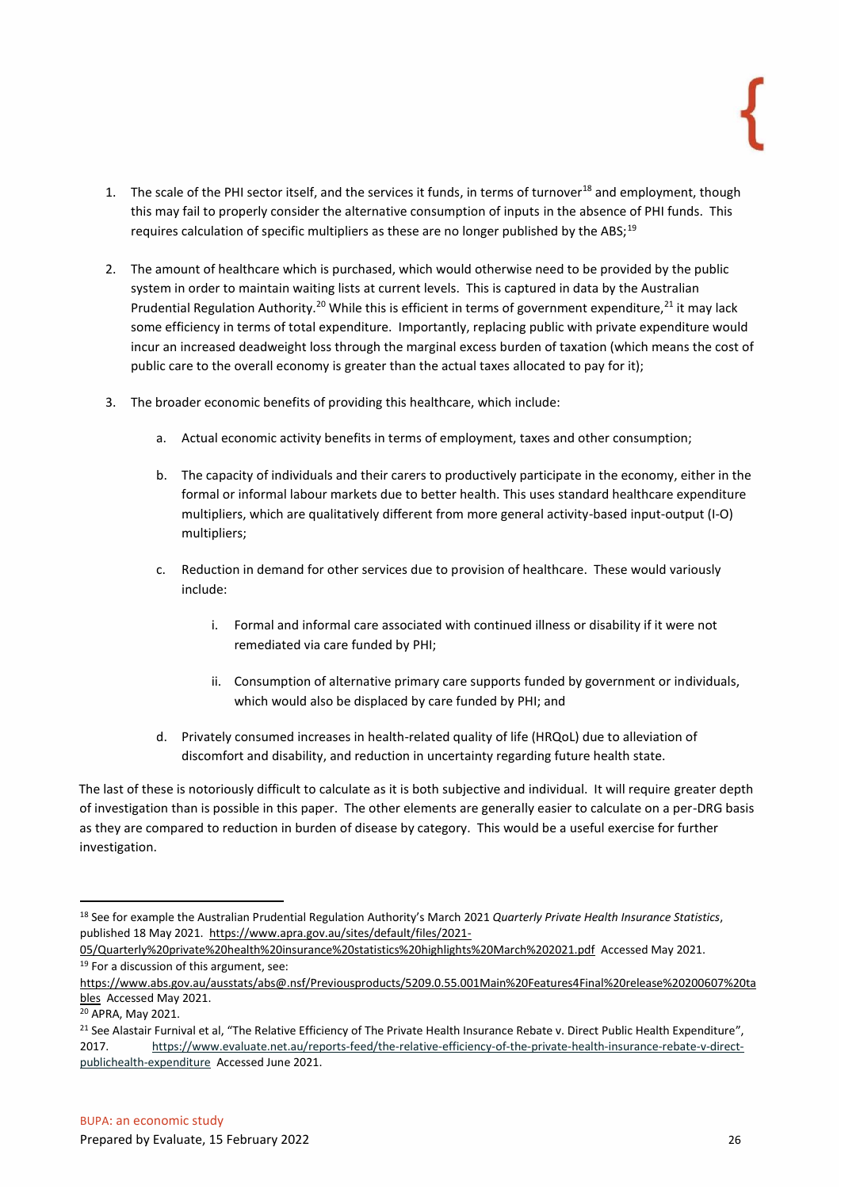1. The scale of the PHI sector itself, and the services it funds, in terms of turnover[18] and employment, though this may fail to properly consider the alternative consumption of inputs in the absence of PHI funds. This requires calculation of specific multipliers as these are no longer published by the ABS;[19]

2. The amount of healthcare which is purchased, which would otherwise need to be provided by the public system in order to maintain waiting lists at current levels. This is captured in data by the Australian Prudential Regulation Authority.[20] While this is efficient in terms of government expenditure,[21] it may lack some efficiency in terms of total expenditure. Importantly, replacing public with private expenditure would incur an increased deadweight loss through the marginal excess burden of taxation (which means the cost of public care to the overall economy is greater than the actual taxes allocated to pay for it);

3. The broader economic benefits of providing this healthcare, which include:

    a. Actual economic activity benefits in terms of employment, taxes and other consumption;

    b. The capacity of individuals and their carers to productively participate in the economy, either in the formal or informal labour markets due to better health. This uses standard healthcare expenditure multipliers, which are qualitatively different from more general activity-based input-output (I-O) multipliers;

    c. Reduction in demand for other services due to provision of healthcare. These would variously include:

        i. Formal and informal care associated with continued illness or disability if it were not remediated via care funded by PHI;

        ii. Consumption of alternative primary care supports funded by government or individuals, which would also be displaced by care funded by PHI; and

    d. Privately consumed increases in health-related quality of life (HRQoL) due to alleviation of discomfort and disability, and reduction in uncertainty regarding future health state.

The last of these is notoriously difficult to calculate as it is both subjective and individual. It will require greater depth of investigation than is possible in this paper. The other elements are generally easier to calculate on a per-DRG basis as they are compared to reduction in burden of disease by category. This would be a useful exercise for further investigation.

---

[18] See for example the Australian Prudential Regulation Authority's March 2021 *Quarterly Private Health Insurance Statistics*, published 18 May 2021. https://www.apra.gov.au/sites/default/files/2021-05/Quarterly%20private%20health%20insurance%20statistics%20highlights%20March%202021.pdf Accessed May 2021.

[19] For a discussion of this argument, see: https://www.abs.gov.au/ausstats/abs@.nsf/Previousproducts/5209.0.55.001Main%20Features4Final%20release%20200607%20tables Accessed May 2021.

[20] APRA, May 2021.

[21] See Alastair Furnival et al, "The Relative Efficiency of The Private Health Insurance Rebate v. Direct Public Health Expenditure", 2017. https://www.evaluate.net.au/reports-feed/the-relative-efficiency-of-the-private-health-insurance-rebate-v-direct-publichealth-expenditure Accessed June 2021.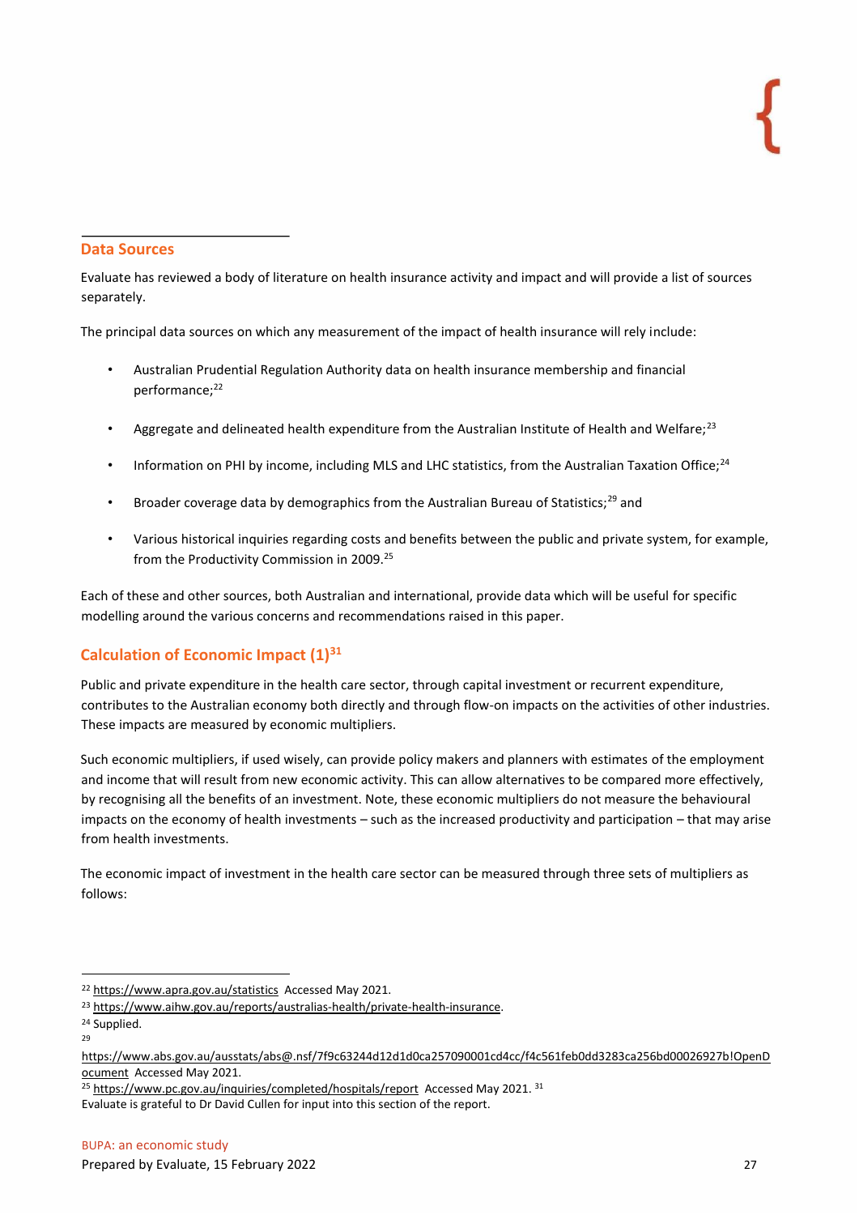## Data Sources

Evaluate has reviewed a body of literature on health insurance activity and impact and will provide a list of sources separately.

The principal data sources on which any measurement of the impact of health insurance will rely include:

- Australian Prudential Regulation Authority data on health insurance membership and financial performance;[22]
- Aggregate and delineated health expenditure from the Australian Institute of Health and Welfare;[23]
- Information on PHI by income, including MLS and LHC statistics, from the Australian Taxation Office;[24]
- Broader coverage data by demographics from the Australian Bureau of Statistics;[29] and
- Various historical inquiries regarding costs and benefits between the public and private system, for example, from the Productivity Commission in 2009.[25]

Each of these and other sources, both Australian and international, provide data which will be useful for specific modelling around the various concerns and recommendations raised in this paper.

## Calculation of Economic Impact (1)[31]

Public and private expenditure in the health care sector, through capital investment or recurrent expenditure, contributes to the Australian economy both directly and through flow-on impacts on the activities of other industries. These impacts are measured by economic multipliers.

Such economic multipliers, if used wisely, can provide policy makers and planners with estimates of the employment and income that will result from new economic activity. This can allow alternatives to be compared more effectively, by recognising all the benefits of an investment. Note, these economic multipliers do not measure the behavioural impacts on the economy of health investments – such as the increased productivity and participation – that may arise from health investments.

The economic impact of investment in the health care sector can be measured through three sets of multipliers as follows:

---

[22] https://www.apra.gov.au/statistics Accessed May 2021.

[23] https://www.aihw.gov.au/reports/australias-health/private-health-insurance.

[24] Supplied.

[29] https://www.abs.gov.au/ausstats/abs@.nsf/7f9c63244d12d1d0ca257090001cd4cc/f4c561feb0dd3283ca256bd00026927b!OpenDocument Accessed May 2021.

[25] https://www.pc.gov.au/inquiries/completed/hospitals/report Accessed May 2021.

[31] Evaluate is grateful to Dr David Cullen for input into this section of the report.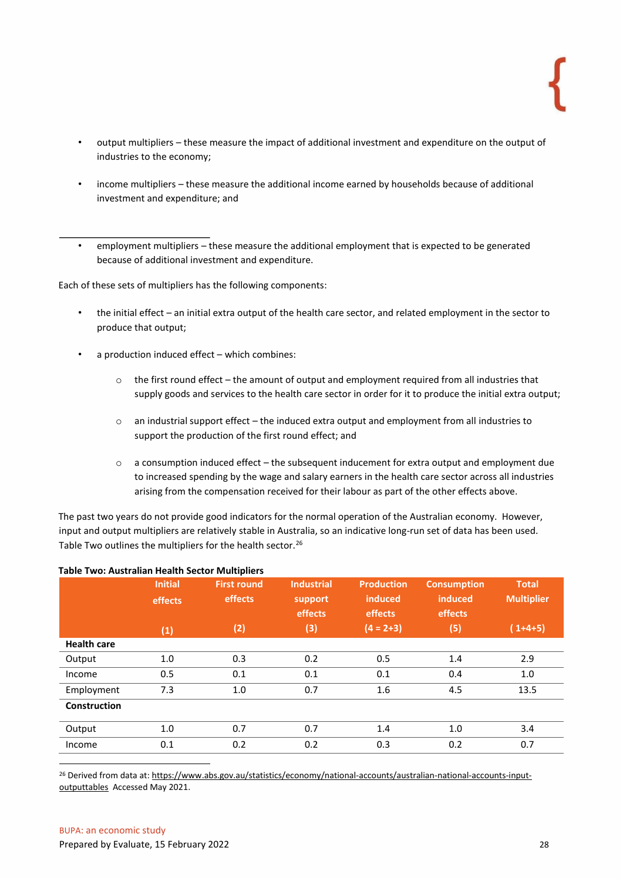- output multipliers – these measure the impact of additional investment and expenditure on the output of industries to the economy;
- income multipliers – these measure the additional income earned by households because of additional investment and expenditure; and
- employment multipliers – these measure the additional employment that is expected to be generated because of additional investment and expenditure.

Each of these sets of multipliers has the following components:

- the initial effect – an initial extra output of the health care sector, and related employment in the sector to produce that output;
- a production induced effect – which combines:
    - the first round effect – the amount of output and employment required from all industries that supply goods and services to the health care sector in order for it to produce the initial extra output;
    - an industrial support effect – the induced extra output and employment from all industries to support the production of the first round effect; and
    - a consumption induced effect – the subsequent inducement for extra output and employment due to increased spending by the wage and salary earners in the health care sector across all industries arising from the compensation received for their labour as part of the other effects above.

The past two years do not provide good indicators for the normal operation of the Australian economy. However, input and output multipliers are relatively stable in Australia, so an indicative long-run set of data has been used. Table Two outlines the multipliers for the health sector.[26]

**Table Two: Australian Health Sector Multipliers**

| | Initial effects (1) | First round effects (2) | Industrial support effects (3) | Production induced effects (4 = 2+3) | Consumption induced effects (5) | Total Multiplier ( 1+4+5) |
|---|---|---|---|---|---|---|
| **Health care** | | | | | | |
| Output | 1.0 | 0.3 | 0.2 | 0.5 | 1.4 | 2.9 |
| Income | 0.5 | 0.1 | 0.1 | 0.1 | 0.4 | 1.0 |
| Employment | 7.3 | 1.0 | 0.7 | 1.6 | 4.5 | 13.5 |
| **Construction** | | | | | | |
| Output | 1.0 | 0.7 | 0.7 | 1.4 | 1.0 | 3.4 |
| Income | 0.1 | 0.2 | 0.2 | 0.3 | 0.2 | 0.7 |

[26] Derived from data at: https://www.abs.gov.au/statistics/economy/national-accounts/australian-national-accounts-input-outputtables Accessed May 2021.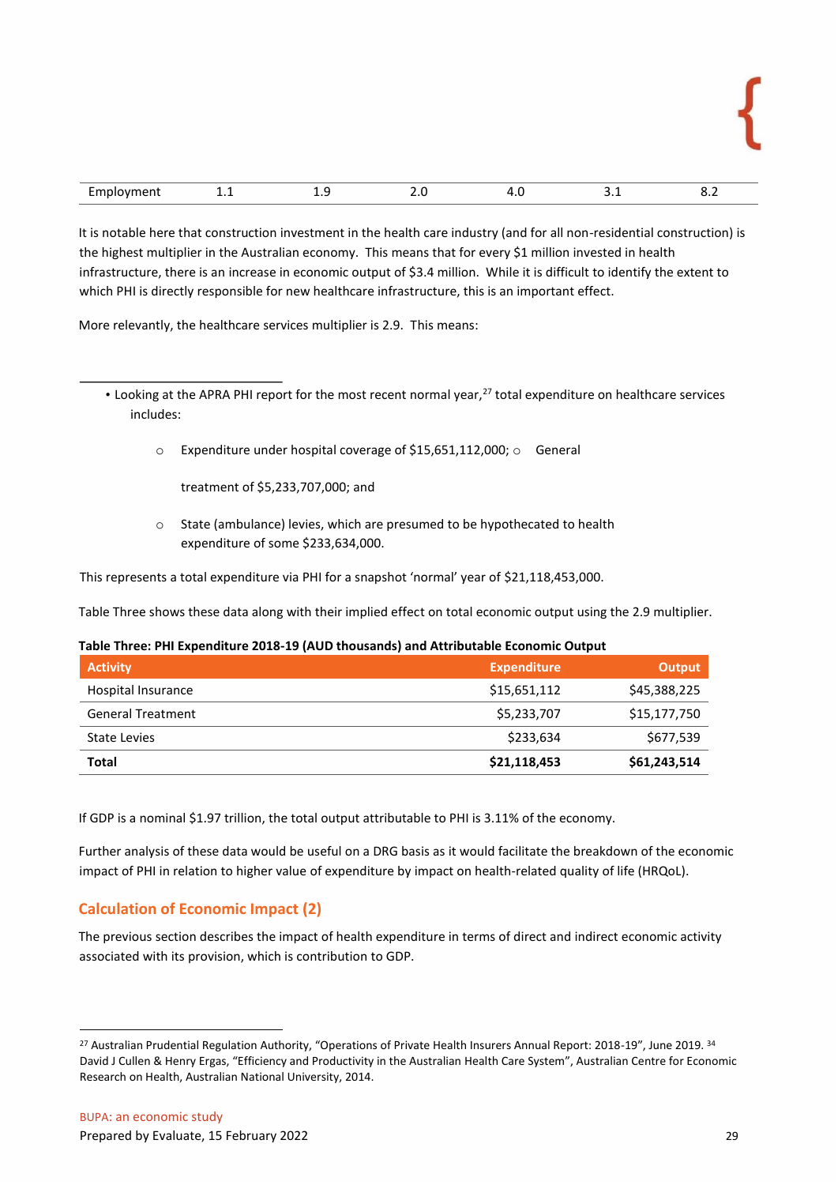| Employment | 1.1 | 1.9 | 2.0 | 4.0 | 3.1 | 8.2 |
|---|---|---|---|---|---|---|

It is notable here that construction investment in the health care industry (and for all non-residential construction) is the highest multiplier in the Australian economy. This means that for every $1 million invested in health infrastructure, there is an increase in economic output of $3.4 million. While it is difficult to identify the extent to which PHI is directly responsible for new healthcare infrastructure, this is an important effect.

More relevantly, the healthcare services multiplier is 2.9. This means:

- Looking at the APRA PHI report for the most recent normal year,[27] total expenditure on healthcare services includes:
    - Expenditure under hospital coverage of $15,651,112,000;
    - General treatment of $5,233,707,000; and
    - State (ambulance) levies, which are presumed to be hypothecated to health expenditure of some $233,634,000.

This represents a total expenditure via PHI for a snapshot 'normal' year of $21,118,453,000.

Table Three shows these data along with their implied effect on total economic output using the 2.9 multiplier.

**Table Three: PHI Expenditure 2018-19 (AUD thousands) and Attributable Economic Output**

| Activity | Expenditure | Output |
|---|---|---|
| Hospital Insurance | $15,651,112 | $45,388,225 |
| General Treatment | $5,233,707 | $15,177,750 |
| State Levies | $233,634 | $677,539 |
| **Total** | **$21,118,453** | **$61,243,514** |

If GDP is a nominal $1.97 trillion, the total output attributable to PHI is 3.11% of the economy.

Further analysis of these data would be useful on a DRG basis as it would facilitate the breakdown of the economic impact of PHI in relation to higher value of expenditure by impact on health-related quality of life (HRQoL).

## Calculation of Economic Impact (2)

The previous section describes the impact of health expenditure in terms of direct and indirect economic activity associated with its provision, which is contribution to GDP.

---

[27] Australian Prudential Regulation Authority, "Operations of Private Health Insurers Annual Report: 2018-19", June 2019.
[34] David J Cullen & Henry Ergas, "Efficiency and Productivity in the Australian Health Care System", Australian Centre for Economic Research on Health, Australian National University, 2014.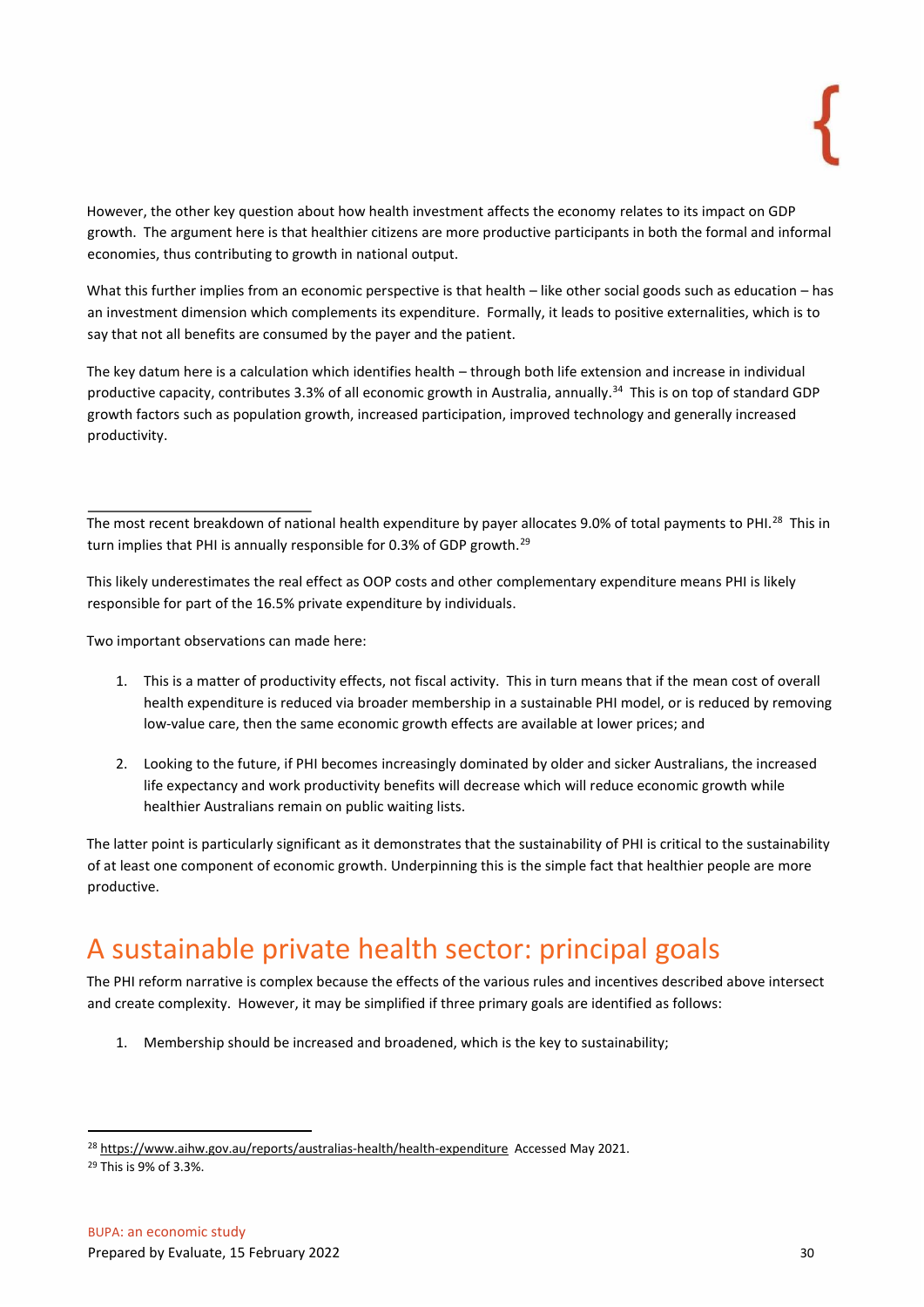However, the other key question about how health investment affects the economy relates to its impact on GDP growth. The argument here is that healthier citizens are more productive participants in both the formal and informal economies, thus contributing to growth in national output.

What this further implies from an economic perspective is that health – like other social goods such as education – has an investment dimension which complements its expenditure. Formally, it leads to positive externalities, which is to say that not all benefits are consumed by the payer and the patient.

The key datum here is a calculation which identifies health – through both life extension and increase in individual productive capacity, contributes 3.3% of all economic growth in Australia, annually.[34] This is on top of standard GDP growth factors such as population growth, increased participation, improved technology and generally increased productivity.

---

The most recent breakdown of national health expenditure by payer allocates 9.0% of total payments to PHI.[28] This in turn implies that PHI is annually responsible for 0.3% of GDP growth.[29]

This likely underestimates the real effect as OOP costs and other complementary expenditure means PHI is likely responsible for part of the 16.5% private expenditure by individuals.

Two important observations can made here:

1. This is a matter of productivity effects, not fiscal activity. This in turn means that if the mean cost of overall health expenditure is reduced via broader membership in a sustainable PHI model, or is reduced by removing low-value care, then the same economic growth effects are available at lower prices; and
2. Looking to the future, if PHI becomes increasingly dominated by older and sicker Australians, the increased life expectancy and work productivity benefits will decrease which will reduce economic growth while healthier Australians remain on public waiting lists.

The latter point is particularly significant as it demonstrates that the sustainability of PHI is critical to the sustainability of at least one component of economic growth. Underpinning this is the simple fact that healthier people are more productive.

## A sustainable private health sector: principal goals

The PHI reform narrative is complex because the effects of the various rules and incentives described above intersect and create complexity. However, it may be simplified if three primary goals are identified as follows:

1. Membership should be increased and broadened, which is the key to sustainability;

---

[28] https://www.aihw.gov.au/reports/australias-health/health-expenditure Accessed May 2021.

[29] This is 9% of 3.3%.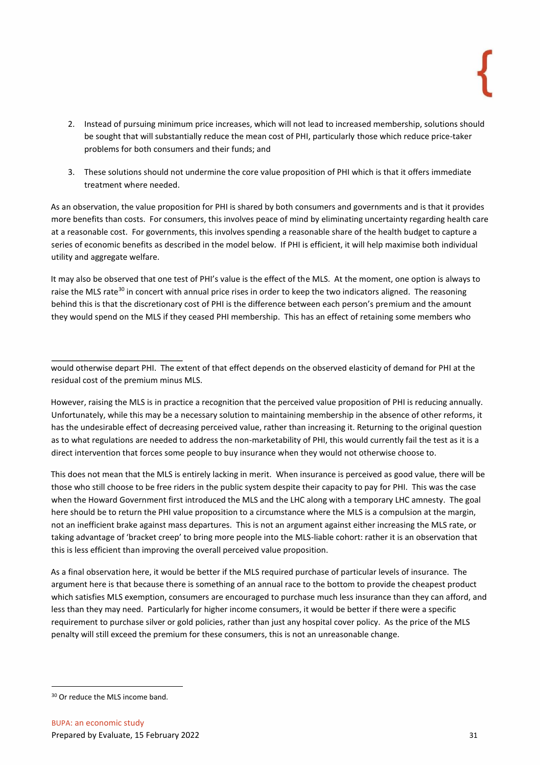2. Instead of pursuing minimum price increases, which will not lead to increased membership, solutions should be sought that will substantially reduce the mean cost of PHI, particularly those which reduce price-taker problems for both consumers and their funds; and

3. These solutions should not undermine the core value proposition of PHI which is that it offers immediate treatment where needed.

As an observation, the value proposition for PHI is shared by both consumers and governments and is that it provides more benefits than costs. For consumers, this involves peace of mind by eliminating uncertainty regarding health care at a reasonable cost. For governments, this involves spending a reasonable share of the health budget to capture a series of economic benefits as described in the model below. If PHI is efficient, it will help maximise both individual utility and aggregate welfare.

It may also be observed that one test of PHI's value is the effect of the MLS. At the moment, one option is always to raise the MLS rate[30] in concert with annual price rises in order to keep the two indicators aligned. The reasoning behind this is that the discretionary cost of PHI is the difference between each person's premium and the amount they would spend on the MLS if they ceased PHI membership. This has an effect of retaining some members who would otherwise depart PHI. The extent of that effect depends on the observed elasticity of demand for PHI at the residual cost of the premium minus MLS.

However, raising the MLS is in practice a recognition that the perceived value proposition of PHI is reducing annually. Unfortunately, while this may be a necessary solution to maintaining membership in the absence of other reforms, it has the undesirable effect of decreasing perceived value, rather than increasing it. Returning to the original question as to what regulations are needed to address the non-marketability of PHI, this would currently fail the test as it is a direct intervention that forces some people to buy insurance when they would not otherwise choose to.

This does not mean that the MLS is entirely lacking in merit. When insurance is perceived as good value, there will be those who still choose to be free riders in the public system despite their capacity to pay for PHI. This was the case when the Howard Government first introduced the MLS and the LHC along with a temporary LHC amnesty. The goal here should be to return the PHI value proposition to a circumstance where the MLS is a compulsion at the margin, not an inefficient brake against mass departures. This is not an argument against either increasing the MLS rate, or taking advantage of 'bracket creep' to bring more people into the MLS-liable cohort: rather it is an observation that this is less efficient than improving the overall perceived value proposition.

As a final observation here, it would be better if the MLS required purchase of particular levels of insurance. The argument here is that because there is something of an annual race to the bottom to provide the cheapest product which satisfies MLS exemption, consumers are encouraged to purchase much less insurance than they can afford, and less than they may need. Particularly for higher income consumers, it would be better if there were a specific requirement to purchase silver or gold policies, rather than just any hospital cover policy. As the price of the MLS penalty will still exceed the premium for these consumers, this is not an unreasonable change.

[30] Or reduce the MLS income band.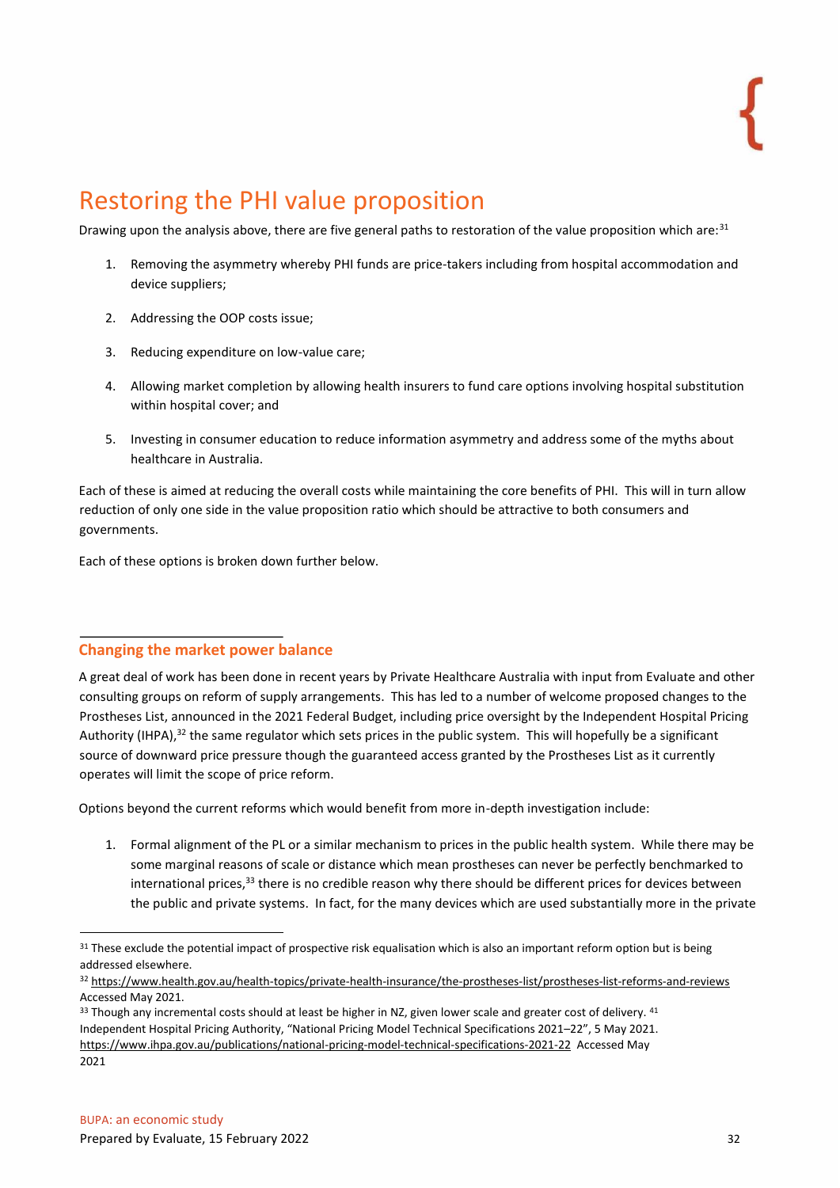# Restoring the PHI value proposition

Drawing upon the analysis above, there are five general paths to restoration of the value proposition which are:[31]

1. Removing the asymmetry whereby PHI funds are price-takers including from hospital accommodation and device suppliers;
2. Addressing the OOP costs issue;
3. Reducing expenditure on low-value care;
4. Allowing market completion by allowing health insurers to fund care options involving hospital substitution within hospital cover; and
5. Investing in consumer education to reduce information asymmetry and address some of the myths about healthcare in Australia.

Each of these is aimed at reducing the overall costs while maintaining the core benefits of PHI. This will in turn allow reduction of only one side in the value proposition ratio which should be attractive to both consumers and governments.

Each of these options is broken down further below.

## Changing the market power balance

A great deal of work has been done in recent years by Private Healthcare Australia with input from Evaluate and other consulting groups on reform of supply arrangements. This has led to a number of welcome proposed changes to the Prostheses List, announced in the 2021 Federal Budget, including price oversight by the Independent Hospital Pricing Authority (IHPA),[32] the same regulator which sets prices in the public system. This will hopefully be a significant source of downward price pressure though the guaranteed access granted by the Prostheses List as it currently operates will limit the scope of price reform.

Options beyond the current reforms which would benefit from more in-depth investigation include:

1. Formal alignment of the PL or a similar mechanism to prices in the public health system. While there may be some marginal reasons of scale or distance which mean prostheses can never be perfectly benchmarked to international prices,[33] there is no credible reason why there should be different prices for devices between the public and private systems. In fact, for the many devices which are used substantially more in the private

---

[31] These exclude the potential impact of prospective risk equalisation which is also an important reform option but is being addressed elsewhere.

[32] https://www.health.gov.au/health-topics/private-health-insurance/the-prostheses-list/prostheses-list-reforms-and-reviews Accessed May 2021.

[33] Though any incremental costs should at least be higher in NZ, given lower scale and greater cost of delivery. [41] Independent Hospital Pricing Authority, "National Pricing Model Technical Specifications 2021–22", 5 May 2021. https://www.ihpa.gov.au/publications/national-pricing-model-technical-specifications-2021-22 Accessed May 2021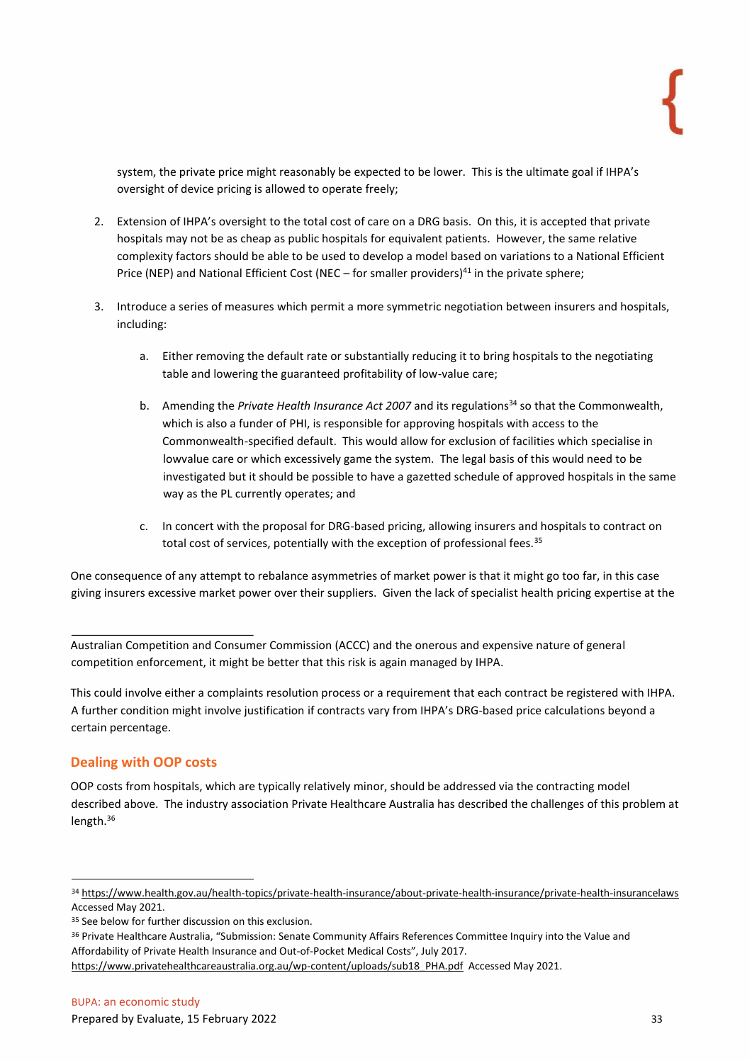system, the private price might reasonably be expected to be lower. This is the ultimate goal if IHPA's oversight of device pricing is allowed to operate freely;

2. Extension of IHPA's oversight to the total cost of care on a DRG basis. On this, it is accepted that private hospitals may not be as cheap as public hospitals for equivalent patients. However, the same relative complexity factors should be able to be used to develop a model based on variations to a National Efficient Price (NEP) and National Efficient Cost (NEC – for smaller providers)[41] in the private sphere;

3. Introduce a series of measures which permit a more symmetric negotiation between insurers and hospitals, including:

    a. Either removing the default rate or substantially reducing it to bring hospitals to the negotiating table and lowering the guaranteed profitability of low-value care;

    b. Amending the *Private Health Insurance Act 2007* and its regulations[34] so that the Commonwealth, which is also a funder of PHI, is responsible for approving hospitals with access to the Commonwealth-specified default. This would allow for exclusion of facilities which specialise in lowvalue care or which excessively game the system. The legal basis of this would need to be investigated but it should be possible to have a gazetted schedule of approved hospitals in the same way as the PL currently operates; and

    c. In concert with the proposal for DRG-based pricing, allowing insurers and hospitals to contract on total cost of services, potentially with the exception of professional fees.[35]

One consequence of any attempt to rebalance asymmetries of market power is that it might go too far, in this case giving insurers excessive market power over their suppliers. Given the lack of specialist health pricing expertise at the Australian Competition and Consumer Commission (ACCC) and the onerous and expensive nature of general competition enforcement, it might be better that this risk is again managed by IHPA.

This could involve either a complaints resolution process or a requirement that each contract be registered with IHPA. A further condition might involve justification if contracts vary from IHPA's DRG-based price calculations beyond a certain percentage.

## Dealing with OOP costs

OOP costs from hospitals, which are typically relatively minor, should be addressed via the contracting model described above. The industry association Private Healthcare Australia has described the challenges of this problem at length.[36]

---

[34] https://www.health.gov.au/health-topics/private-health-insurance/about-private-health-insurance/private-health-insurancelaws Accessed May 2021.

[35] See below for further discussion on this exclusion.

[36] Private Healthcare Australia, "Submission: Senate Community Affairs References Committee Inquiry into the Value and Affordability of Private Health Insurance and Out-of-Pocket Medical Costs", July 2017. https://www.privatehealthcareaustralia.org.au/wp-content/uploads/sub18_PHA.pdf Accessed May 2021.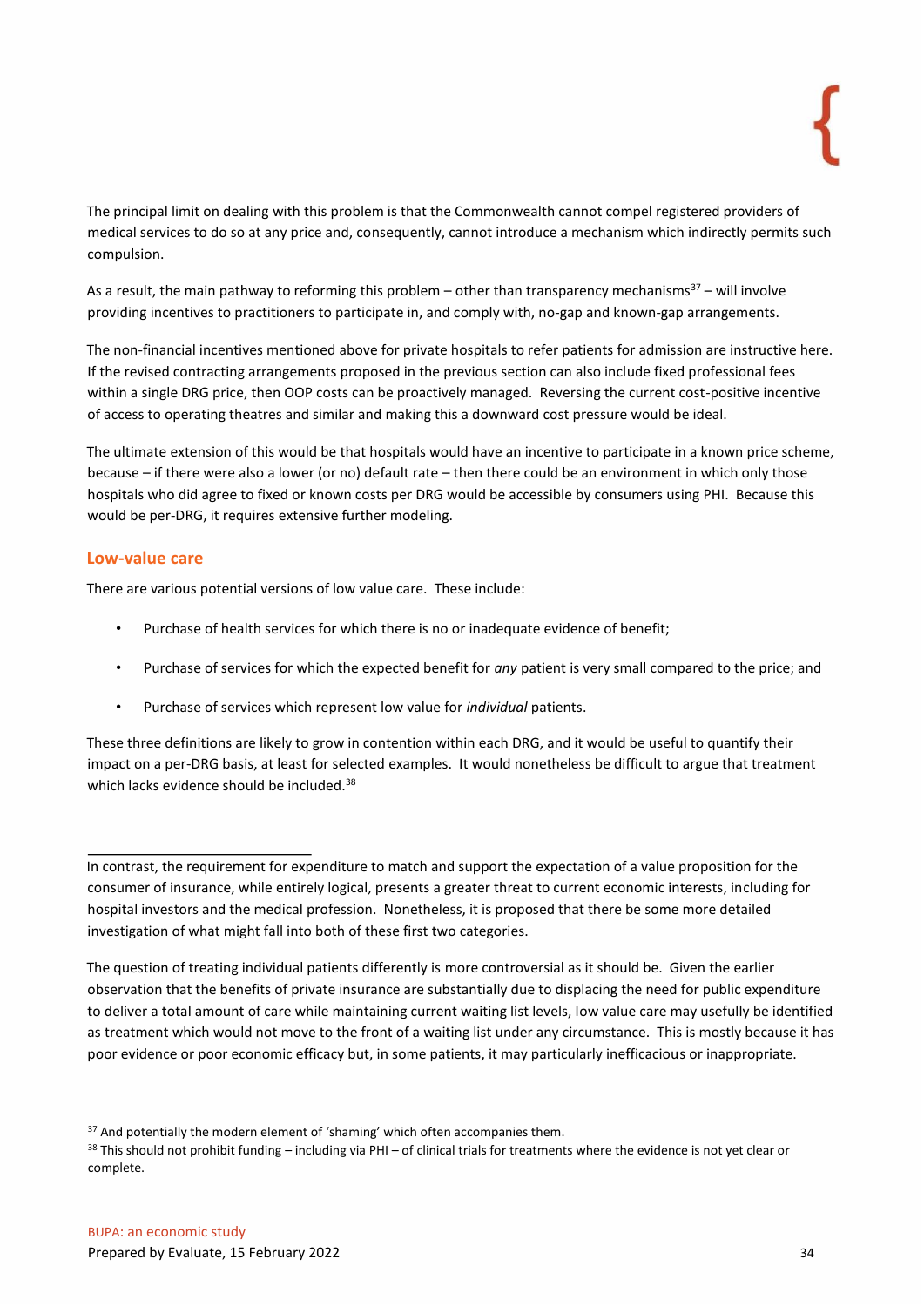The principal limit on dealing with this problem is that the Commonwealth cannot compel registered providers of medical services to do so at any price and, consequently, cannot introduce a mechanism which indirectly permits such compulsion.

As a result, the main pathway to reforming this problem – other than transparency mechanisms[37] – will involve providing incentives to practitioners to participate in, and comply with, no-gap and known-gap arrangements.

The non-financial incentives mentioned above for private hospitals to refer patients for admission are instructive here. If the revised contracting arrangements proposed in the previous section can also include fixed professional fees within a single DRG price, then OOP costs can be proactively managed. Reversing the current cost-positive incentive of access to operating theatres and similar and making this a downward cost pressure would be ideal.

The ultimate extension of this would be that hospitals would have an incentive to participate in a known price scheme, because – if there were also a lower (or no) default rate – then there could be an environment in which only those hospitals who did agree to fixed or known costs per DRG would be accessible by consumers using PHI. Because this would be per-DRG, it requires extensive further modeling.

## Low-value care

There are various potential versions of low value care. These include:

- Purchase of health services for which there is no or inadequate evidence of benefit;
- Purchase of services for which the expected benefit for *any* patient is very small compared to the price; and
- Purchase of services which represent low value for *individual* patients.

These three definitions are likely to grow in contention within each DRG, and it would be useful to quantify their impact on a per-DRG basis, at least for selected examples. It would nonetheless be difficult to argue that treatment which lacks evidence should be included.[38]

In contrast, the requirement for expenditure to match and support the expectation of a value proposition for the consumer of insurance, while entirely logical, presents a greater threat to current economic interests, including for hospital investors and the medical profession. Nonetheless, it is proposed that there be some more detailed investigation of what might fall into both of these first two categories.

The question of treating individual patients differently is more controversial as it should be. Given the earlier observation that the benefits of private insurance are substantially due to displacing the need for public expenditure to deliver a total amount of care while maintaining current waiting list levels, low value care may usefully be identified as treatment which would not move to the front of a waiting list under any circumstance. This is mostly because it has poor evidence or poor economic efficacy but, in some patients, it may particularly inefficacious or inappropriate.

---

[37] And potentially the modern element of 'shaming' which often accompanies them.

[38] This should not prohibit funding – including via PHI – of clinical trials for treatments where the evidence is not yet clear or complete.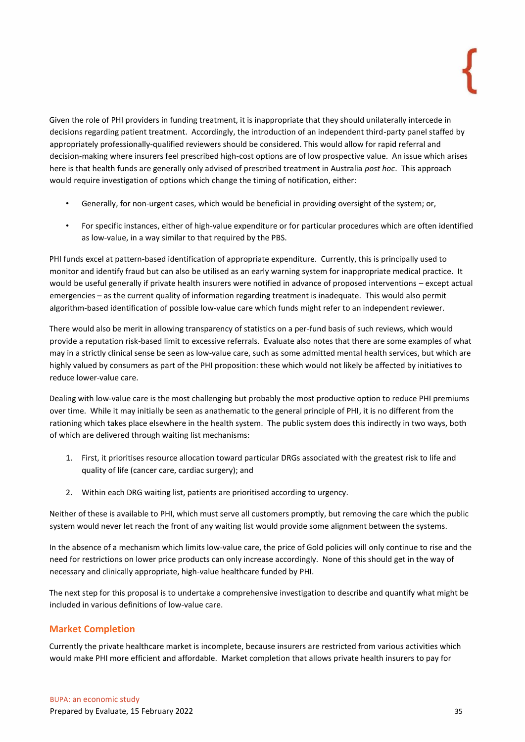Given the role of PHI providers in funding treatment, it is inappropriate that they should unilaterally intercede in decisions regarding patient treatment. Accordingly, the introduction of an independent third-party panel staffed by appropriately professionally-qualified reviewers should be considered. This would allow for rapid referral and decision-making where insurers feel prescribed high-cost options are of low prospective value. An issue which arises here is that health funds are generally only advised of prescribed treatment in Australia *post hoc*. This approach would require investigation of options which change the timing of notification, either:

- Generally, for non-urgent cases, which would be beneficial in providing oversight of the system; or,
- For specific instances, either of high-value expenditure or for particular procedures which are often identified as low-value, in a way similar to that required by the PBS.

PHI funds excel at pattern-based identification of appropriate expenditure. Currently, this is principally used to monitor and identify fraud but can also be utilised as an early warning system for inappropriate medical practice. It would be useful generally if private health insurers were notified in advance of proposed interventions – except actual emergencies – as the current quality of information regarding treatment is inadequate. This would also permit algorithm-based identification of possible low-value care which funds might refer to an independent reviewer.

There would also be merit in allowing transparency of statistics on a per-fund basis of such reviews, which would provide a reputation risk-based limit to excessive referrals. Evaluate also notes that there are some examples of what may in a strictly clinical sense be seen as low-value care, such as some admitted mental health services, but which are highly valued by consumers as part of the PHI proposition: these which would not likely be affected by initiatives to reduce lower-value care.

Dealing with low-value care is the most challenging but probably the most productive option to reduce PHI premiums over time. While it may initially be seen as anathematic to the general principle of PHI, it is no different from the rationing which takes place elsewhere in the health system. The public system does this indirectly in two ways, both of which are delivered through waiting list mechanisms:

1. First, it prioritises resource allocation toward particular DRGs associated with the greatest risk to life and quality of life (cancer care, cardiac surgery); and
2. Within each DRG waiting list, patients are prioritised according to urgency.

Neither of these is available to PHI, which must serve all customers promptly, but removing the care which the public system would never let reach the front of any waiting list would provide some alignment between the systems.

In the absence of a mechanism which limits low-value care, the price of Gold policies will only continue to rise and the need for restrictions on lower price products can only increase accordingly. None of this should get in the way of necessary and clinically appropriate, high-value healthcare funded by PHI.

The next step for this proposal is to undertake a comprehensive investigation to describe and quantify what might be included in various definitions of low-value care.

## Market Completion

Currently the private healthcare market is incomplete, because insurers are restricted from various activities which would make PHI more efficient and affordable. Market completion that allows private health insurers to pay for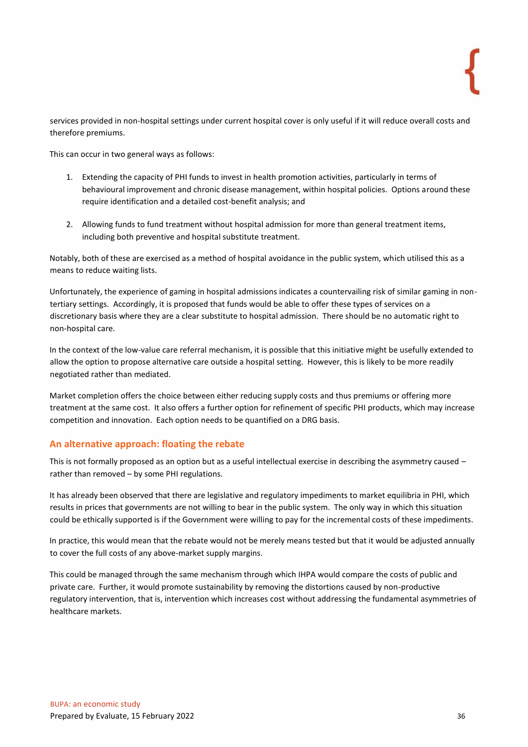services provided in non-hospital settings under current hospital cover is only useful if it will reduce overall costs and therefore premiums.

This can occur in two general ways as follows:

1. Extending the capacity of PHI funds to invest in health promotion activities, particularly in terms of behavioural improvement and chronic disease management, within hospital policies. Options around these require identification and a detailed cost-benefit analysis; and
2. Allowing funds to fund treatment without hospital admission for more than general treatment items, including both preventive and hospital substitute treatment.

Notably, both of these are exercised as a method of hospital avoidance in the public system, which utilised this as a means to reduce waiting lists.

Unfortunately, the experience of gaming in hospital admissions indicates a countervailing risk of similar gaming in non-tertiary settings. Accordingly, it is proposed that funds would be able to offer these types of services on a discretionary basis where they are a clear substitute to hospital admission. There should be no automatic right to non-hospital care.

In the context of the low-value care referral mechanism, it is possible that this initiative might be usefully extended to allow the option to propose alternative care outside a hospital setting. However, this is likely to be more readily negotiated rather than mediated.

Market completion offers the choice between either reducing supply costs and thus premiums or offering more treatment at the same cost. It also offers a further option for refinement of specific PHI products, which may increase competition and innovation. Each option needs to be quantified on a DRG basis.

## An alternative approach: floating the rebate

This is not formally proposed as an option but as a useful intellectual exercise in describing the asymmetry caused – rather than removed – by some PHI regulations.

It has already been observed that there are legislative and regulatory impediments to market equilibria in PHI, which results in prices that governments are not willing to bear in the public system. The only way in which this situation could be ethically supported is if the Government were willing to pay for the incremental costs of these impediments.

In practice, this would mean that the rebate would not be merely means tested but that it would be adjusted annually to cover the full costs of any above-market supply margins.

This could be managed through the same mechanism through which IHPA would compare the costs of public and private care. Further, it would promote sustainability by removing the distortions caused by non-productive regulatory intervention, that is, intervention which increases cost without addressing the fundamental asymmetries of healthcare markets.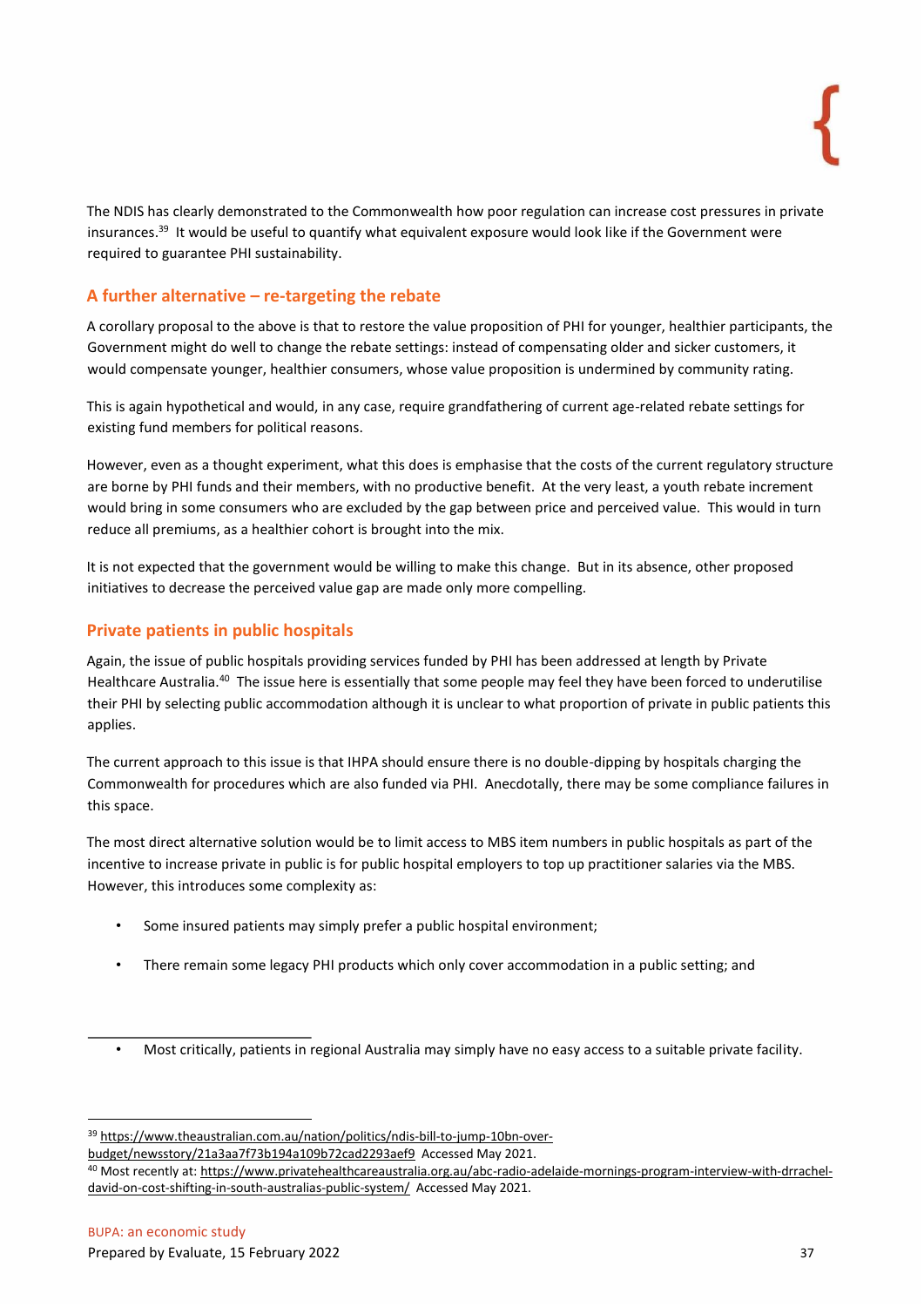The NDIS has clearly demonstrated to the Commonwealth how poor regulation can increase cost pressures in private insurances.[39] It would be useful to quantify what equivalent exposure would look like if the Government were required to guarantee PHI sustainability.

## A further alternative – re-targeting the rebate

A corollary proposal to the above is that to restore the value proposition of PHI for younger, healthier participants, the Government might do well to change the rebate settings: instead of compensating older and sicker customers, it would compensate younger, healthier consumers, whose value proposition is undermined by community rating.

This is again hypothetical and would, in any case, require grandfathering of current age-related rebate settings for existing fund members for political reasons.

However, even as a thought experiment, what this does is emphasise that the costs of the current regulatory structure are borne by PHI funds and their members, with no productive benefit. At the very least, a youth rebate increment would bring in some consumers who are excluded by the gap between price and perceived value. This would in turn reduce all premiums, as a healthier cohort is brought into the mix.

It is not expected that the government would be willing to make this change. But in its absence, other proposed initiatives to decrease the perceived value gap are made only more compelling.

## Private patients in public hospitals

Again, the issue of public hospitals providing services funded by PHI has been addressed at length by Private Healthcare Australia.[40] The issue here is essentially that some people may feel they have been forced to underutilise their PHI by selecting public accommodation although it is unclear to what proportion of private in public patients this applies.

The current approach to this issue is that IHPA should ensure there is no double-dipping by hospitals charging the Commonwealth for procedures which are also funded via PHI. Anecdotally, there may be some compliance failures in this space.

The most direct alternative solution would be to limit access to MBS item numbers in public hospitals as part of the incentive to increase private in public is for public hospital employers to top up practitioner salaries via the MBS. However, this introduces some complexity as:

- Some insured patients may simply prefer a public hospital environment;
- There remain some legacy PHI products which only cover accommodation in a public setting; and
- Most critically, patients in regional Australia may simply have no easy access to a suitable private facility.

---

[39] https://www.theaustralian.com.au/nation/politics/ndis-bill-to-jump-10bn-over-budget/newsstory/21a3aa7f73b194a109b72cad2293aef9 Accessed May 2021.

[40] Most recently at: https://www.privatehealthcareaustralia.org.au/abc-radio-adelaide-mornings-program-interview-with-drrachel-david-on-cost-shifting-in-south-australias-public-system/ Accessed May 2021.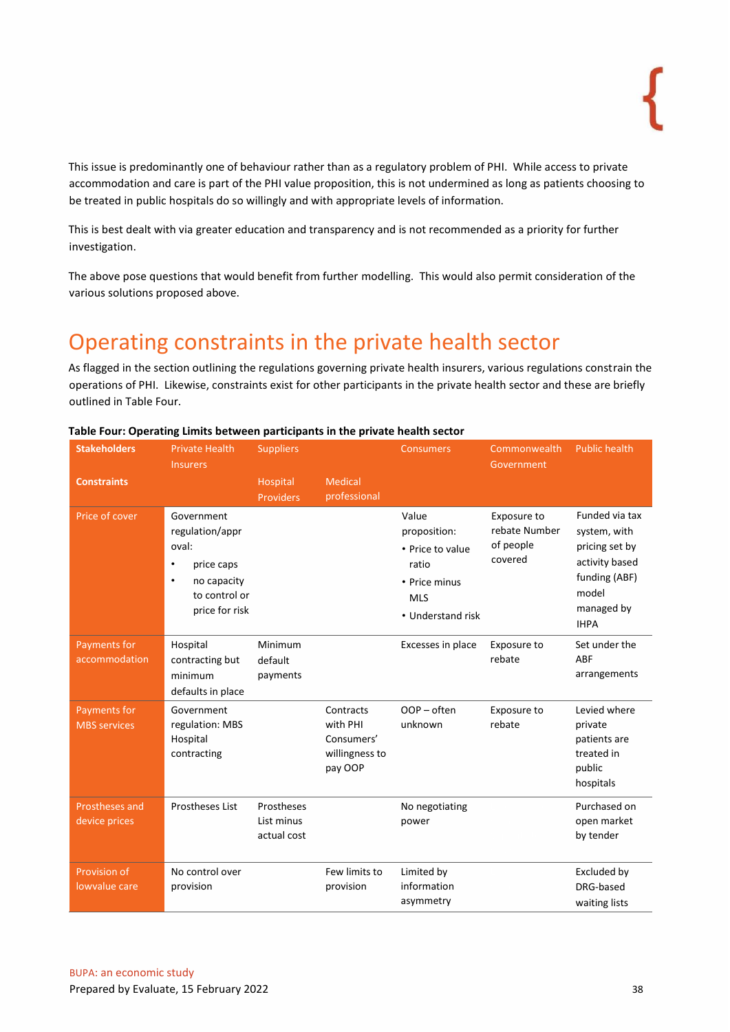This issue is predominantly one of behaviour rather than as a regulatory problem of PHI. While access to private accommodation and care is part of the PHI value proposition, this is not undermined as long as patients choosing to be treated in public hospitals do so willingly and with appropriate levels of information.

This is best dealt with via greater education and transparency and is not recommended as a priority for further investigation.

The above pose questions that would benefit from further modelling. This would also permit consideration of the various solutions proposed above.

# Operating constraints in the private health sector

As flagged in the section outlining the regulations governing private health insurers, various regulations constrain the operations of PHI. Likewise, constraints exist for other participants in the private health sector and these are briefly outlined in Table Four.

**Table Four: Operating Limits between participants in the private health sector**

| Stakeholders | Private Health Insurers | Suppliers | | Consumers | Commonwealth Government | Public health |
|---|---|---|---|---|---|---|
| Constraints | | Hospital Providers | Medical professional | | | |
| Price of cover | Government regulation/approval: • price caps • no capacity to control or price for risk | | | Value proposition: • Price to value ratio • Price minus MLS • Understand risk | Exposure to rebate Number of people covered | Funded via tax system, with pricing set by activity based funding (ABF) model managed by IHPA |
| Payments for accommodation | Hospital contracting but minimum defaults in place | Minimum default payments | | Excesses in place | Exposure to rebate | Set under the ABF arrangements |
| Payments for MBS services | Government regulation: MBS Hospital contracting | | Contracts with PHI Consumers' willingness to pay OOP | OOP – often unknown | Exposure to rebate | Levied where private patients are treated in public hospitals |
| Prostheses and device prices | Prostheses List | Prostheses List minus actual cost | | No negotiating power | | Purchased on open market by tender |
| Provision of lowvalue care | No control over provision | | Few limits to provision | Limited by information asymmetry | | Excluded by DRG-based waiting lists |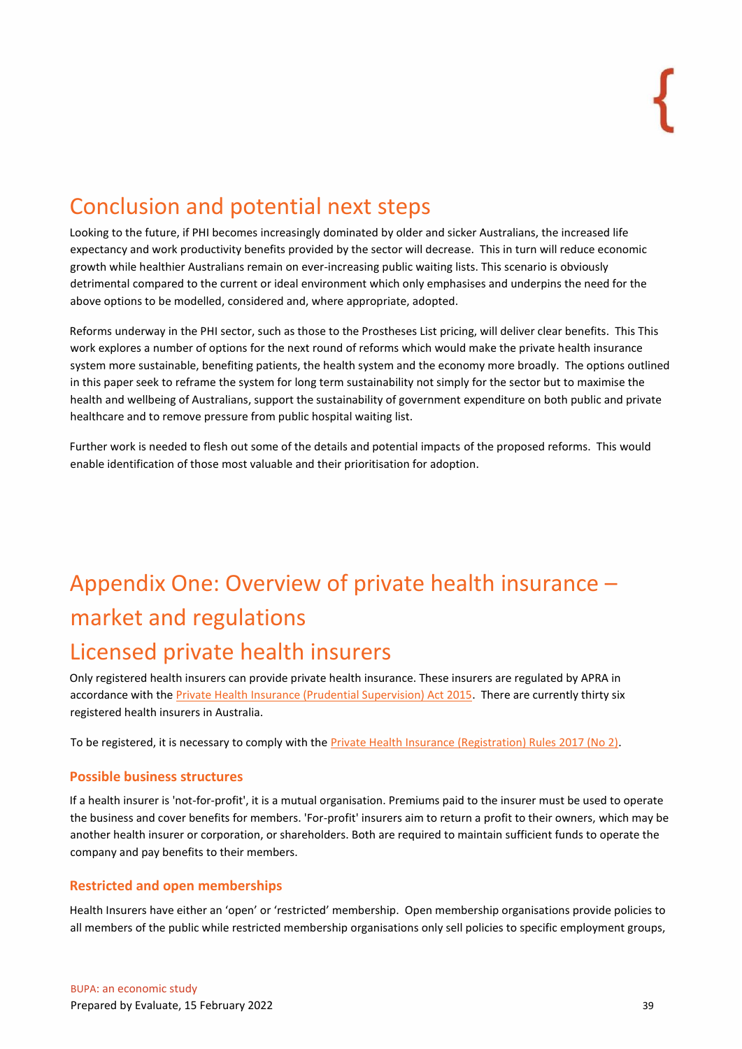# Conclusion and potential next steps

Looking to the future, if PHI becomes increasingly dominated by older and sicker Australians, the increased life expectancy and work productivity benefits provided by the sector will decrease. This in turn will reduce economic growth while healthier Australians remain on ever-increasing public waiting lists. This scenario is obviously detrimental compared to the current or ideal environment which only emphasises and underpins the need for the above options to be modelled, considered and, where appropriate, adopted.

Reforms underway in the PHI sector, such as those to the Prostheses List pricing, will deliver clear benefits. This This work explores a number of options for the next round of reforms which would make the private health insurance system more sustainable, benefiting patients, the health system and the economy more broadly. The options outlined in this paper seek to reframe the system for long term sustainability not simply for the sector but to maximise the health and wellbeing of Australians, support the sustainability of government expenditure on both public and private healthcare and to remove pressure from public hospital waiting list.

Further work is needed to flesh out some of the details and potential impacts of the proposed reforms. This would enable identification of those most valuable and their prioritisation for adoption.

# Appendix One: Overview of private health insurance – market and regulations

## Licensed private health insurers

Only registered health insurers can provide private health insurance. These insurers are regulated by APRA in accordance with the Private Health Insurance (Prudential Supervision) Act 2015. There are currently thirty six registered health insurers in Australia.

To be registered, it is necessary to comply with the Private Health Insurance (Registration) Rules 2017 (No 2).

### Possible business structures

If a health insurer is 'not-for-profit', it is a mutual organisation. Premiums paid to the insurer must be used to operate the business and cover benefits for members. 'For-profit' insurers aim to return a profit to their owners, which may be another health insurer or corporation, or shareholders. Both are required to maintain sufficient funds to operate the company and pay benefits to their members.

### Restricted and open memberships

Health Insurers have either an 'open' or 'restricted' membership. Open membership organisations provide policies to all members of the public while restricted membership organisations only sell policies to specific employment groups,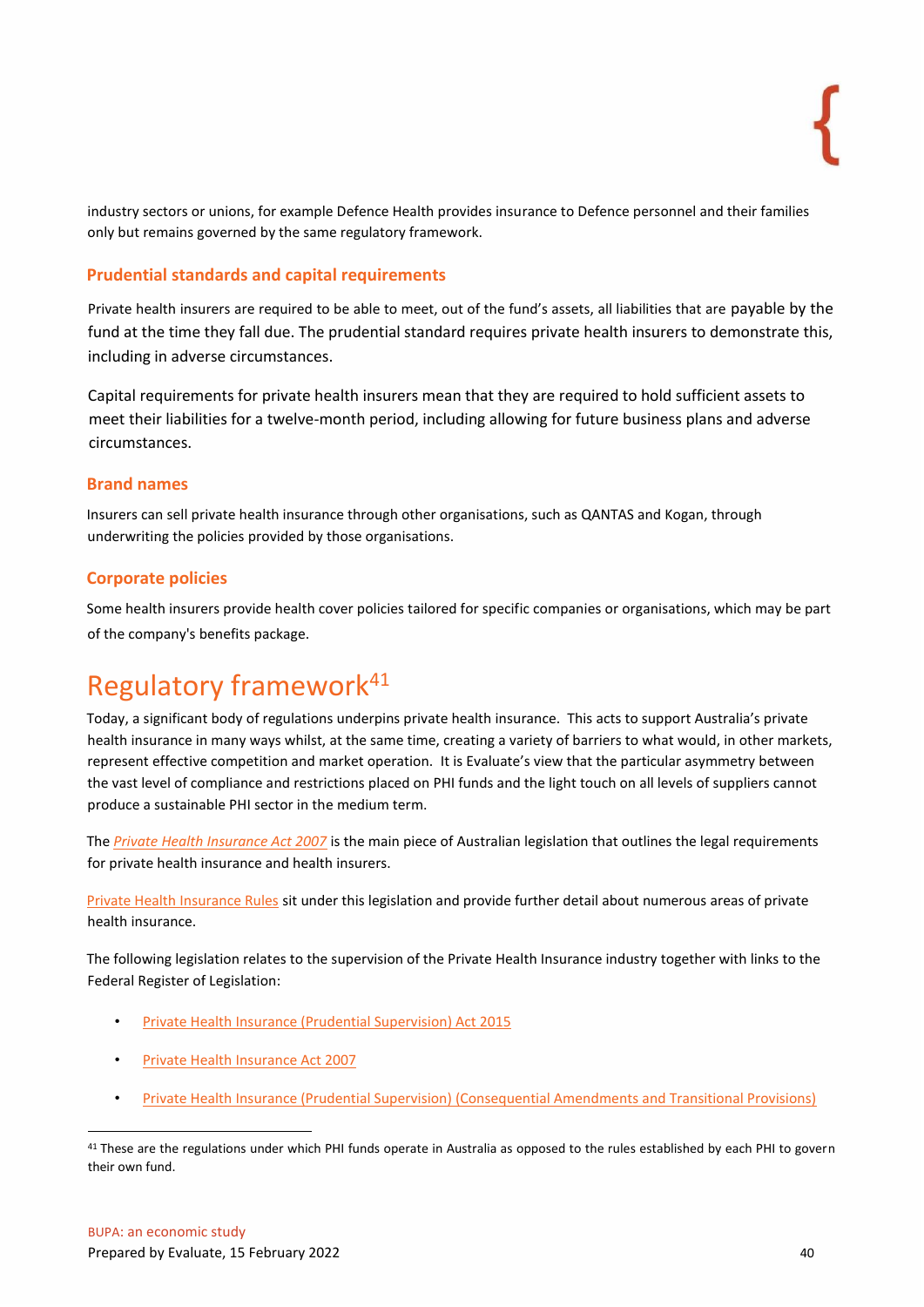industry sectors or unions, for example Defence Health provides insurance to Defence personnel and their families only but remains governed by the same regulatory framework.

### Prudential standards and capital requirements

Private health insurers are required to be able to meet, out of the fund's assets, all liabilities that are payable by the fund at the time they fall due. The prudential standard requires private health insurers to demonstrate this, including in adverse circumstances.

Capital requirements for private health insurers mean that they are required to hold sufficient assets to meet their liabilities for a twelve-month period, including allowing for future business plans and adverse circumstances.

### Brand names

Insurers can sell private health insurance through other organisations, such as QANTAS and Kogan, through underwriting the policies provided by those organisations.

### Corporate policies

Some health insurers provide health cover policies tailored for specific companies or organisations, which may be part of the company's benefits package.

## Regulatory framework[41]

Today, a significant body of regulations underpins private health insurance. This acts to support Australia's private health insurance in many ways whilst, at the same time, creating a variety of barriers to what would, in other markets, represent effective competition and market operation. It is Evaluate's view that the particular asymmetry between the vast level of compliance and restrictions placed on PHI funds and the light touch on all levels of suppliers cannot produce a sustainable PHI sector in the medium term.

The *Private Health Insurance Act 2007* is the main piece of Australian legislation that outlines the legal requirements for private health insurance and health insurers.

Private Health Insurance Rules sit under this legislation and provide further detail about numerous areas of private health insurance.

The following legislation relates to the supervision of the Private Health Insurance industry together with links to the Federal Register of Legislation:

- Private Health Insurance (Prudential Supervision) Act 2015
- Private Health Insurance Act 2007
- Private Health Insurance (Prudential Supervision) (Consequential Amendments and Transitional Provisions)

[41] These are the regulations under which PHI funds operate in Australia as opposed to the rules established by each PHI to govern their own fund.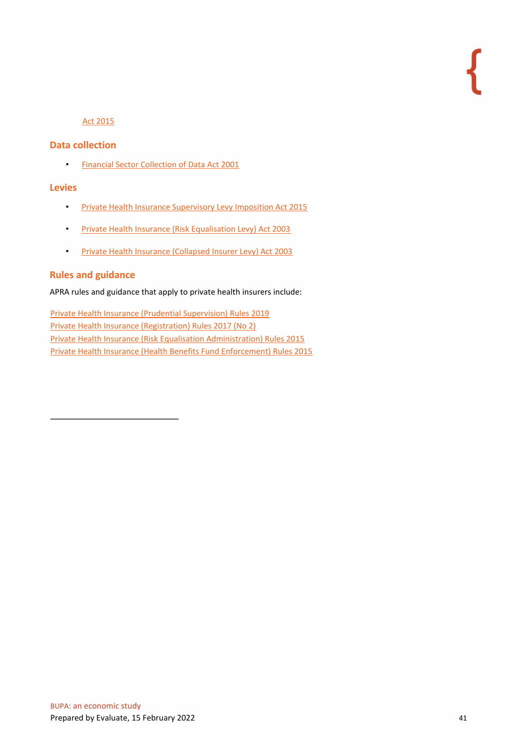Act 2015

## Data collection

- Financial Sector Collection of Data Act 2001

## Levies

- Private Health Insurance Supervisory Levy Imposition Act 2015
- Private Health Insurance (Risk Equalisation Levy) Act 2003
- Private Health Insurance (Collapsed Insurer Levy) Act 2003

## Rules and guidance

APRA rules and guidance that apply to private health insurers include:

Private Health Insurance (Prudential Supervision) Rules 2019
Private Health Insurance (Registration) Rules 2017 (No 2)
Private Health Insurance (Risk Equalisation Administration) Rules 2015
Private Health Insurance (Health Benefits Fund Enforcement) Rules 2015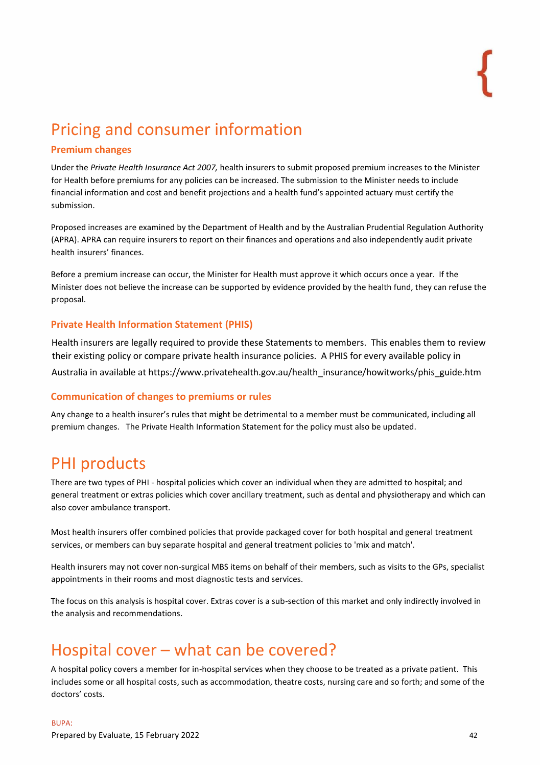# Pricing and consumer information

### Premium changes

Under the *Private Health Insurance Act 2007,* health insurers to submit proposed premium increases to the Minister for Health before premiums for any policies can be increased. The submission to the Minister needs to include financial information and cost and benefit projections and a health fund's appointed actuary must certify the submission.

Proposed increases are examined by the Department of Health and by the Australian Prudential Regulation Authority (APRA). APRA can require insurers to report on their finances and operations and also independently audit private health insurers' finances.

Before a premium increase can occur, the Minister for Health must approve it which occurs once a year. If the Minister does not believe the increase can be supported by evidence provided by the health fund, they can refuse the proposal.

### Private Health Information Statement (PHIS)

Health insurers are legally required to provide these Statements to members. This enables them to review their existing policy or compare private health insurance policies. A PHIS for every available policy in Australia in available at https://www.privatehealth.gov.au/health_insurance/howitworks/phis_guide.htm

### Communication of changes to premiums or rules

Any change to a health insurer's rules that might be detrimental to a member must be communicated, including all premium changes. The Private Health Information Statement for the policy must also be updated.

# PHI products

There are two types of PHI - hospital policies which cover an individual when they are admitted to hospital; and general treatment or extras policies which cover ancillary treatment, such as dental and physiotherapy and which can also cover ambulance transport.

Most health insurers offer combined policies that provide packaged cover for both hospital and general treatment services, or members can buy separate hospital and general treatment policies to 'mix and match'.

Health insurers may not cover non-surgical MBS items on behalf of their members, such as visits to the GPs, specialist appointments in their rooms and most diagnostic tests and services.

The focus on this analysis is hospital cover. Extras cover is a sub-section of this market and only indirectly involved in the analysis and recommendations.

# Hospital cover – what can be covered?

A hospital policy covers a member for in-hospital services when they choose to be treated as a private patient. This includes some or all hospital costs, such as accommodation, theatre costs, nursing care and so forth; and some of the doctors' costs.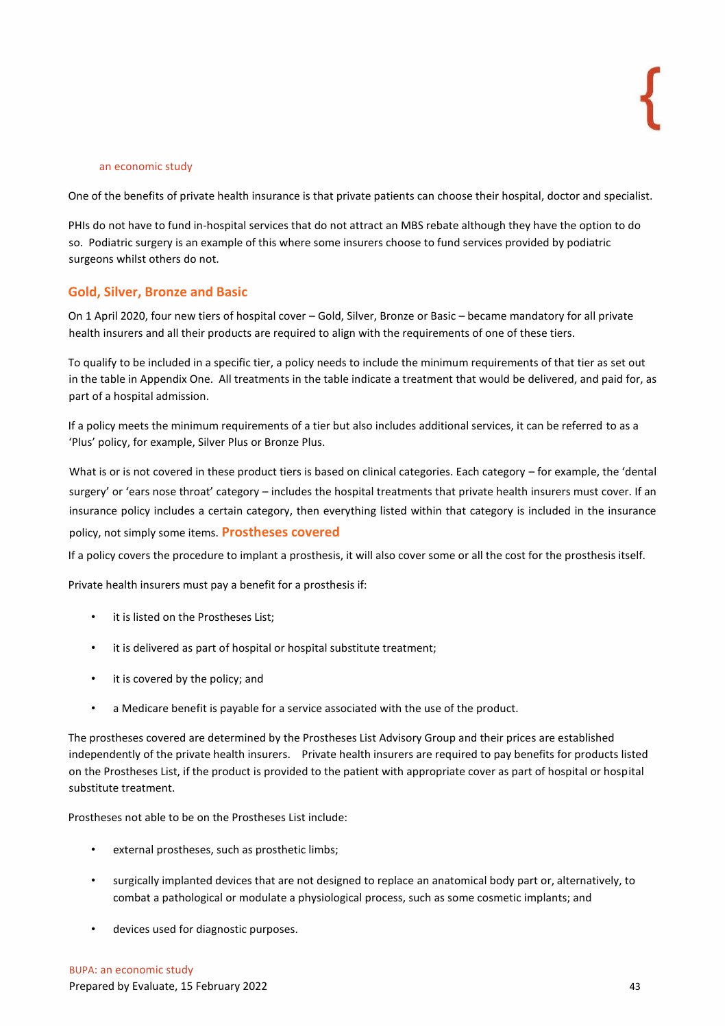One of the benefits of private health insurance is that private patients can choose their hospital, doctor and specialist.

PHIs do not have to fund in-hospital services that do not attract an MBS rebate although they have the option to do so. Podiatric surgery is an example of this where some insurers choose to fund services provided by podiatric surgeons whilst others do not.

## Gold, Silver, Bronze and Basic

On 1 April 2020, four new tiers of hospital cover – Gold, Silver, Bronze or Basic – became mandatory for all private health insurers and all their products are required to align with the requirements of one of these tiers.

To qualify to be included in a specific tier, a policy needs to include the minimum requirements of that tier as set out in the table in Appendix One. All treatments in the table indicate a treatment that would be delivered, and paid for, as part of a hospital admission.

If a policy meets the minimum requirements of a tier but also includes additional services, it can be referred to as a 'Plus' policy, for example, Silver Plus or Bronze Plus.

What is or is not covered in these product tiers is based on clinical categories. Each category – for example, the 'dental surgery' or 'ears nose throat' category – includes the hospital treatments that private health insurers must cover. If an insurance policy includes a certain category, then everything listed within that category is included in the insurance policy, not simply some items.

## Prostheses covered

If a policy covers the procedure to implant a prosthesis, it will also cover some or all the cost for the prosthesis itself.

Private health insurers must pay a benefit for a prosthesis if:

- it is listed on the Prostheses List;
- it is delivered as part of hospital or hospital substitute treatment;
- it is covered by the policy; and
- a Medicare benefit is payable for a service associated with the use of the product.

The prostheses covered are determined by the Prostheses List Advisory Group and their prices are established independently of the private health insurers. Private health insurers are required to pay benefits for products listed on the Prostheses List, if the product is provided to the patient with appropriate cover as part of hospital or hospital substitute treatment.

Prostheses not able to be on the Prostheses List include:

- external prostheses, such as prosthetic limbs;
- surgically implanted devices that are not designed to replace an anatomical body part or, alternatively, to combat a pathological or modulate a physiological process, such as some cosmetic implants; and
- devices used for diagnostic purposes.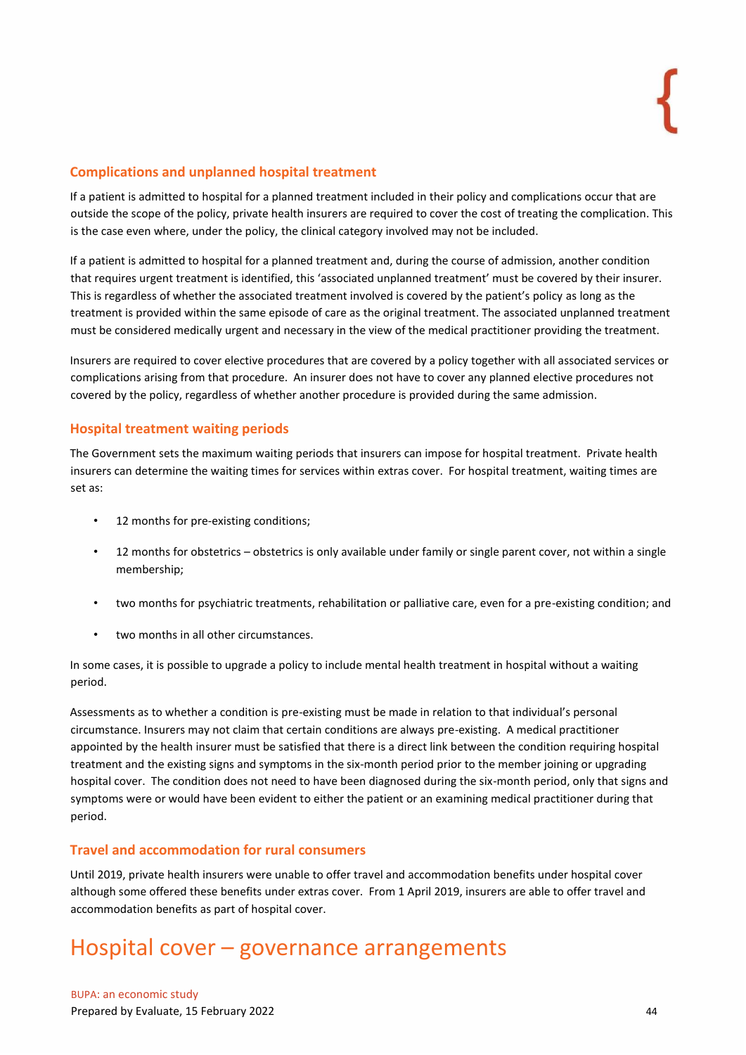### Complications and unplanned hospital treatment

If a patient is admitted to hospital for a planned treatment included in their policy and complications occur that are outside the scope of the policy, private health insurers are required to cover the cost of treating the complication. This is the case even where, under the policy, the clinical category involved may not be included.

If a patient is admitted to hospital for a planned treatment and, during the course of admission, another condition that requires urgent treatment is identified, this 'associated unplanned treatment' must be covered by their insurer. This is regardless of whether the associated treatment involved is covered by the patient's policy as long as the treatment is provided within the same episode of care as the original treatment. The associated unplanned treatment must be considered medically urgent and necessary in the view of the medical practitioner providing the treatment.

Insurers are required to cover elective procedures that are covered by a policy together with all associated services or complications arising from that procedure. An insurer does not have to cover any planned elective procedures not covered by the policy, regardless of whether another procedure is provided during the same admission.

### Hospital treatment waiting periods

The Government sets the maximum waiting periods that insurers can impose for hospital treatment. Private health insurers can determine the waiting times for services within extras cover. For hospital treatment, waiting times are set as:

- 12 months for pre-existing conditions;
- 12 months for obstetrics – obstetrics is only available under family or single parent cover, not within a single membership;
- two months for psychiatric treatments, rehabilitation or palliative care, even for a pre-existing condition; and
- two months in all other circumstances.

In some cases, it is possible to upgrade a policy to include mental health treatment in hospital without a waiting period.

Assessments as to whether a condition is pre-existing must be made in relation to that individual's personal circumstance. Insurers may not claim that certain conditions are always pre-existing. A medical practitioner appointed by the health insurer must be satisfied that there is a direct link between the condition requiring hospital treatment and the existing signs and symptoms in the six-month period prior to the member joining or upgrading hospital cover. The condition does not need to have been diagnosed during the six-month period, only that signs and symptoms were or would have been evident to either the patient or an examining medical practitioner during that period.

### Travel and accommodation for rural consumers

Until 2019, private health insurers were unable to offer travel and accommodation benefits under hospital cover although some offered these benefits under extras cover. From 1 April 2019, insurers are able to offer travel and accommodation benefits as part of hospital cover.

# Hospital cover – governance arrangements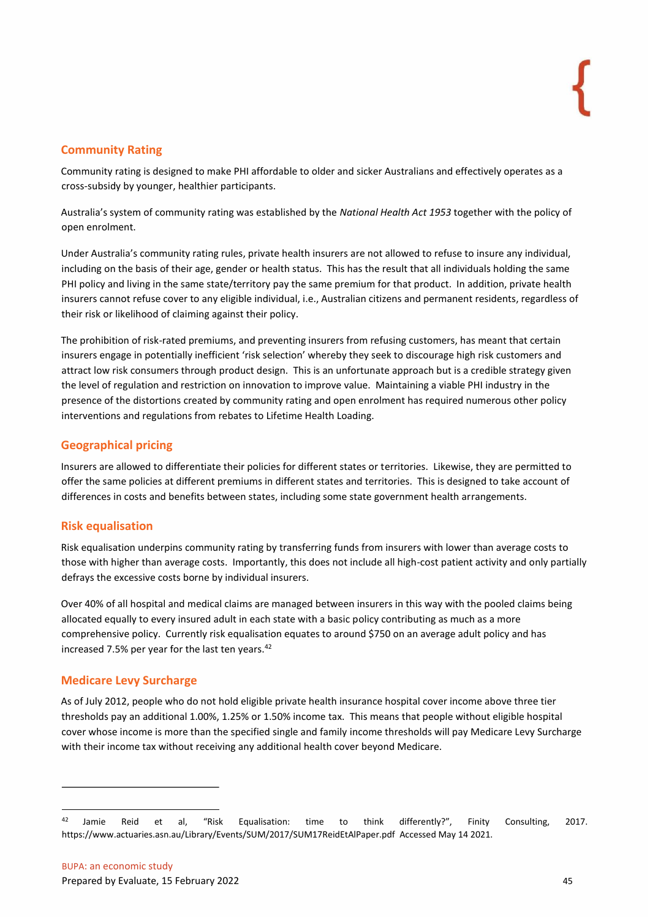## Community Rating

Community rating is designed to make PHI affordable to older and sicker Australians and effectively operates as a cross-subsidy by younger, healthier participants.

Australia's system of community rating was established by the *National Health Act 1953* together with the policy of open enrolment.

Under Australia's community rating rules, private health insurers are not allowed to refuse to insure any individual, including on the basis of their age, gender or health status. This has the result that all individuals holding the same PHI policy and living in the same state/territory pay the same premium for that product. In addition, private health insurers cannot refuse cover to any eligible individual, i.e., Australian citizens and permanent residents, regardless of their risk or likelihood of claiming against their policy.

The prohibition of risk-rated premiums, and preventing insurers from refusing customers, has meant that certain insurers engage in potentially inefficient 'risk selection' whereby they seek to discourage high risk customers and attract low risk consumers through product design. This is an unfortunate approach but is a credible strategy given the level of regulation and restriction on innovation to improve value. Maintaining a viable PHI industry in the presence of the distortions created by community rating and open enrolment has required numerous other policy interventions and regulations from rebates to Lifetime Health Loading.

## Geographical pricing

Insurers are allowed to differentiate their policies for different states or territories. Likewise, they are permitted to offer the same policies at different premiums in different states and territories. This is designed to take account of differences in costs and benefits between states, including some state government health arrangements.

## Risk equalisation

Risk equalisation underpins community rating by transferring funds from insurers with lower than average costs to those with higher than average costs. Importantly, this does not include all high-cost patient activity and only partially defrays the excessive costs borne by individual insurers.

Over 40% of all hospital and medical claims are managed between insurers in this way with the pooled claims being allocated equally to every insured adult in each state with a basic policy contributing as much as a more comprehensive policy. Currently risk equalisation equates to around $750 on an average adult policy and has increased 7.5% per year for the last ten years.[42]

## Medicare Levy Surcharge

As of July 2012, people who do not hold eligible private health insurance hospital cover income above three tier thresholds pay an additional 1.00%, 1.25% or 1.50% income tax. This means that people without eligible hospital cover whose income is more than the specified single and family income thresholds will pay Medicare Levy Surcharge with their income tax without receiving any additional health cover beyond Medicare.

---

[42] Jamie Reid et al, "Risk Equalisation: time to think differently?", Finity Consulting, 2017. https://www.actuaries.asn.au/Library/Events/SUM/2017/SUM17ReidEtAlPaper.pdf Accessed May 14 2021.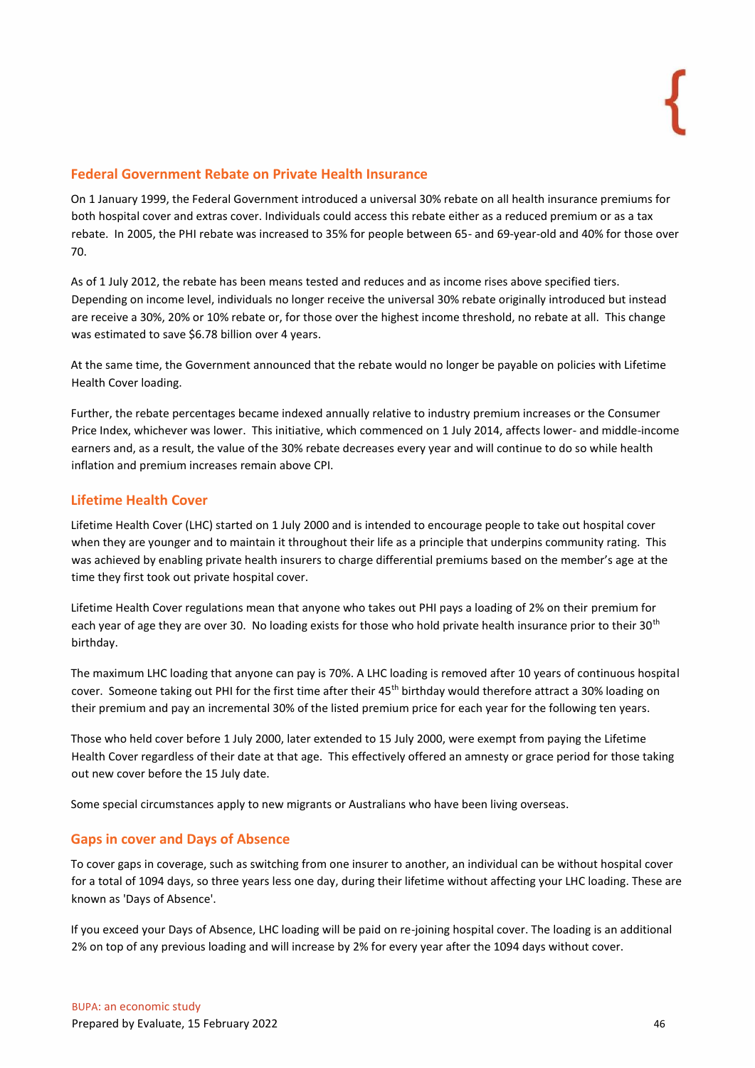## Federal Government Rebate on Private Health Insurance

On 1 January 1999, the Federal Government introduced a universal 30% rebate on all health insurance premiums for both hospital cover and extras cover. Individuals could access this rebate either as a reduced premium or as a tax rebate. In 2005, the PHI rebate was increased to 35% for people between 65- and 69-year-old and 40% for those over 70.

As of 1 July 2012, the rebate has been means tested and reduces and as income rises above specified tiers. Depending on income level, individuals no longer receive the universal 30% rebate originally introduced but instead are receive a 30%, 20% or 10% rebate or, for those over the highest income threshold, no rebate at all. This change was estimated to save $6.78 billion over 4 years.

At the same time, the Government announced that the rebate would no longer be payable on policies with Lifetime Health Cover loading.

Further, the rebate percentages became indexed annually relative to industry premium increases or the Consumer Price Index, whichever was lower. This initiative, which commenced on 1 July 2014, affects lower- and middle-income earners and, as a result, the value of the 30% rebate decreases every year and will continue to do so while health inflation and premium increases remain above CPI.

## Lifetime Health Cover

Lifetime Health Cover (LHC) started on 1 July 2000 and is intended to encourage people to take out hospital cover when they are younger and to maintain it throughout their life as a principle that underpins community rating. This was achieved by enabling private health insurers to charge differential premiums based on the member's age at the time they first took out private hospital cover.

Lifetime Health Cover regulations mean that anyone who takes out PHI pays a loading of 2% on their premium for each year of age they are over 30. No loading exists for those who hold private health insurance prior to their 30th birthday.

The maximum LHC loading that anyone can pay is 70%. A LHC loading is removed after 10 years of continuous hospital cover. Someone taking out PHI for the first time after their 45th birthday would therefore attract a 30% loading on their premium and pay an incremental 30% of the listed premium price for each year for the following ten years.

Those who held cover before 1 July 2000, later extended to 15 July 2000, were exempt from paying the Lifetime Health Cover regardless of their date at that age. This effectively offered an amnesty or grace period for those taking out new cover before the 15 July date.

Some special circumstances apply to new migrants or Australians who have been living overseas.

## Gaps in cover and Days of Absence

To cover gaps in coverage, such as switching from one insurer to another, an individual can be without hospital cover for a total of 1094 days, so three years less one day, during their lifetime without affecting your LHC loading. These are known as 'Days of Absence'.

If you exceed your Days of Absence, LHC loading will be paid on re-joining hospital cover. The loading is an additional 2% on top of any previous loading and will increase by 2% for every year after the 1094 days without cover.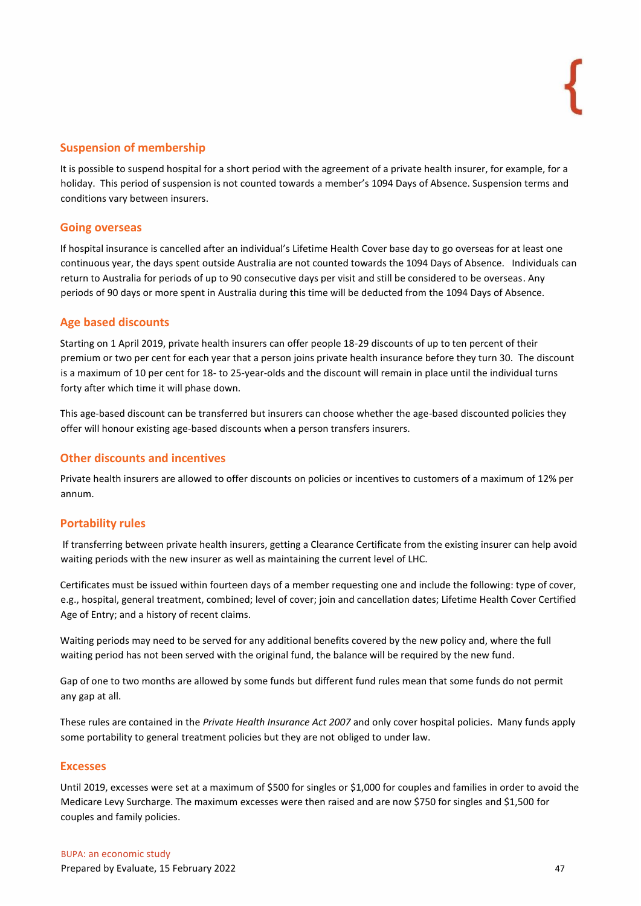## Suspension of membership

It is possible to suspend hospital for a short period with the agreement of a private health insurer, for example, for a holiday. This period of suspension is not counted towards a member's 1094 Days of Absence. Suspension terms and conditions vary between insurers.

## Going overseas

If hospital insurance is cancelled after an individual's Lifetime Health Cover base day to go overseas for at least one continuous year, the days spent outside Australia are not counted towards the 1094 Days of Absence. Individuals can return to Australia for periods of up to 90 consecutive days per visit and still be considered to be overseas. Any periods of 90 days or more spent in Australia during this time will be deducted from the 1094 Days of Absence.

## Age based discounts

Starting on 1 April 2019, private health insurers can offer people 18-29 discounts of up to ten percent of their premium or two per cent for each year that a person joins private health insurance before they turn 30. The discount is a maximum of 10 per cent for 18- to 25-year-olds and the discount will remain in place until the individual turns forty after which time it will phase down.

This age-based discount can be transferred but insurers can choose whether the age-based discounted policies they offer will honour existing age-based discounts when a person transfers insurers.

## Other discounts and incentives

Private health insurers are allowed to offer discounts on policies or incentives to customers of a maximum of 12% per annum.

## Portability rules

If transferring between private health insurers, getting a Clearance Certificate from the existing insurer can help avoid waiting periods with the new insurer as well as maintaining the current level of LHC.

Certificates must be issued within fourteen days of a member requesting one and include the following: type of cover, e.g., hospital, general treatment, combined; level of cover; join and cancellation dates; Lifetime Health Cover Certified Age of Entry; and a history of recent claims.

Waiting periods may need to be served for any additional benefits covered by the new policy and, where the full waiting period has not been served with the original fund, the balance will be required by the new fund.

Gap of one to two months are allowed by some funds but different fund rules mean that some funds do not permit any gap at all.

These rules are contained in the *Private Health Insurance Act 2007* and only cover hospital policies. Many funds apply some portability to general treatment policies but they are not obliged to under law.

## Excesses

Until 2019, excesses were set at a maximum of $500 for singles or $1,000 for couples and families in order to avoid the Medicare Levy Surcharge. The maximum excesses were then raised and are now $750 for singles and $1,500 for couples and family policies.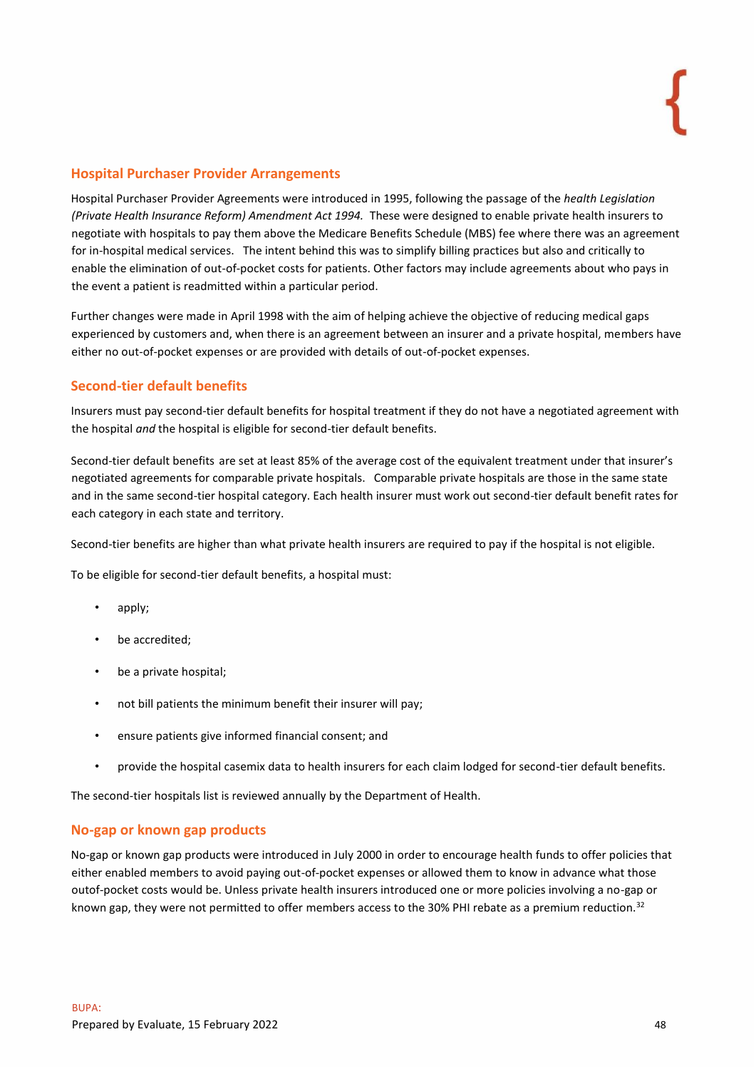## Hospital Purchaser Provider Arrangements

Hospital Purchaser Provider Agreements were introduced in 1995, following the passage of the *health Legislation (Private Health Insurance Reform) Amendment Act 1994.* These were designed to enable private health insurers to negotiate with hospitals to pay them above the Medicare Benefits Schedule (MBS) fee where there was an agreement for in-hospital medical services. The intent behind this was to simplify billing practices but also and critically to enable the elimination of out-of-pocket costs for patients. Other factors may include agreements about who pays in the event a patient is readmitted within a particular period.

Further changes were made in April 1998 with the aim of helping achieve the objective of reducing medical gaps experienced by customers and, when there is an agreement between an insurer and a private hospital, members have either no out-of-pocket expenses or are provided with details of out-of-pocket expenses.

## Second-tier default benefits

Insurers must pay second-tier default benefits for hospital treatment if they do not have a negotiated agreement with the hospital *and* the hospital is eligible for second-tier default benefits.

Second-tier default benefits are set at least 85% of the average cost of the equivalent treatment under that insurer's negotiated agreements for comparable private hospitals. Comparable private hospitals are those in the same state and in the same second-tier hospital category. Each health insurer must work out second-tier default benefit rates for each category in each state and territory.

Second-tier benefits are higher than what private health insurers are required to pay if the hospital is not eligible.

To be eligible for second-tier default benefits, a hospital must:

- apply;
- be accredited;
- be a private hospital;
- not bill patients the minimum benefit their insurer will pay;
- ensure patients give informed financial consent; and
- provide the hospital casemix data to health insurers for each claim lodged for second-tier default benefits.

The second-tier hospitals list is reviewed annually by the Department of Health.

## No-gap or known gap products

No-gap or known gap products were introduced in July 2000 in order to encourage health funds to offer policies that either enabled members to avoid paying out-of-pocket expenses or allowed them to know in advance what those outof-pocket costs would be. Unless private health insurers introduced one or more policies involving a no-gap or known gap, they were not permitted to offer members access to the 30% PHI rebate as a premium reduction.[32]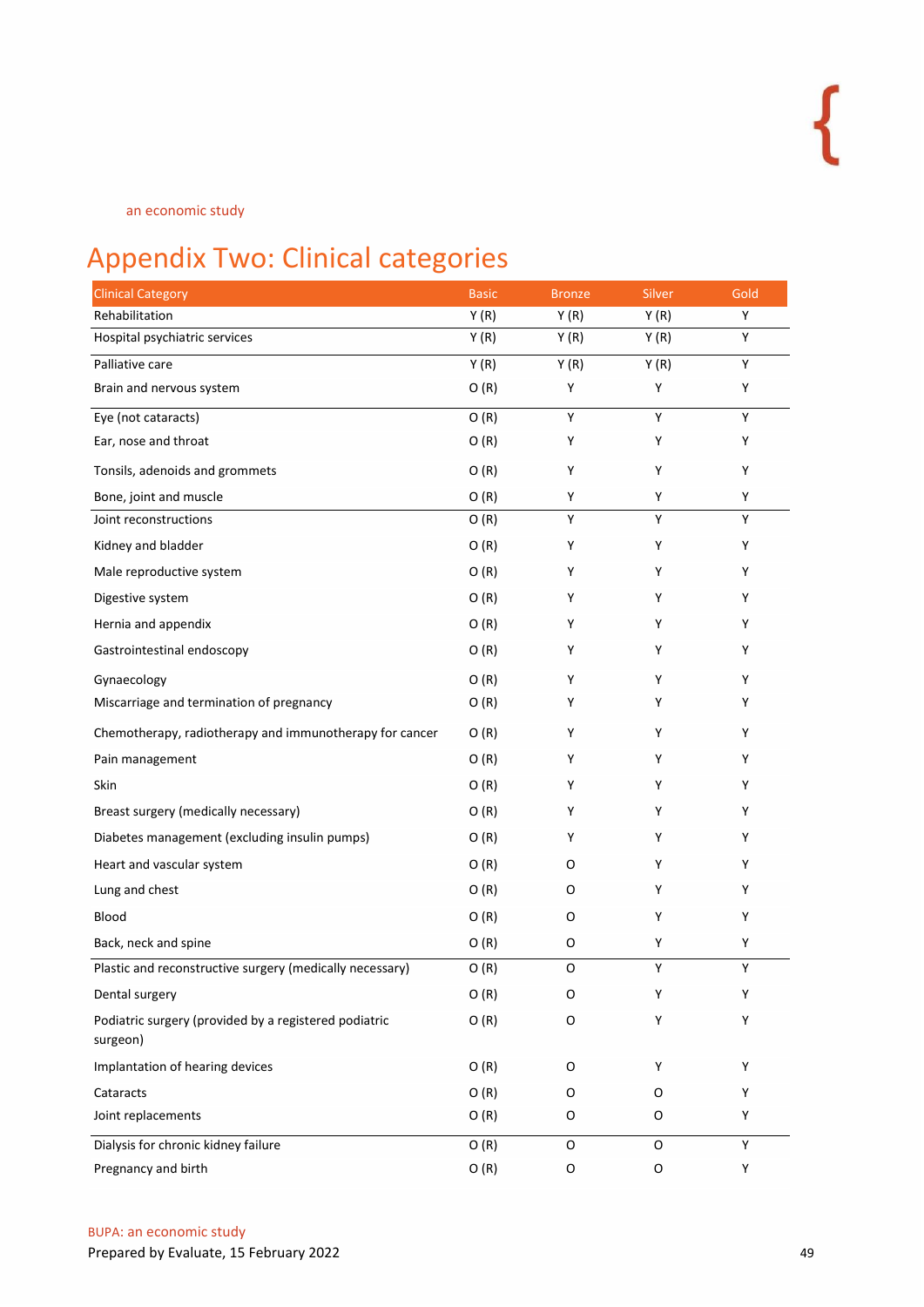# Appendix Two: Clinical categories

| Clinical Category | Basic | Bronze | Silver | Gold |
|---|---|---|---|---|
| Rehabilitation | Y (R) | Y (R) | Y (R) | Y |
| Hospital psychiatric services | Y (R) | Y (R) | Y (R) | Y |
| Palliative care | Y (R) | Y (R) | Y (R) | Y |
| Brain and nervous system | O (R) | Y | Y | Y |
| Eye (not cataracts) | O (R) | Y | Y | Y |
| Ear, nose and throat | O (R) | Y | Y | Y |
| Tonsils, adenoids and grommets | O (R) | Y | Y | Y |
| Bone, joint and muscle | O (R) | Y | Y | Y |
| Joint reconstructions | O (R) | Y | Y | Y |
| Kidney and bladder | O (R) | Y | Y | Y |
| Male reproductive system | O (R) | Y | Y | Y |
| Digestive system | O (R) | Y | Y | Y |
| Hernia and appendix | O (R) | Y | Y | Y |
| Gastrointestinal endoscopy | O (R) | Y | Y | Y |
| Gynaecology | O (R) | Y | Y | Y |
| Miscarriage and termination of pregnancy | O (R) | Y | Y | Y |
| Chemotherapy, radiotherapy and immunotherapy for cancer | O (R) | Y | Y | Y |
| Pain management | O (R) | Y | Y | Y |
| Skin | O (R) | Y | Y | Y |
| Breast surgery (medically necessary) | O (R) | Y | Y | Y |
| Diabetes management (excluding insulin pumps) | O (R) | Y | Y | Y |
| Heart and vascular system | O (R) | O | Y | Y |
| Lung and chest | O (R) | O | Y | Y |
| Blood | O (R) | O | Y | Y |
| Back, neck and spine | O (R) | O | Y | Y |
| Plastic and reconstructive surgery (medically necessary) | O (R) | O | Y | Y |
| Dental surgery | O (R) | O | Y | Y |
| Podiatric surgery (provided by a registered podiatric surgeon) | O (R) | O | Y | Y |
| Implantation of hearing devices | O (R) | O | Y | Y |
| Cataracts | O (R) | O | O | Y |
| Joint replacements | O (R) | O | O | Y |
| Dialysis for chronic kidney failure | O (R) | O | O | Y |
| Pregnancy and birth | O (R) | O | O | Y |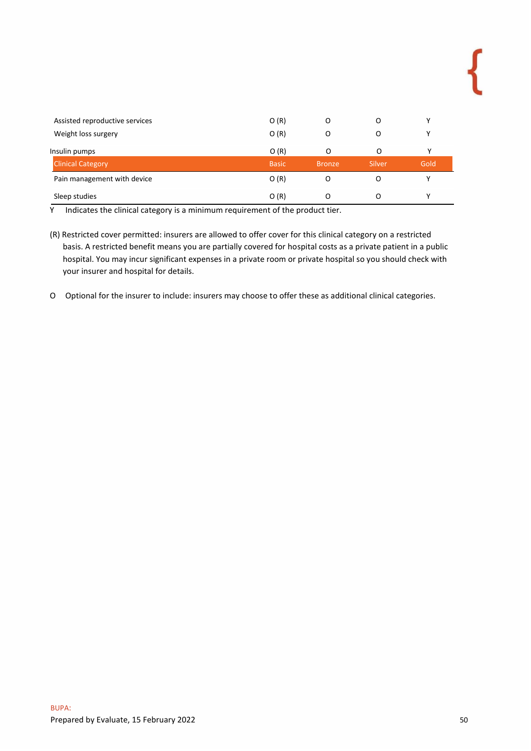| Assisted reproductive services | O (R) | O | O | Y |
|---|---|---|---|---|
| Weight loss surgery | O (R) | O | O | Y |
| Insulin pumps | O (R) | O | O | Y |
| **Clinical Category** | **Basic** | **Bronze** | **Silver** | **Gold** |
| Pain management with device | O (R) | O | O | Y |
| Sleep studies | O (R) | O | O | Y |

Y  Indicates the clinical category is a minimum requirement of the product tier.

(R) Restricted cover permitted: insurers are allowed to offer cover for this clinical category on a restricted basis. A restricted benefit means you are partially covered for hospital costs as a private patient in a public hospital. You may incur significant expenses in a private room or private hospital so you should check with your insurer and hospital for details.

O  Optional for the insurer to include: insurers may choose to offer these as additional clinical categories.